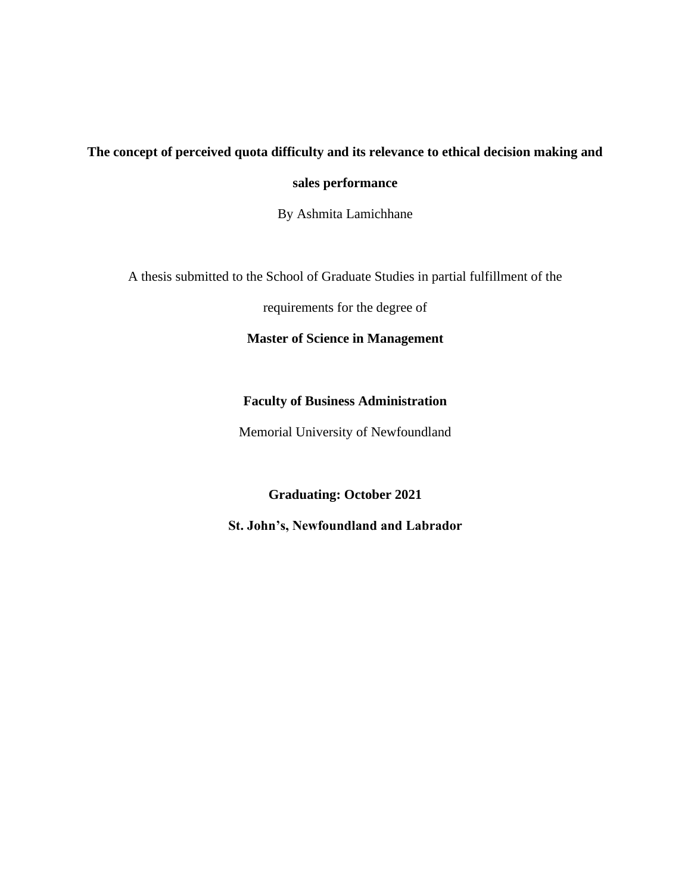# The concept of perceived quota difficulty and its relevance to ethical decision making and sales performance

By Ashmita Lamichhane

A thesis submitted to the School of Graduate Studies in partial fulfillment of the requirements for the degree of

**Master of Science in Management**

**Faculty of Business Administration**

Memorial University of Newfoundland

**Graduating: October 2021**

**St. John's, Newfoundland and Labrador**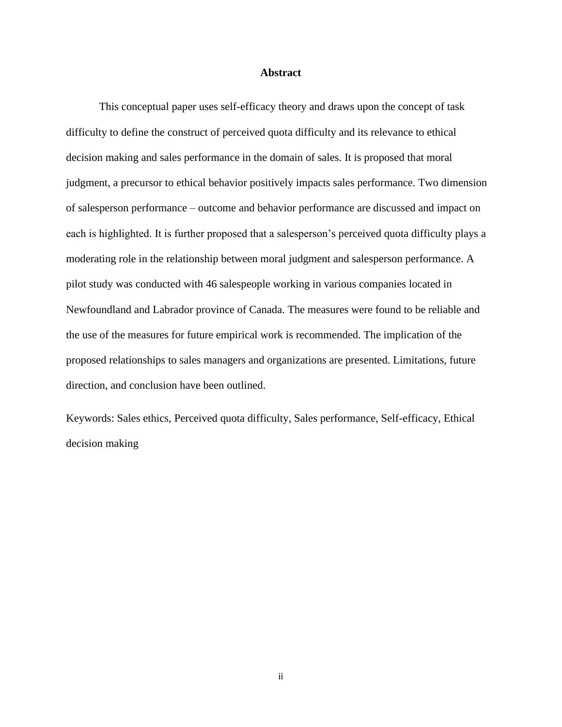# Abstract

This conceptual paper uses self-efficacy theory and draws upon the concept of task difficulty to define the construct of perceived quota difficulty and its relevance to ethical decision making and sales performance in the domain of sales. It is proposed that moral judgment, a precursor to ethical behavior positively impacts sales performance. Two dimension of salesperson performance – outcome and behavior performance are discussed and impact on each is highlighted. It is further proposed that a salesperson's perceived quota difficulty plays a moderating role in the relationship between moral judgment and salesperson performance. A pilot study was conducted with 46 salespeople working in various companies located in Newfoundland and Labrador province of Canada. The measures were found to be reliable and the use of the measures for future empirical work is recommended. The implication of the proposed relationships to sales managers and organizations are presented. Limitations, future direction, and conclusion have been outlined.

Keywords: Sales ethics, Perceived quota difficulty, Sales performance, Self-efficacy, Ethical decision making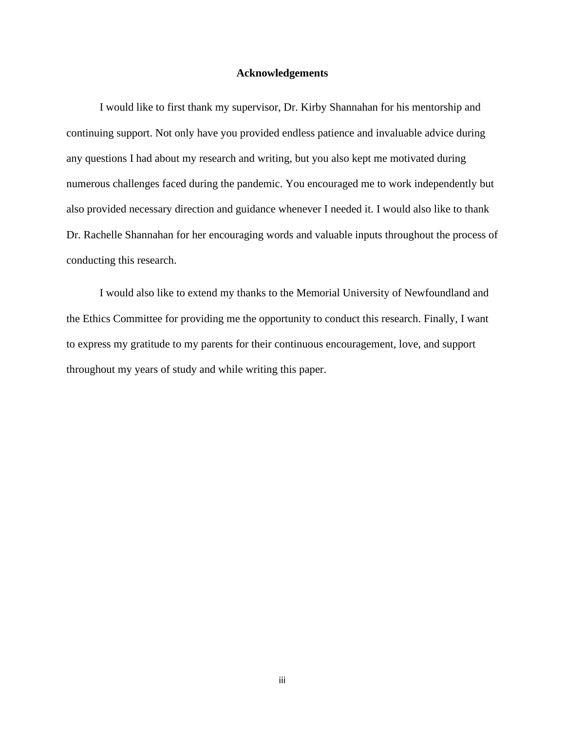# Acknowledgements

I would like to first thank my supervisor, Dr. Kirby Shannahan for his mentorship and continuing support. Not only have you provided endless patience and invaluable advice during any questions I had about my research and writing, but you also kept me motivated during numerous challenges faced during the pandemic. You encouraged me to work independently but also provided necessary direction and guidance whenever I needed it. I would also like to thank Dr. Rachelle Shannahan for her encouraging words and valuable inputs throughout the process of conducting this research.

I would also like to extend my thanks to the Memorial University of Newfoundland and the Ethics Committee for providing me the opportunity to conduct this research. Finally, I want to express my gratitude to my parents for their continuous encouragement, love, and support throughout my years of study and while writing this paper.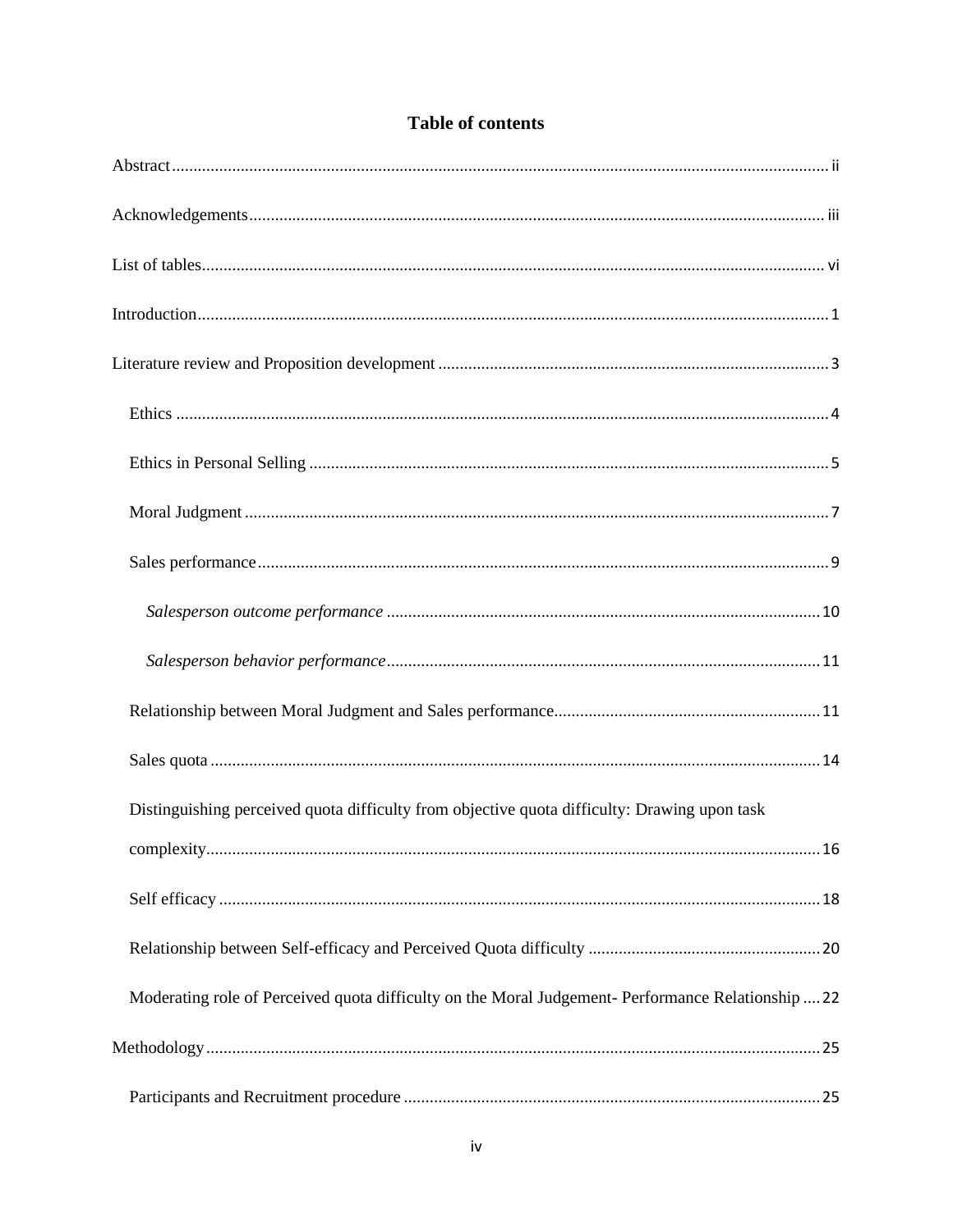# Table of contents

Abstract ........ ii

Acknowledgements ........ iii

List of tables ........ vi

Introduction ........ 1

Literature review and Proposition development ........ 3

- Ethics ........ 4
- Ethics in Personal Selling ........ 5
- Moral Judgment ........ 7
- Sales performance ........ 9
  - *Salesperson outcome performance* ........ 10
  - *Salesperson behavior performance* ........ 11
- Relationship between Moral Judgment and Sales performance ........ 11
- Sales quota ........ 14
- Distinguishing perceived quota difficulty from objective quota difficulty: Drawing upon task complexity ........ 16
- Self efficacy ........ 18
- Relationship between Self-efficacy and Perceived Quota difficulty ........ 20
- Moderating role of Perceived quota difficulty on the Moral Judgement- Performance Relationship ........ 22

Methodology ........ 25

- Participants and Recruitment procedure ........ 25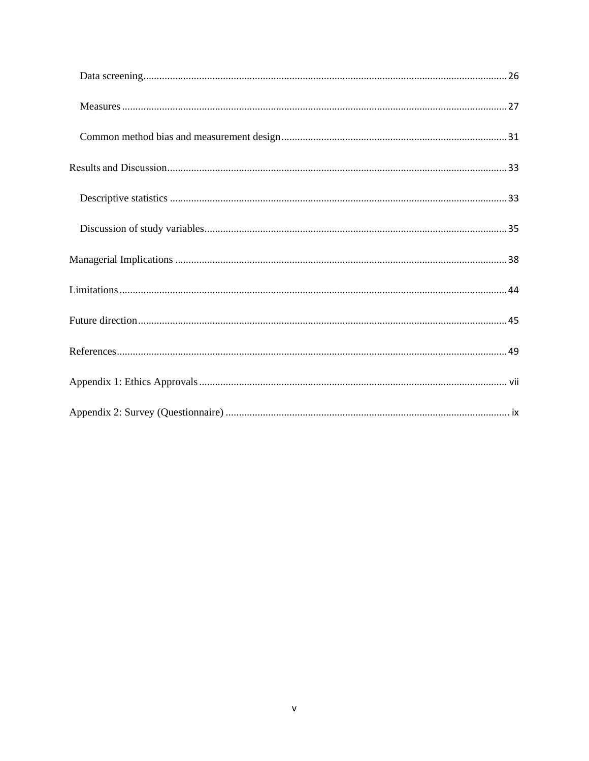- Data screening ... 26
- Measures ... 27
- Common method bias and measurement design ... 31

Results and Discussion ... 33

- Descriptive statistics ... 33
- Discussion of study variables ... 35

Managerial Implications ... 38

Limitations ... 44

Future direction ... 45

References ... 49

Appendix 1: Ethics Approvals ... vii

Appendix 2: Survey (Questionnaire) ... ix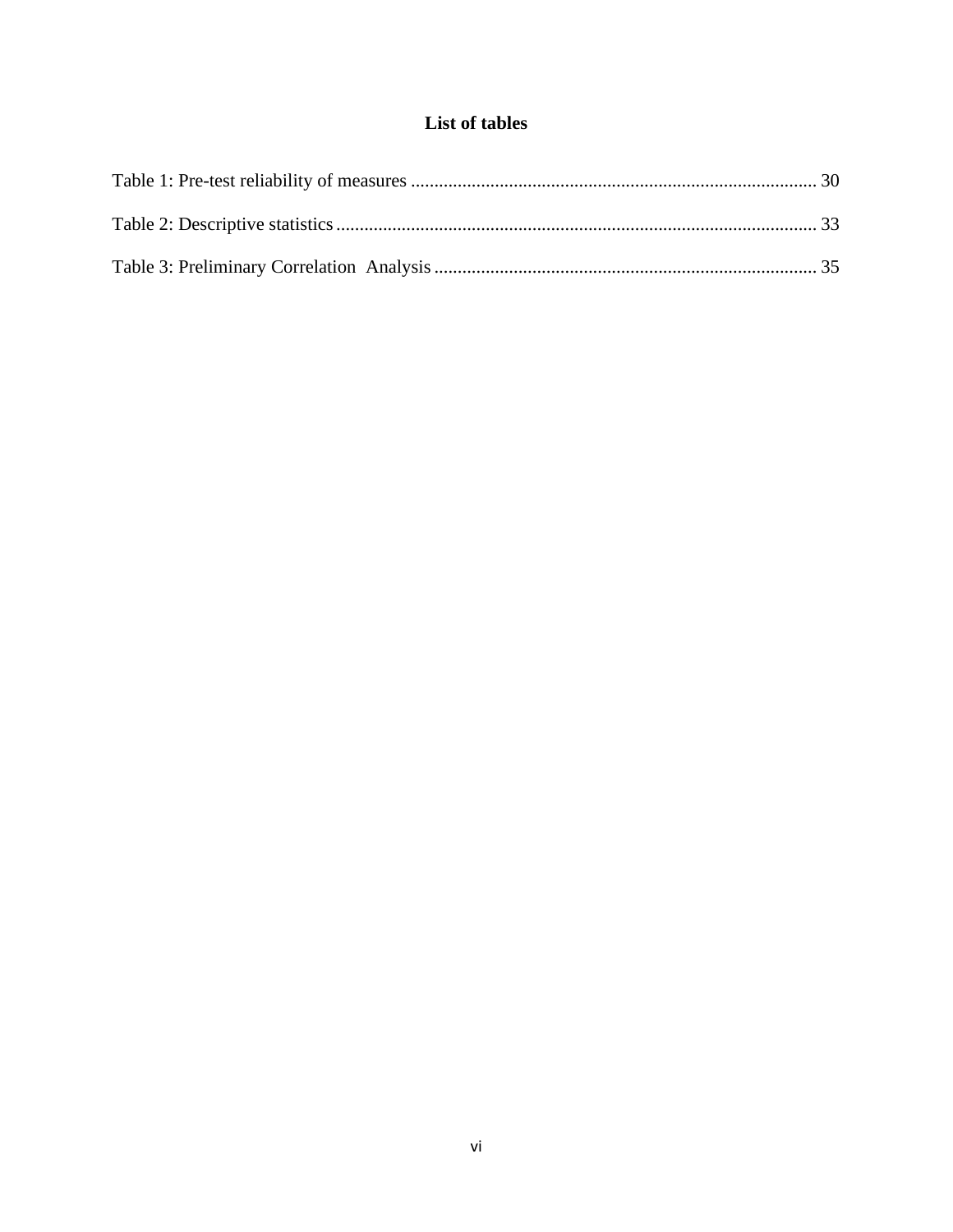# List of tables

Table 1: Pre-test reliability of measures ........................................................................................ 30

Table 2: Descriptive statistics ......................................................................................................... 33

Table 3: Preliminary Correlation Analysis .................................................................................... 35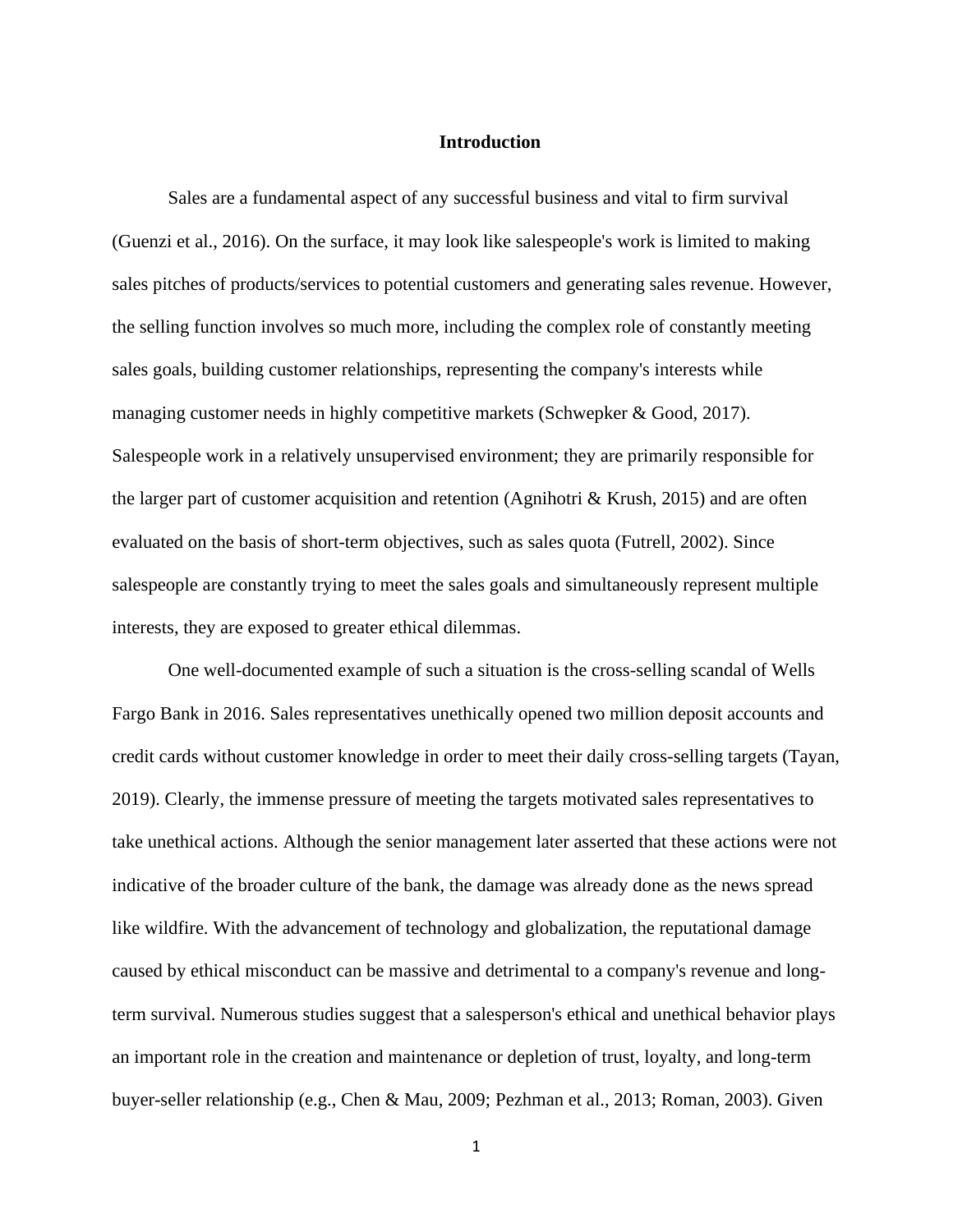# Introduction

Sales are a fundamental aspect of any successful business and vital to firm survival (Guenzi et al., 2016). On the surface, it may look like salespeople's work is limited to making sales pitches of products/services to potential customers and generating sales revenue. However, the selling function involves so much more, including the complex role of constantly meeting sales goals, building customer relationships, representing the company's interests while managing customer needs in highly competitive markets (Schwepker & Good, 2017). Salespeople work in a relatively unsupervised environment; they are primarily responsible for the larger part of customer acquisition and retention (Agnihotri & Krush, 2015) and are often evaluated on the basis of short-term objectives, such as sales quota (Futrell, 2002). Since salespeople are constantly trying to meet the sales goals and simultaneously represent multiple interests, they are exposed to greater ethical dilemmas.

One well-documented example of such a situation is the cross-selling scandal of Wells Fargo Bank in 2016. Sales representatives unethically opened two million deposit accounts and credit cards without customer knowledge in order to meet their daily cross-selling targets (Tayan, 2019). Clearly, the immense pressure of meeting the targets motivated sales representatives to take unethical actions. Although the senior management later asserted that these actions were not indicative of the broader culture of the bank, the damage was already done as the news spread like wildfire. With the advancement of technology and globalization, the reputational damage caused by ethical misconduct can be massive and detrimental to a company's revenue and long-term survival. Numerous studies suggest that a salesperson's ethical and unethical behavior plays an important role in the creation and maintenance or depletion of trust, loyalty, and long-term buyer-seller relationship (e.g., Chen & Mau, 2009; Pezhman et al., 2013; Roman, 2003). Given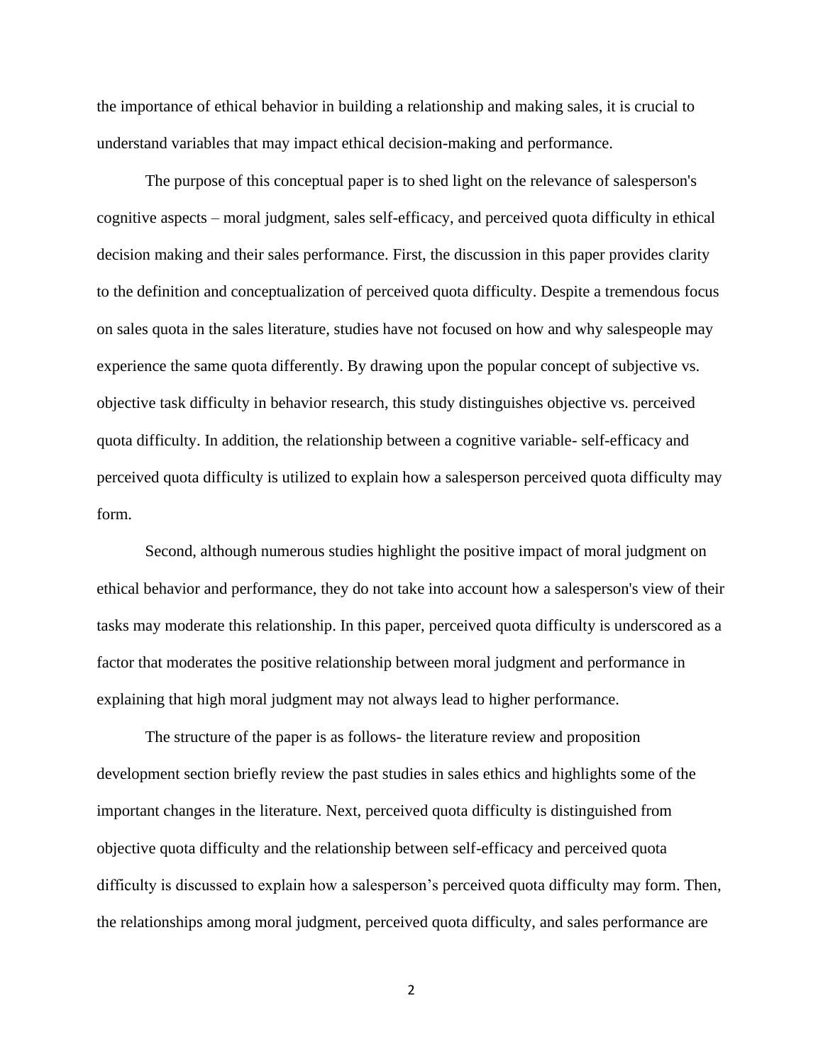the importance of ethical behavior in building a relationship and making sales, it is crucial to understand variables that may impact ethical decision-making and performance.

The purpose of this conceptual paper is to shed light on the relevance of salesperson's cognitive aspects – moral judgment, sales self-efficacy, and perceived quota difficulty in ethical decision making and their sales performance. First, the discussion in this paper provides clarity to the definition and conceptualization of perceived quota difficulty. Despite a tremendous focus on sales quota in the sales literature, studies have not focused on how and why salespeople may experience the same quota differently. By drawing upon the popular concept of subjective vs. objective task difficulty in behavior research, this study distinguishes objective vs. perceived quota difficulty. In addition, the relationship between a cognitive variable- self-efficacy and perceived quota difficulty is utilized to explain how a salesperson perceived quota difficulty may form.

Second, although numerous studies highlight the positive impact of moral judgment on ethical behavior and performance, they do not take into account how a salesperson's view of their tasks may moderate this relationship. In this paper, perceived quota difficulty is underscored as a factor that moderates the positive relationship between moral judgment and performance in explaining that high moral judgment may not always lead to higher performance.

The structure of the paper is as follows- the literature review and proposition development section briefly review the past studies in sales ethics and highlights some of the important changes in the literature. Next, perceived quota difficulty is distinguished from objective quota difficulty and the relationship between self-efficacy and perceived quota difficulty is discussed to explain how a salesperson's perceived quota difficulty may form. Then, the relationships among moral judgment, perceived quota difficulty, and sales performance are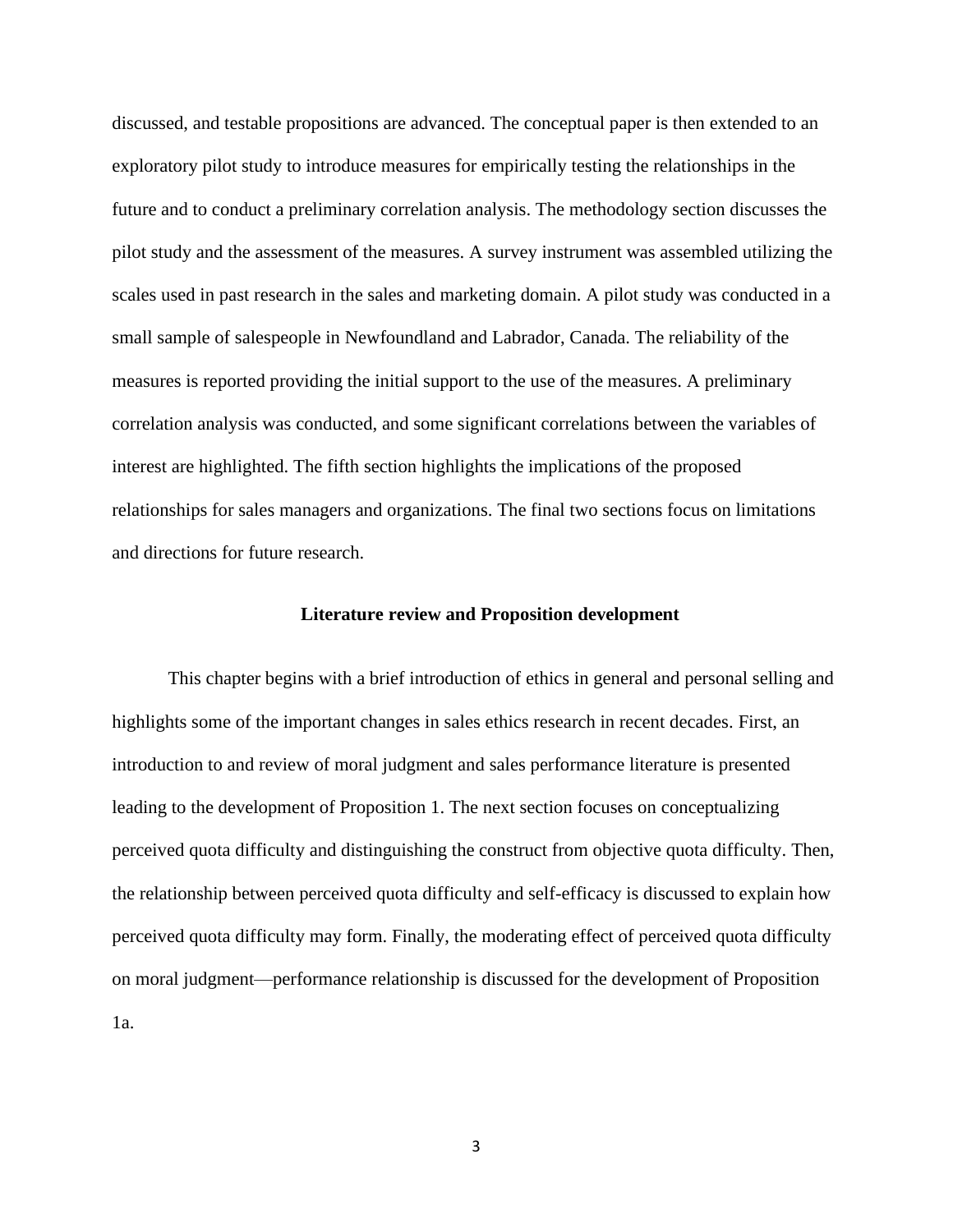discussed, and testable propositions are advanced. The conceptual paper is then extended to an exploratory pilot study to introduce measures for empirically testing the relationships in the future and to conduct a preliminary correlation analysis. The methodology section discusses the pilot study and the assessment of the measures. A survey instrument was assembled utilizing the scales used in past research in the sales and marketing domain. A pilot study was conducted in a small sample of salespeople in Newfoundland and Labrador, Canada. The reliability of the measures is reported providing the initial support to the use of the measures. A preliminary correlation analysis was conducted, and some significant correlations between the variables of interest are highlighted. The fifth section highlights the implications of the proposed relationships for sales managers and organizations. The final two sections focus on limitations and directions for future research.

## Literature review and Proposition development

This chapter begins with a brief introduction of ethics in general and personal selling and highlights some of the important changes in sales ethics research in recent decades. First, an introduction to and review of moral judgment and sales performance literature is presented leading to the development of Proposition 1. The next section focuses on conceptualizing perceived quota difficulty and distinguishing the construct from objective quota difficulty. Then, the relationship between perceived quota difficulty and self-efficacy is discussed to explain how perceived quota difficulty may form. Finally, the moderating effect of perceived quota difficulty on moral judgment—performance relationship is discussed for the development of Proposition 1a.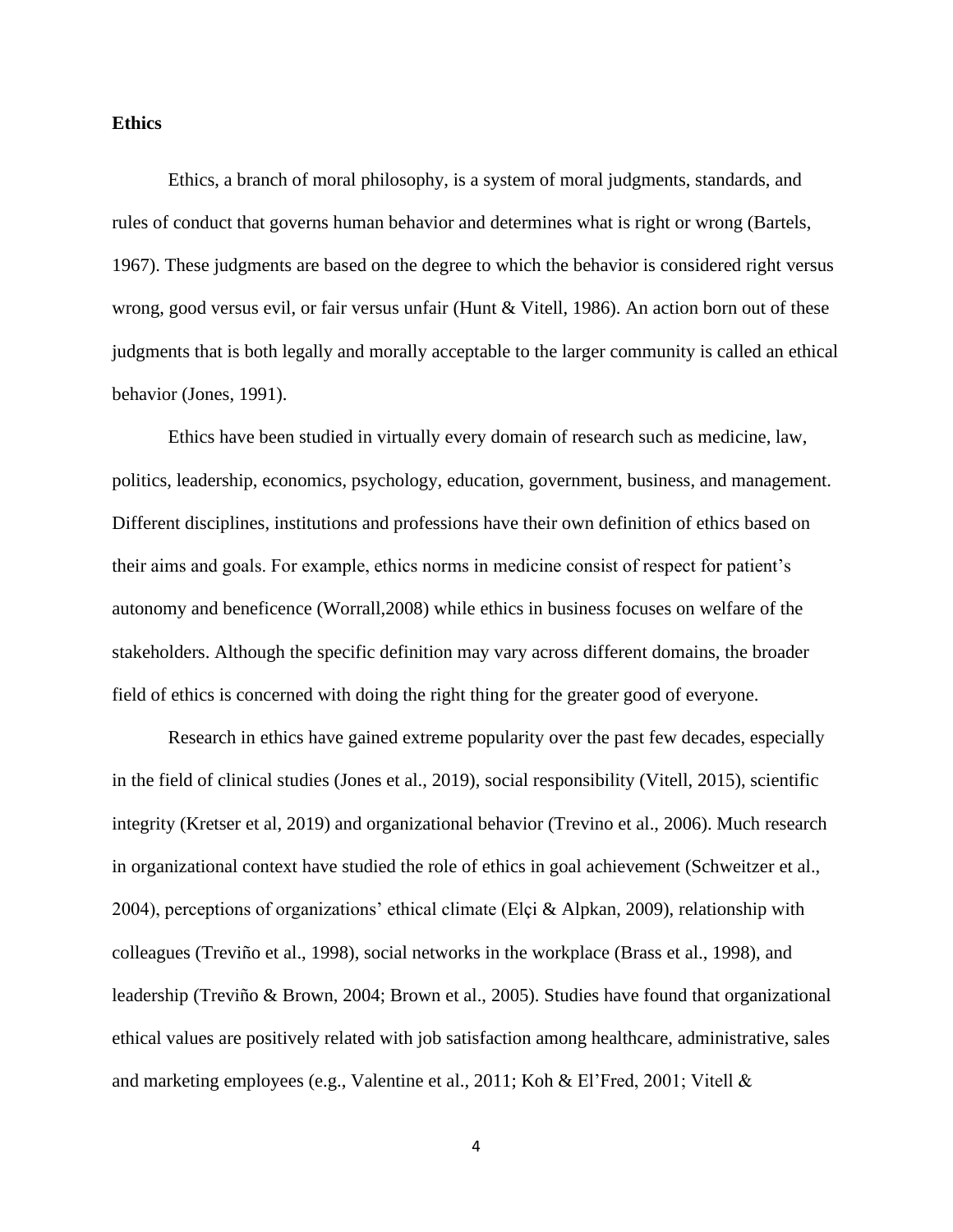**Ethics**

Ethics, a branch of moral philosophy, is a system of moral judgments, standards, and rules of conduct that governs human behavior and determines what is right or wrong (Bartels, 1967). These judgments are based on the degree to which the behavior is considered right versus wrong, good versus evil, or fair versus unfair (Hunt & Vitell, 1986). An action born out of these judgments that is both legally and morally acceptable to the larger community is called an ethical behavior (Jones, 1991).

Ethics have been studied in virtually every domain of research such as medicine, law, politics, leadership, economics, psychology, education, government, business, and management. Different disciplines, institutions and professions have their own definition of ethics based on their aims and goals. For example, ethics norms in medicine consist of respect for patient's autonomy and beneficence (Worrall,2008) while ethics in business focuses on welfare of the stakeholders. Although the specific definition may vary across different domains, the broader field of ethics is concerned with doing the right thing for the greater good of everyone.

Research in ethics have gained extreme popularity over the past few decades, especially in the field of clinical studies (Jones et al., 2019), social responsibility (Vitell, 2015), scientific integrity (Kretser et al, 2019) and organizational behavior (Trevino et al., 2006). Much research in organizational context have studied the role of ethics in goal achievement (Schweitzer et al., 2004), perceptions of organizations' ethical climate (Elçi & Alpkan, 2009), relationship with colleagues (Treviño et al., 1998), social networks in the workplace (Brass et al., 1998), and leadership (Treviño & Brown, 2004; Brown et al., 2005). Studies have found that organizational ethical values are positively related with job satisfaction among healthcare, administrative, sales and marketing employees (e.g., Valentine et al., 2011; Koh & El'Fred, 2001; Vitell &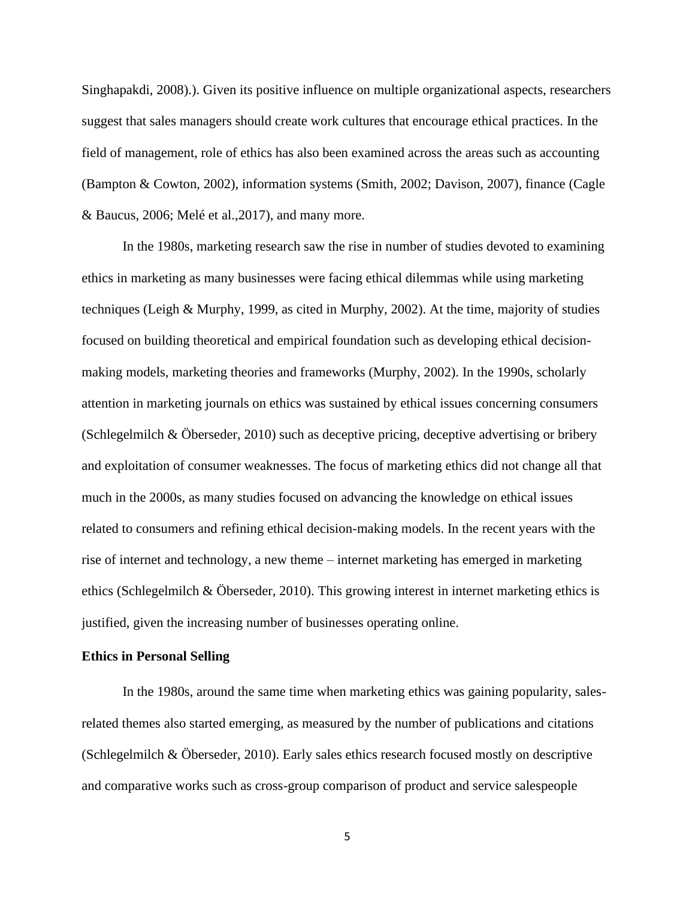Singhapakdi, 2008).). Given its positive influence on multiple organizational aspects, researchers suggest that sales managers should create work cultures that encourage ethical practices. In the field of management, role of ethics has also been examined across the areas such as accounting (Bampton & Cowton, 2002), information systems (Smith, 2002; Davison, 2007), finance (Cagle & Baucus, 2006; Melé et al.,2017), and many more.

In the 1980s, marketing research saw the rise in number of studies devoted to examining ethics in marketing as many businesses were facing ethical dilemmas while using marketing techniques (Leigh & Murphy, 1999, as cited in Murphy, 2002). At the time, majority of studies focused on building theoretical and empirical foundation such as developing ethical decision-making models, marketing theories and frameworks (Murphy, 2002). In the 1990s, scholarly attention in marketing journals on ethics was sustained by ethical issues concerning consumers (Schlegelmilch & Öberseder, 2010) such as deceptive pricing, deceptive advertising or bribery and exploitation of consumer weaknesses. The focus of marketing ethics did not change all that much in the 2000s, as many studies focused on advancing the knowledge on ethical issues related to consumers and refining ethical decision-making models. In the recent years with the rise of internet and technology, a new theme – internet marketing has emerged in marketing ethics (Schlegelmilch & Öberseder, 2010). This growing interest in internet marketing ethics is justified, given the increasing number of businesses operating online.

**Ethics in Personal Selling**

In the 1980s, around the same time when marketing ethics was gaining popularity, sales-related themes also started emerging, as measured by the number of publications and citations (Schlegelmilch & Öberseder, 2010). Early sales ethics research focused mostly on descriptive and comparative works such as cross-group comparison of product and service salespeople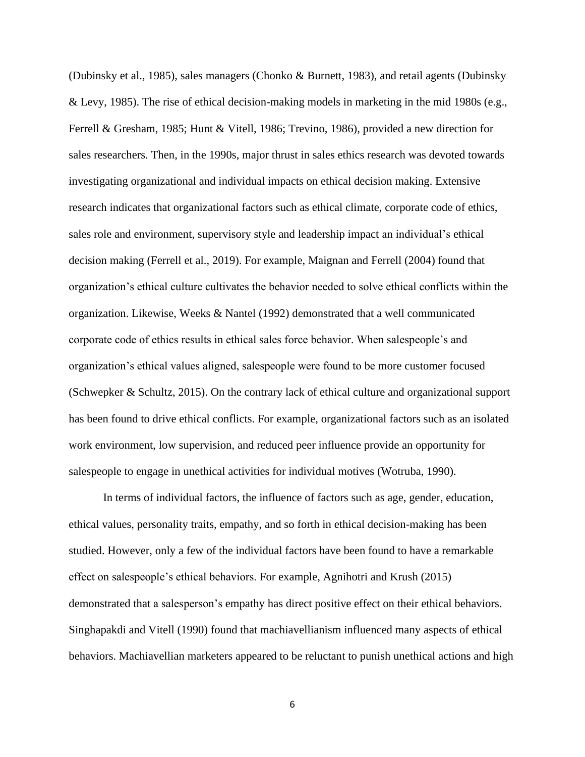(Dubinsky et al., 1985), sales managers (Chonko & Burnett, 1983), and retail agents (Dubinsky & Levy, 1985). The rise of ethical decision-making models in marketing in the mid 1980s (e.g., Ferrell & Gresham, 1985; Hunt & Vitell, 1986; Trevino, 1986), provided a new direction for sales researchers. Then, in the 1990s, major thrust in sales ethics research was devoted towards investigating organizational and individual impacts on ethical decision making. Extensive research indicates that organizational factors such as ethical climate, corporate code of ethics, sales role and environment, supervisory style and leadership impact an individual's ethical decision making (Ferrell et al., 2019). For example, Maignan and Ferrell (2004) found that organization's ethical culture cultivates the behavior needed to solve ethical conflicts within the organization. Likewise, Weeks & Nantel (1992) demonstrated that a well communicated corporate code of ethics results in ethical sales force behavior. When salespeople's and organization's ethical values aligned, salespeople were found to be more customer focused (Schwepker & Schultz, 2015). On the contrary lack of ethical culture and organizational support has been found to drive ethical conflicts. For example, organizational factors such as an isolated work environment, low supervision, and reduced peer influence provide an opportunity for salespeople to engage in unethical activities for individual motives (Wotruba, 1990).

In terms of individual factors, the influence of factors such as age, gender, education, ethical values, personality traits, empathy, and so forth in ethical decision-making has been studied. However, only a few of the individual factors have been found to have a remarkable effect on salespeople's ethical behaviors. For example, Agnihotri and Krush (2015) demonstrated that a salesperson's empathy has direct positive effect on their ethical behaviors. Singhapakdi and Vitell (1990) found that machiavellianism influenced many aspects of ethical behaviors. Machiavellian marketers appeared to be reluctant to punish unethical actions and high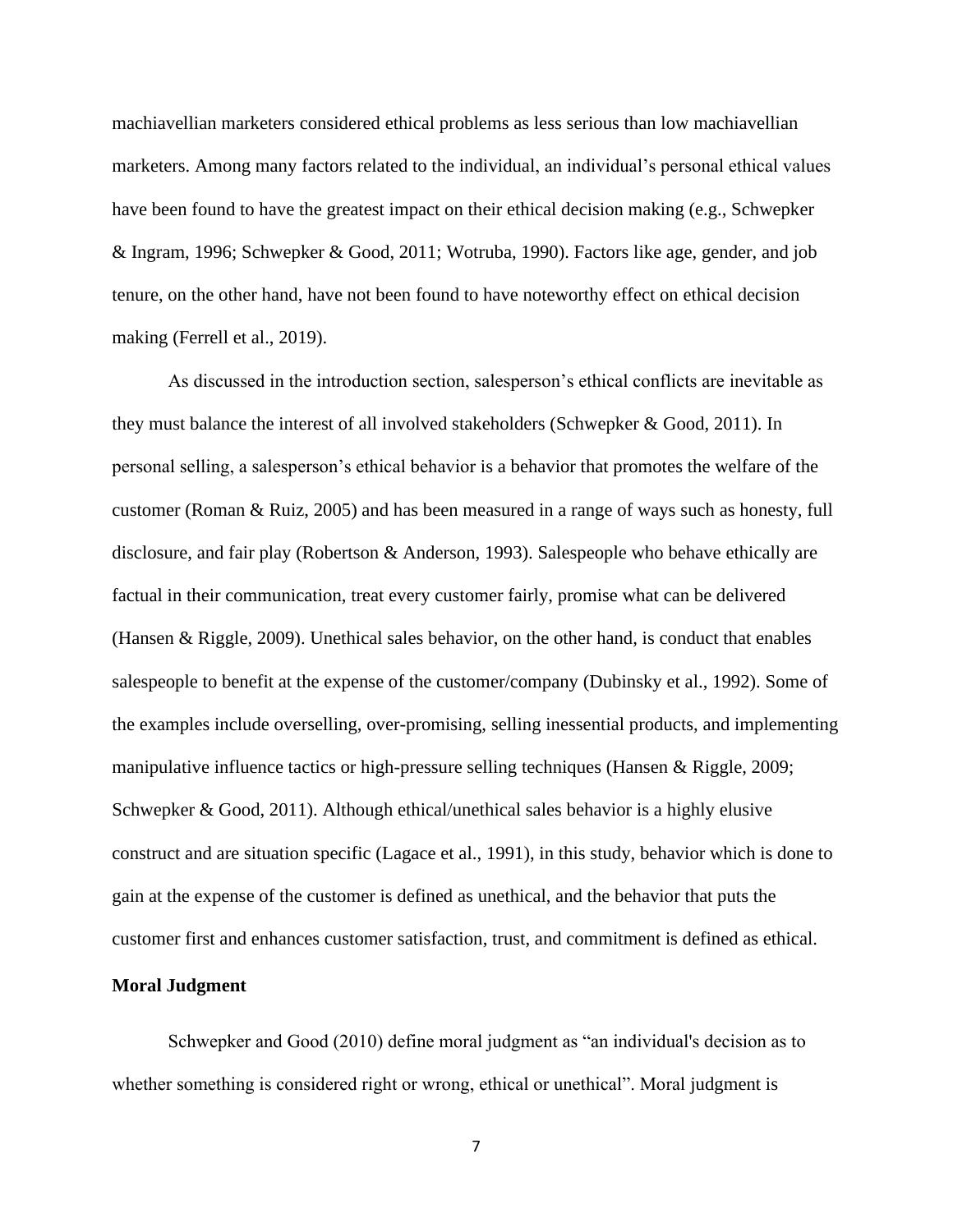machiavellian marketers considered ethical problems as less serious than low machiavellian marketers. Among many factors related to the individual, an individual's personal ethical values have been found to have the greatest impact on their ethical decision making (e.g., Schwepker & Ingram, 1996; Schwepker & Good, 2011; Wotruba, 1990). Factors like age, gender, and job tenure, on the other hand, have not been found to have noteworthy effect on ethical decision making (Ferrell et al., 2019).

As discussed in the introduction section, salesperson's ethical conflicts are inevitable as they must balance the interest of all involved stakeholders (Schwepker & Good, 2011). In personal selling, a salesperson's ethical behavior is a behavior that promotes the welfare of the customer (Roman & Ruiz, 2005) and has been measured in a range of ways such as honesty, full disclosure, and fair play (Robertson & Anderson, 1993). Salespeople who behave ethically are factual in their communication, treat every customer fairly, promise what can be delivered (Hansen & Riggle, 2009). Unethical sales behavior, on the other hand, is conduct that enables salespeople to benefit at the expense of the customer/company (Dubinsky et al., 1992). Some of the examples include overselling, over-promising, selling inessential products, and implementing manipulative influence tactics or high-pressure selling techniques (Hansen & Riggle, 2009; Schwepker & Good, 2011). Although ethical/unethical sales behavior is a highly elusive construct and are situation specific (Lagace et al., 1991), in this study, behavior which is done to gain at the expense of the customer is defined as unethical, and the behavior that puts the customer first and enhances customer satisfaction, trust, and commitment is defined as ethical.

**Moral Judgment**

Schwepker and Good (2010) define moral judgment as "an individual's decision as to whether something is considered right or wrong, ethical or unethical". Moral judgment is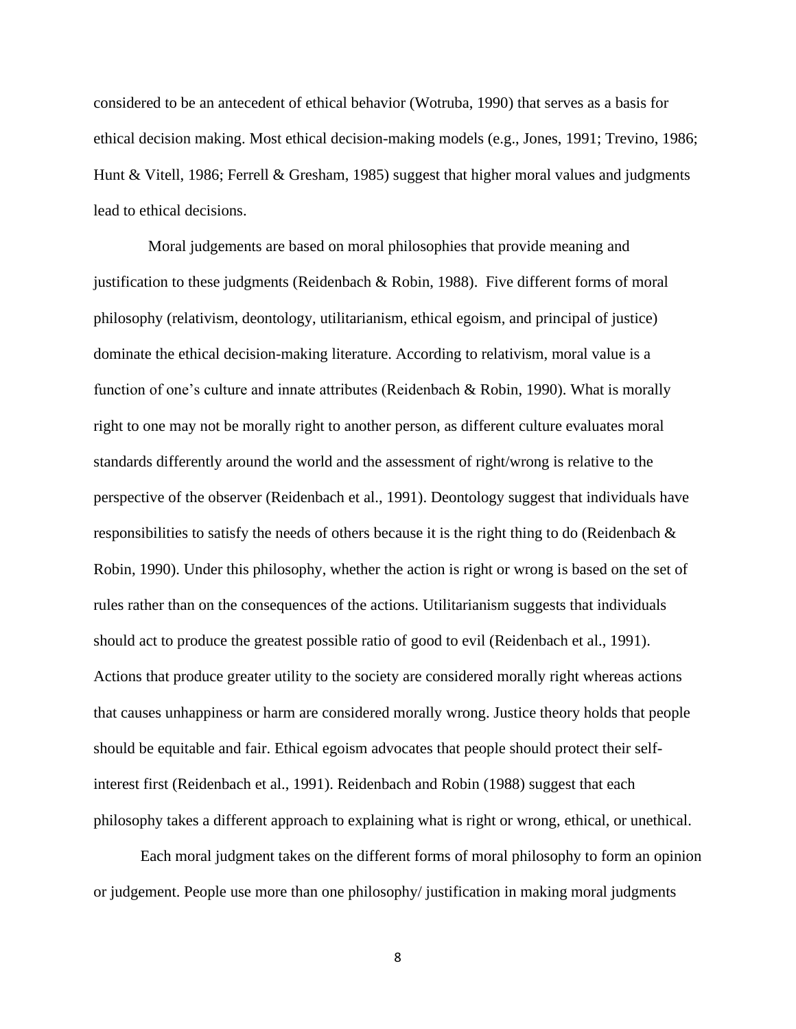considered to be an antecedent of ethical behavior (Wotruba, 1990) that serves as a basis for ethical decision making. Most ethical decision-making models (e.g., Jones, 1991; Trevino, 1986; Hunt & Vitell, 1986; Ferrell & Gresham, 1985) suggest that higher moral values and judgments lead to ethical decisions.

Moral judgements are based on moral philosophies that provide meaning and justification to these judgments (Reidenbach & Robin, 1988). Five different forms of moral philosophy (relativism, deontology, utilitarianism, ethical egoism, and principal of justice) dominate the ethical decision-making literature. According to relativism, moral value is a function of one's culture and innate attributes (Reidenbach & Robin, 1990). What is morally right to one may not be morally right to another person, as different culture evaluates moral standards differently around the world and the assessment of right/wrong is relative to the perspective of the observer (Reidenbach et al., 1991). Deontology suggest that individuals have responsibilities to satisfy the needs of others because it is the right thing to do (Reidenbach & Robin, 1990). Under this philosophy, whether the action is right or wrong is based on the set of rules rather than on the consequences of the actions. Utilitarianism suggests that individuals should act to produce the greatest possible ratio of good to evil (Reidenbach et al., 1991). Actions that produce greater utility to the society are considered morally right whereas actions that causes unhappiness or harm are considered morally wrong. Justice theory holds that people should be equitable and fair. Ethical egoism advocates that people should protect their self-interest first (Reidenbach et al., 1991). Reidenbach and Robin (1988) suggest that each philosophy takes a different approach to explaining what is right or wrong, ethical, or unethical.

Each moral judgment takes on the different forms of moral philosophy to form an opinion or judgement. People use more than one philosophy/ justification in making moral judgments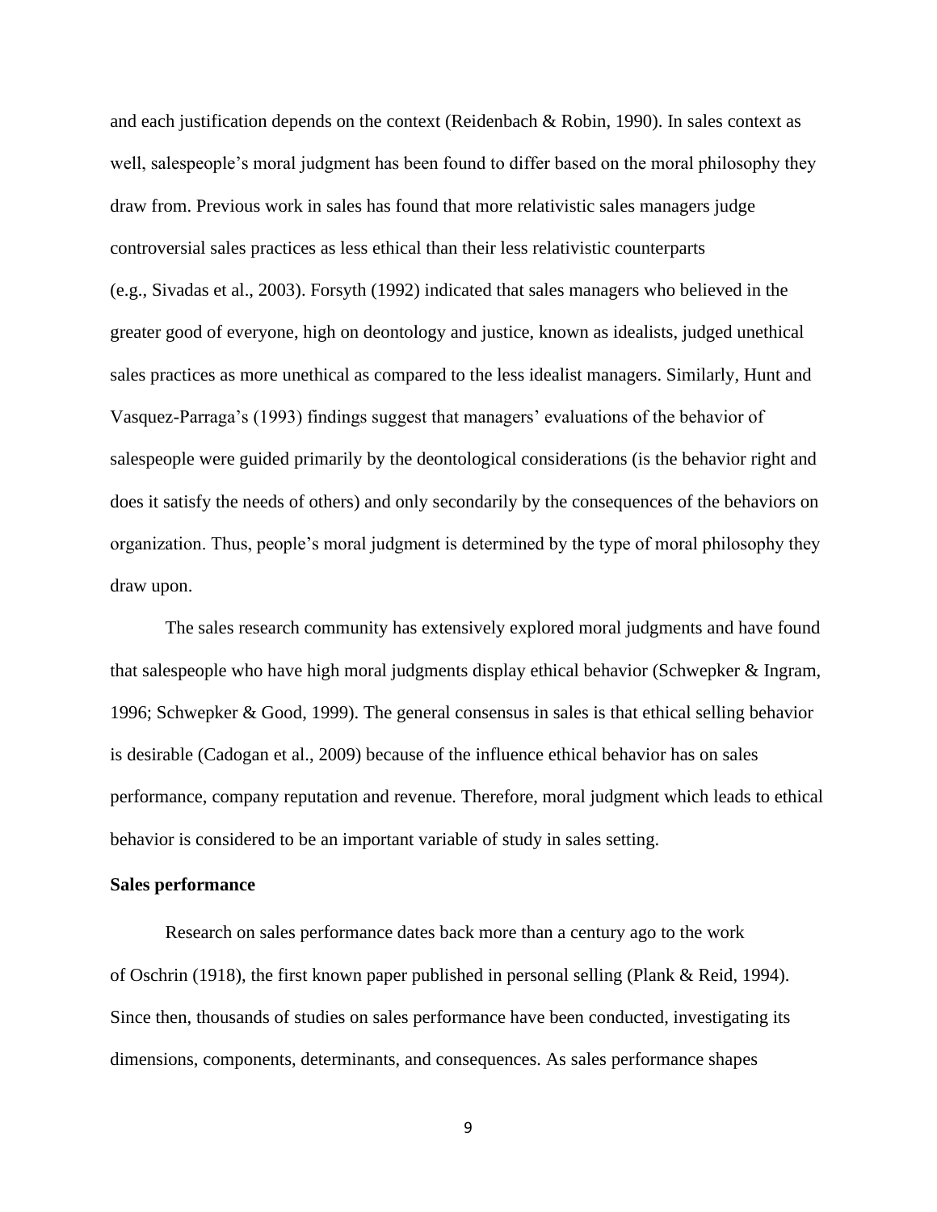and each justification depends on the context (Reidenbach & Robin, 1990). In sales context as well, salespeople's moral judgment has been found to differ based on the moral philosophy they draw from. Previous work in sales has found that more relativistic sales managers judge controversial sales practices as less ethical than their less relativistic counterparts (e.g., Sivadas et al., 2003). Forsyth (1992) indicated that sales managers who believed in the greater good of everyone, high on deontology and justice, known as idealists, judged unethical sales practices as more unethical as compared to the less idealist managers. Similarly, Hunt and Vasquez-Parraga's (1993) findings suggest that managers' evaluations of the behavior of salespeople were guided primarily by the deontological considerations (is the behavior right and does it satisfy the needs of others) and only secondarily by the consequences of the behaviors on organization. Thus, people's moral judgment is determined by the type of moral philosophy they draw upon.

The sales research community has extensively explored moral judgments and have found that salespeople who have high moral judgments display ethical behavior (Schwepker & Ingram, 1996; Schwepker & Good, 1999). The general consensus in sales is that ethical selling behavior is desirable (Cadogan et al., 2009) because of the influence ethical behavior has on sales performance, company reputation and revenue. Therefore, moral judgment which leads to ethical behavior is considered to be an important variable of study in sales setting.

**Sales performance**

Research on sales performance dates back more than a century ago to the work of Oschrin (1918), the first known paper published in personal selling (Plank & Reid, 1994). Since then, thousands of studies on sales performance have been conducted, investigating its dimensions, components, determinants, and consequences. As sales performance shapes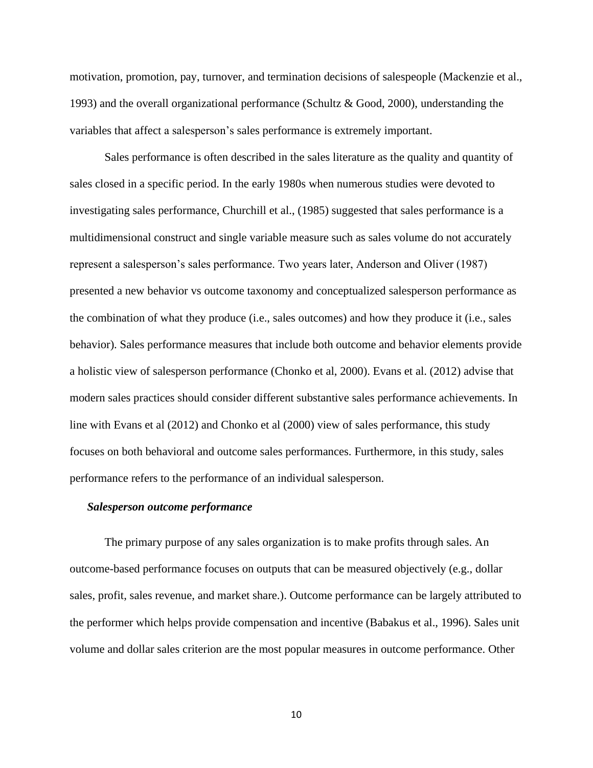motivation, promotion, pay, turnover, and termination decisions of salespeople (Mackenzie et al., 1993) and the overall organizational performance (Schultz & Good, 2000), understanding the variables that affect a salesperson's sales performance is extremely important.

Sales performance is often described in the sales literature as the quality and quantity of sales closed in a specific period. In the early 1980s when numerous studies were devoted to investigating sales performance, Churchill et al., (1985) suggested that sales performance is a multidimensional construct and single variable measure such as sales volume do not accurately represent a salesperson's sales performance. Two years later, Anderson and Oliver (1987) presented a new behavior vs outcome taxonomy and conceptualized salesperson performance as the combination of what they produce (i.e., sales outcomes) and how they produce it (i.e., sales behavior). Sales performance measures that include both outcome and behavior elements provide a holistic view of salesperson performance (Chonko et al, 2000). Evans et al. (2012) advise that modern sales practices should consider different substantive sales performance achievements. In line with Evans et al (2012) and Chonko et al (2000) view of sales performance, this study focuses on both behavioral and outcome sales performances. Furthermore, in this study, sales performance refers to the performance of an individual salesperson.

### *Salesperson outcome performance*

The primary purpose of any sales organization is to make profits through sales. An outcome-based performance focuses on outputs that can be measured objectively (e.g., dollar sales, profit, sales revenue, and market share.). Outcome performance can be largely attributed to the performer which helps provide compensation and incentive (Babakus et al., 1996). Sales unit volume and dollar sales criterion are the most popular measures in outcome performance. Other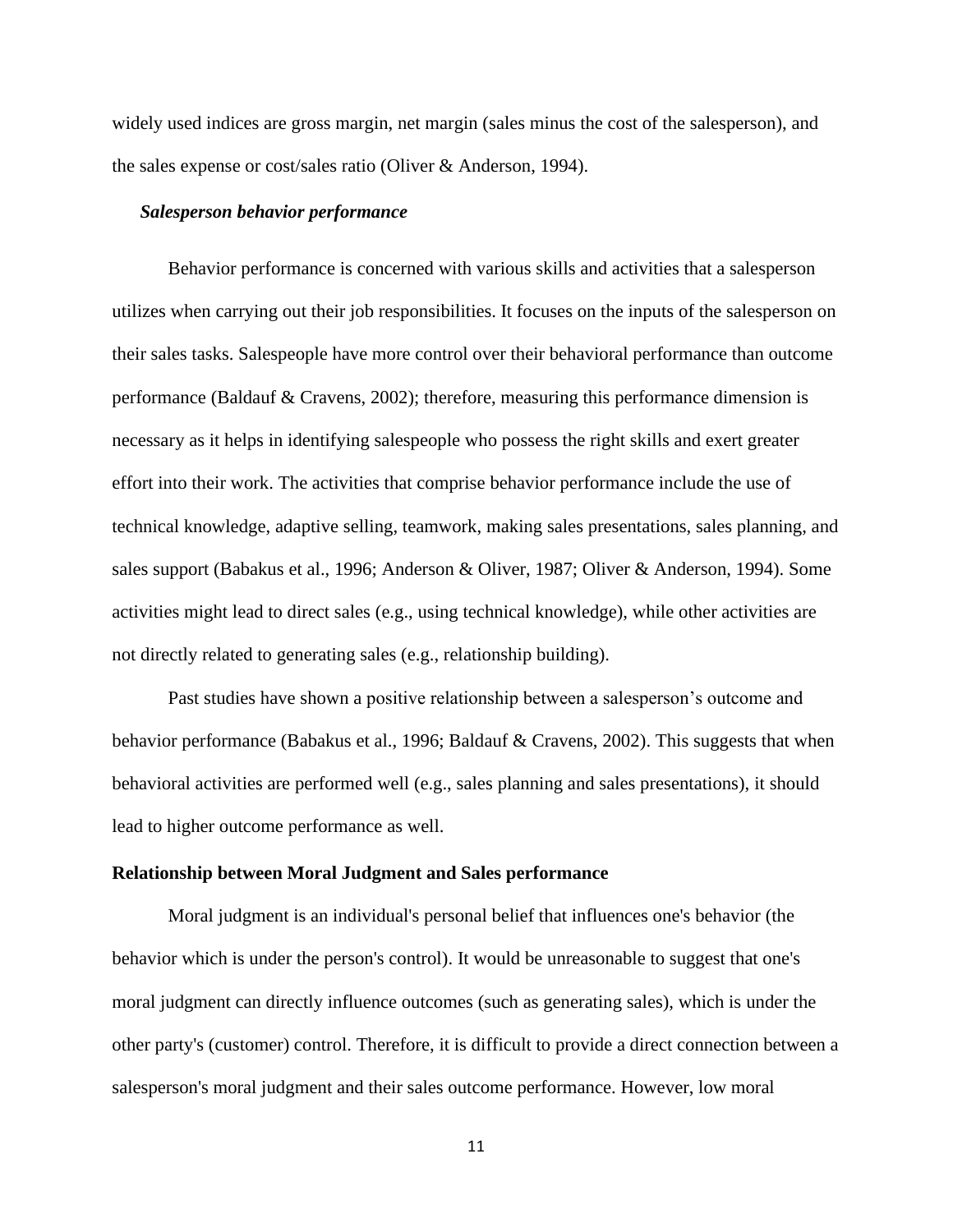widely used indices are gross margin, net margin (sales minus the cost of the salesperson), and the sales expense or cost/sales ratio (Oliver & Anderson, 1994).

### *Salesperson behavior performance*

Behavior performance is concerned with various skills and activities that a salesperson utilizes when carrying out their job responsibilities. It focuses on the inputs of the salesperson on their sales tasks. Salespeople have more control over their behavioral performance than outcome performance (Baldauf & Cravens, 2002); therefore, measuring this performance dimension is necessary as it helps in identifying salespeople who possess the right skills and exert greater effort into their work. The activities that comprise behavior performance include the use of technical knowledge, adaptive selling, teamwork, making sales presentations, sales planning, and sales support (Babakus et al., 1996; Anderson & Oliver, 1987; Oliver & Anderson, 1994). Some activities might lead to direct sales (e.g., using technical knowledge), while other activities are not directly related to generating sales (e.g., relationship building).

Past studies have shown a positive relationship between a salesperson's outcome and behavior performance (Babakus et al., 1996; Baldauf & Cravens, 2002). This suggests that when behavioral activities are performed well (e.g., sales planning and sales presentations), it should lead to higher outcome performance as well.

## Relationship between Moral Judgment and Sales performance

Moral judgment is an individual's personal belief that influences one's behavior (the behavior which is under the person's control). It would be unreasonable to suggest that one's moral judgment can directly influence outcomes (such as generating sales), which is under the other party's (customer) control. Therefore, it is difficult to provide a direct connection between a salesperson's moral judgment and their sales outcome performance. However, low moral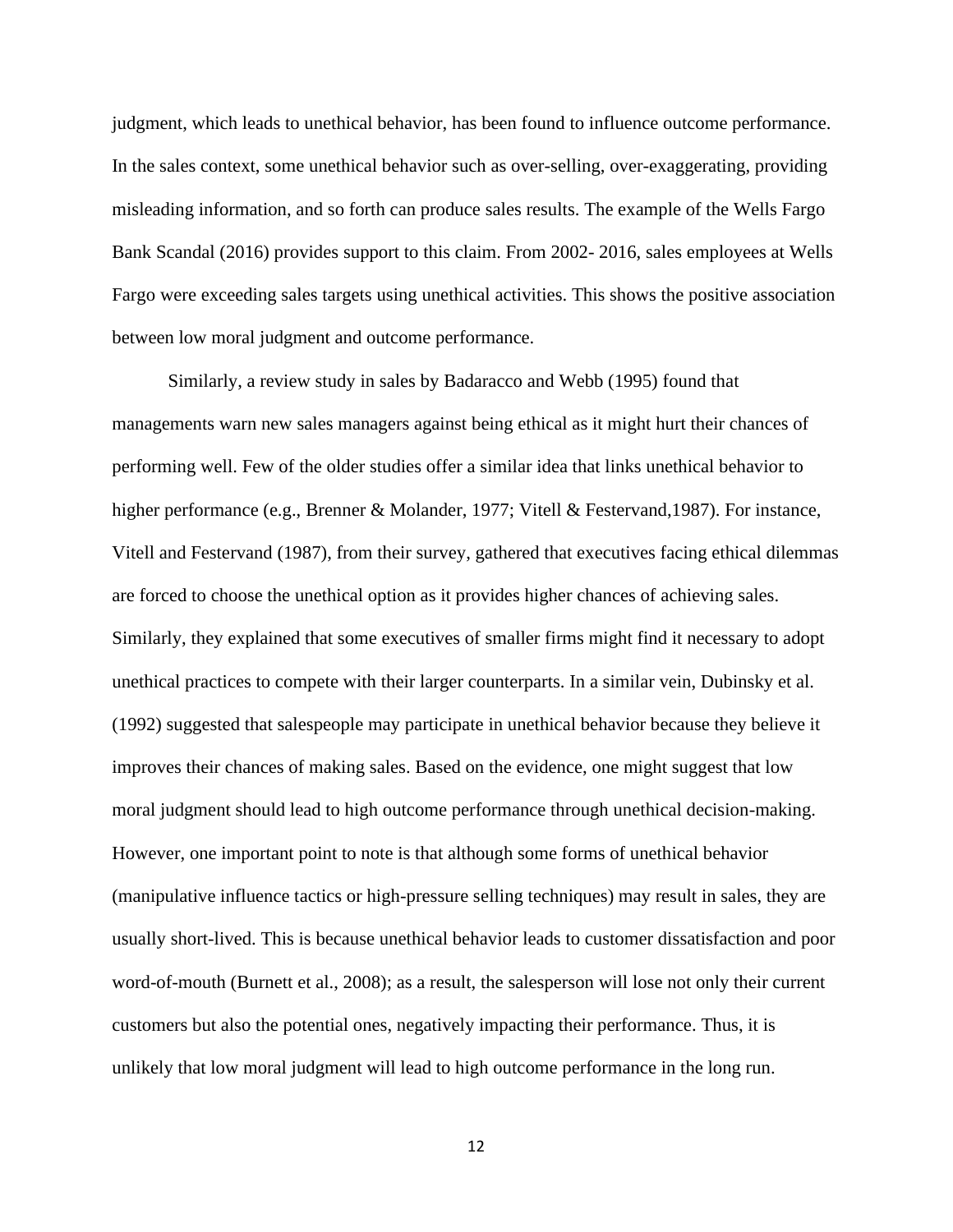judgment, which leads to unethical behavior, has been found to influence outcome performance. In the sales context, some unethical behavior such as over-selling, over-exaggerating, providing misleading information, and so forth can produce sales results. The example of the Wells Fargo Bank Scandal (2016) provides support to this claim. From 2002- 2016, sales employees at Wells Fargo were exceeding sales targets using unethical activities. This shows the positive association between low moral judgment and outcome performance.

Similarly, a review study in sales by Badaracco and Webb (1995) found that managements warn new sales managers against being ethical as it might hurt their chances of performing well. Few of the older studies offer a similar idea that links unethical behavior to higher performance (e.g., Brenner & Molander, 1977; Vitell & Festervand,1987). For instance, Vitell and Festervand (1987), from their survey, gathered that executives facing ethical dilemmas are forced to choose the unethical option as it provides higher chances of achieving sales. Similarly, they explained that some executives of smaller firms might find it necessary to adopt unethical practices to compete with their larger counterparts. In a similar vein, Dubinsky et al. (1992) suggested that salespeople may participate in unethical behavior because they believe it improves their chances of making sales. Based on the evidence, one might suggest that low moral judgment should lead to high outcome performance through unethical decision-making. However, one important point to note is that although some forms of unethical behavior (manipulative influence tactics or high-pressure selling techniques) may result in sales, they are usually short-lived. This is because unethical behavior leads to customer dissatisfaction and poor word-of-mouth (Burnett et al., 2008); as a result, the salesperson will lose not only their current customers but also the potential ones, negatively impacting their performance. Thus, it is unlikely that low moral judgment will lead to high outcome performance in the long run.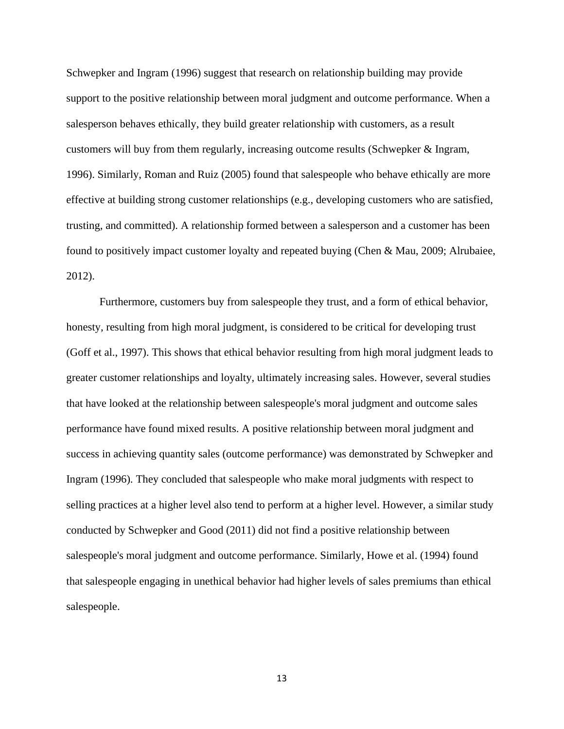Schwepker and Ingram (1996) suggest that research on relationship building may provide support to the positive relationship between moral judgment and outcome performance. When a salesperson behaves ethically, they build greater relationship with customers, as a result customers will buy from them regularly, increasing outcome results (Schwepker & Ingram, 1996). Similarly, Roman and Ruiz (2005) found that salespeople who behave ethically are more effective at building strong customer relationships (e.g., developing customers who are satisfied, trusting, and committed). A relationship formed between a salesperson and a customer has been found to positively impact customer loyalty and repeated buying (Chen & Mau, 2009; Alrubaiee, 2012).

Furthermore, customers buy from salespeople they trust, and a form of ethical behavior, honesty, resulting from high moral judgment, is considered to be critical for developing trust (Goff et al., 1997). This shows that ethical behavior resulting from high moral judgment leads to greater customer relationships and loyalty, ultimately increasing sales. However, several studies that have looked at the relationship between salespeople's moral judgment and outcome sales performance have found mixed results. A positive relationship between moral judgment and success in achieving quantity sales (outcome performance) was demonstrated by Schwepker and Ingram (1996). They concluded that salespeople who make moral judgments with respect to selling practices at a higher level also tend to perform at a higher level. However, a similar study conducted by Schwepker and Good (2011) did not find a positive relationship between salespeople's moral judgment and outcome performance. Similarly, Howe et al. (1994) found that salespeople engaging in unethical behavior had higher levels of sales premiums than ethical salespeople.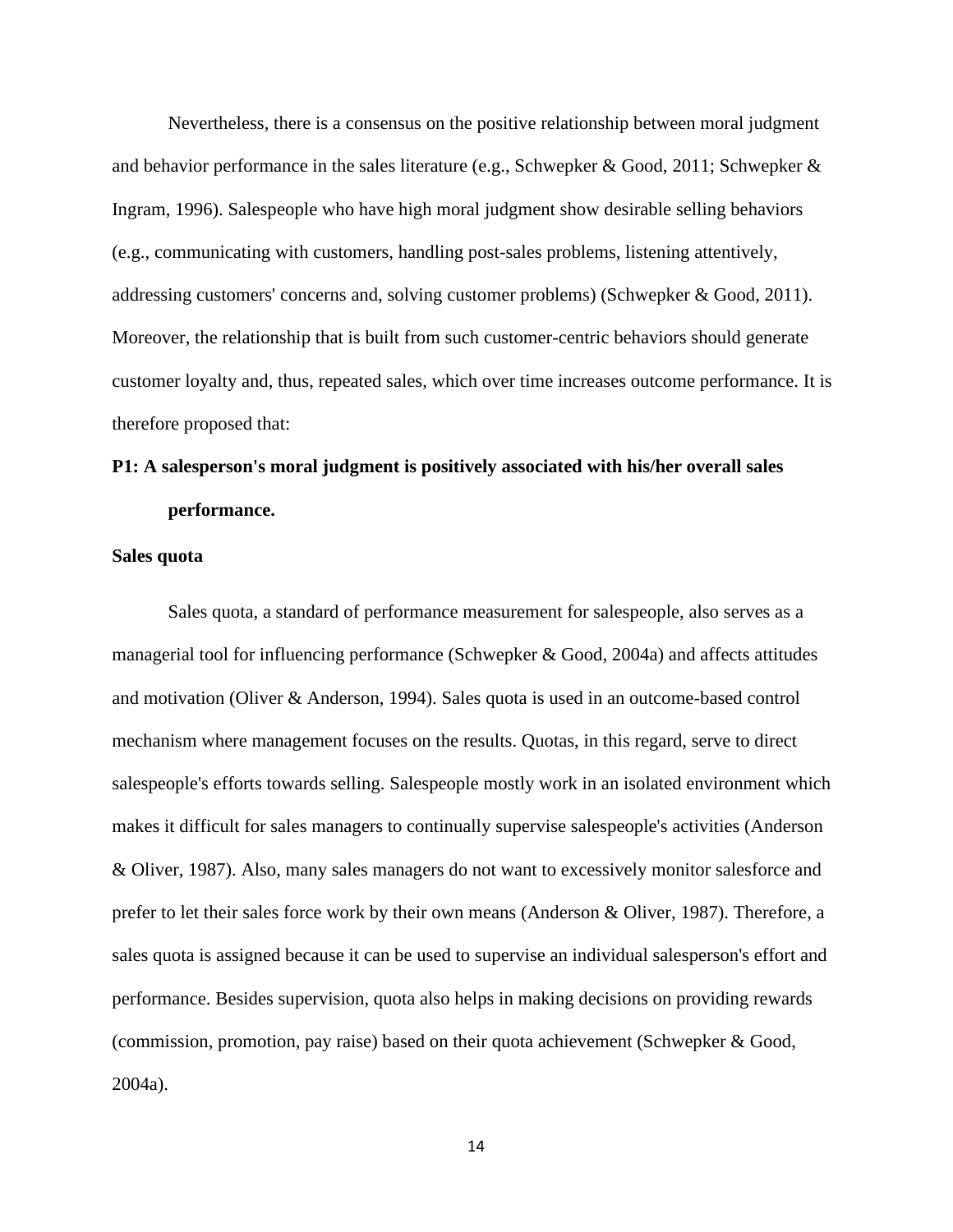Nevertheless, there is a consensus on the positive relationship between moral judgment and behavior performance in the sales literature (e.g., Schwepker & Good, 2011; Schwepker & Ingram, 1996). Salespeople who have high moral judgment show desirable selling behaviors (e.g., communicating with customers, handling post-sales problems, listening attentively, addressing customers' concerns and, solving customer problems) (Schwepker & Good, 2011). Moreover, the relationship that is built from such customer-centric behaviors should generate customer loyalty and, thus, repeated sales, which over time increases outcome performance. It is therefore proposed that:

**P1: A salesperson's moral judgment is positively associated with his/her overall sales performance.**

**Sales quota**

Sales quota, a standard of performance measurement for salespeople, also serves as a managerial tool for influencing performance (Schwepker & Good, 2004a) and affects attitudes and motivation (Oliver & Anderson, 1994). Sales quota is used in an outcome-based control mechanism where management focuses on the results. Quotas, in this regard, serve to direct salespeople's efforts towards selling. Salespeople mostly work in an isolated environment which makes it difficult for sales managers to continually supervise salespeople's activities (Anderson & Oliver, 1987). Also, many sales managers do not want to excessively monitor salesforce and prefer to let their sales force work by their own means (Anderson & Oliver, 1987). Therefore, a sales quota is assigned because it can be used to supervise an individual salesperson's effort and performance. Besides supervision, quota also helps in making decisions on providing rewards (commission, promotion, pay raise) based on their quota achievement (Schwepker & Good, 2004a).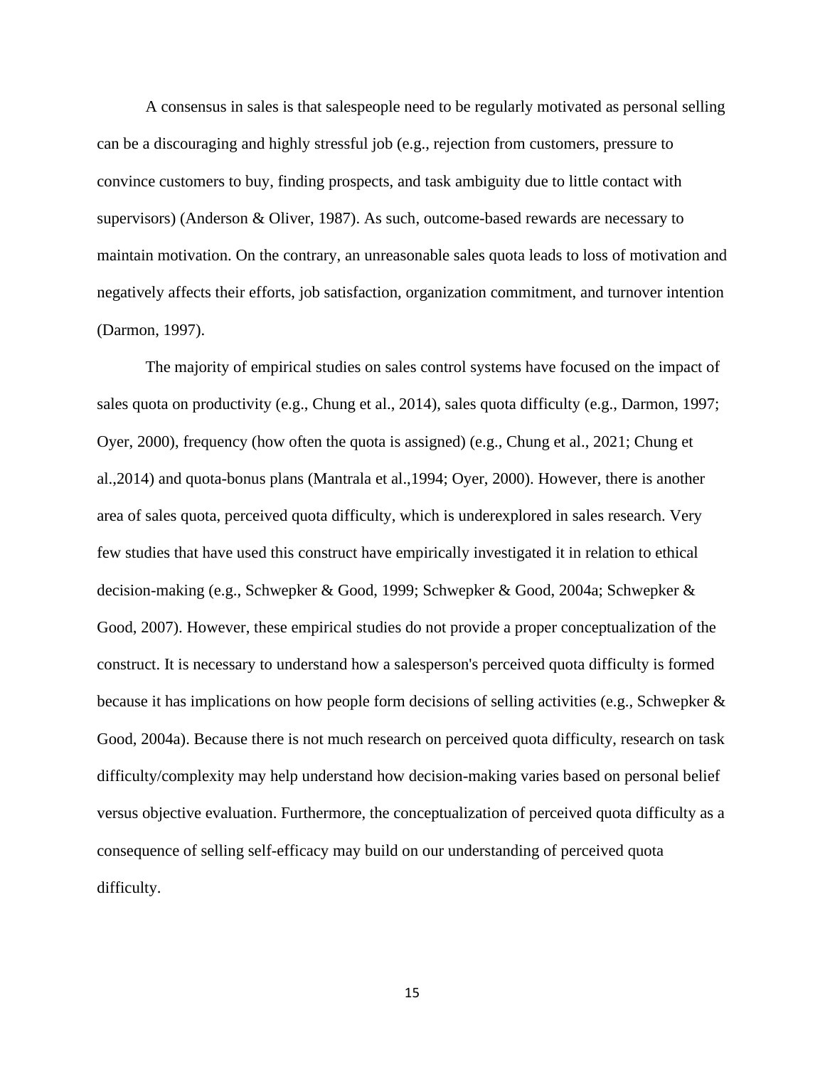A consensus in sales is that salespeople need to be regularly motivated as personal selling can be a discouraging and highly stressful job (e.g., rejection from customers, pressure to convince customers to buy, finding prospects, and task ambiguity due to little contact with supervisors) (Anderson & Oliver, 1987). As such, outcome-based rewards are necessary to maintain motivation. On the contrary, an unreasonable sales quota leads to loss of motivation and negatively affects their efforts, job satisfaction, organization commitment, and turnover intention (Darmon, 1997).

The majority of empirical studies on sales control systems have focused on the impact of sales quota on productivity (e.g., Chung et al., 2014), sales quota difficulty (e.g., Darmon, 1997; Oyer, 2000), frequency (how often the quota is assigned) (e.g., Chung et al., 2021; Chung et al.,2014) and quota-bonus plans (Mantrala et al.,1994; Oyer, 2000). However, there is another area of sales quota, perceived quota difficulty, which is underexplored in sales research. Very few studies that have used this construct have empirically investigated it in relation to ethical decision-making (e.g., Schwepker & Good, 1999; Schwepker & Good, 2004a; Schwepker & Good, 2007). However, these empirical studies do not provide a proper conceptualization of the construct. It is necessary to understand how a salesperson's perceived quota difficulty is formed because it has implications on how people form decisions of selling activities (e.g., Schwepker & Good, 2004a). Because there is not much research on perceived quota difficulty, research on task difficulty/complexity may help understand how decision-making varies based on personal belief versus objective evaluation. Furthermore, the conceptualization of perceived quota difficulty as a consequence of selling self-efficacy may build on our understanding of perceived quota difficulty.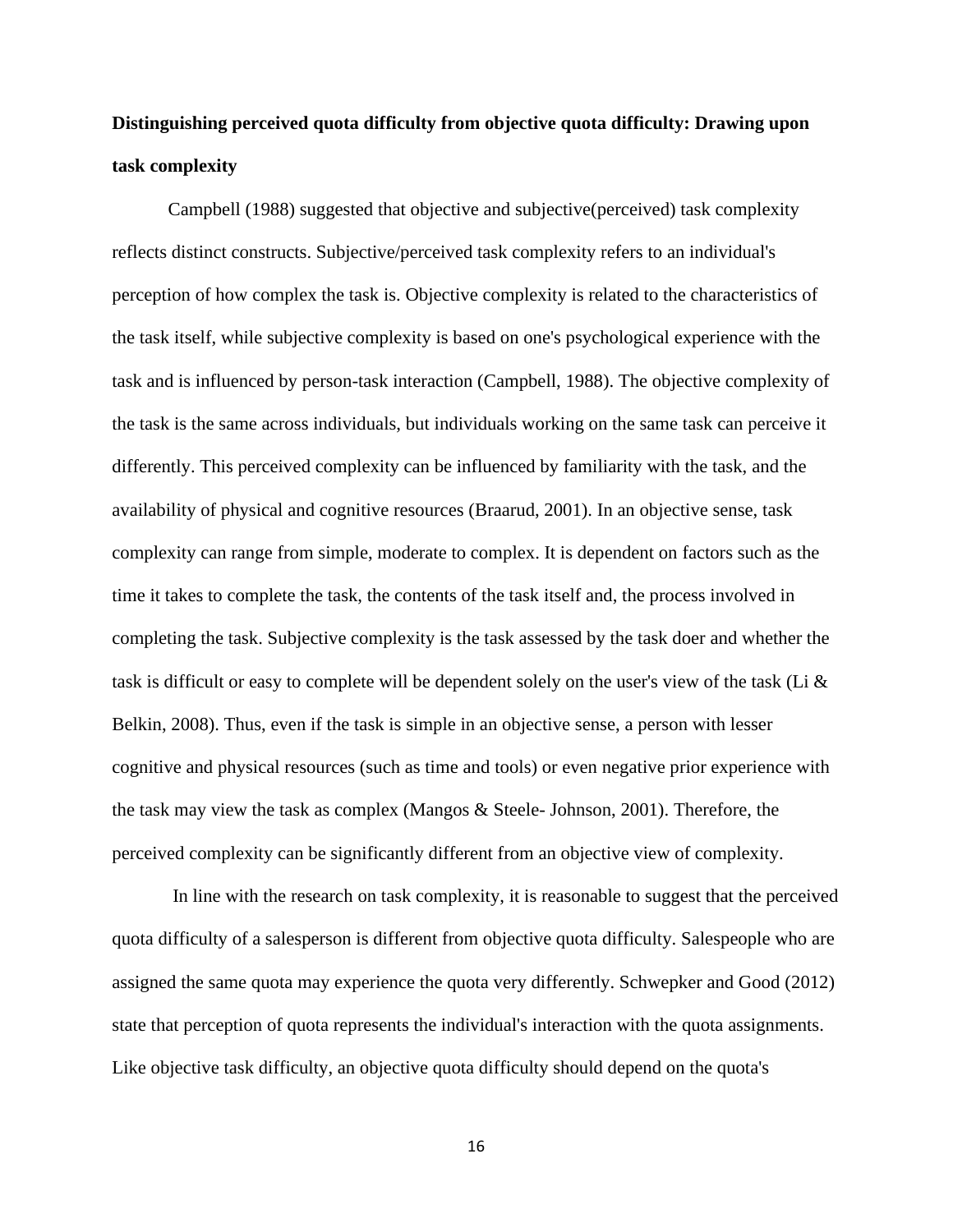**Distinguishing perceived quota difficulty from objective quota difficulty: Drawing upon task complexity**

Campbell (1988) suggested that objective and subjective(perceived) task complexity reflects distinct constructs. Subjective/perceived task complexity refers to an individual's perception of how complex the task is. Objective complexity is related to the characteristics of the task itself, while subjective complexity is based on one's psychological experience with the task and is influenced by person-task interaction (Campbell, 1988). The objective complexity of the task is the same across individuals, but individuals working on the same task can perceive it differently. This perceived complexity can be influenced by familiarity with the task, and the availability of physical and cognitive resources (Braarud, 2001). In an objective sense, task complexity can range from simple, moderate to complex. It is dependent on factors such as the time it takes to complete the task, the contents of the task itself and, the process involved in completing the task. Subjective complexity is the task assessed by the task doer and whether the task is difficult or easy to complete will be dependent solely on the user's view of the task (Li & Belkin, 2008). Thus, even if the task is simple in an objective sense, a person with lesser cognitive and physical resources (such as time and tools) or even negative prior experience with the task may view the task as complex (Mangos & Steele- Johnson, 2001). Therefore, the perceived complexity can be significantly different from an objective view of complexity.

In line with the research on task complexity, it is reasonable to suggest that the perceived quota difficulty of a salesperson is different from objective quota difficulty. Salespeople who are assigned the same quota may experience the quota very differently. Schwepker and Good (2012) state that perception of quota represents the individual's interaction with the quota assignments. Like objective task difficulty, an objective quota difficulty should depend on the quota's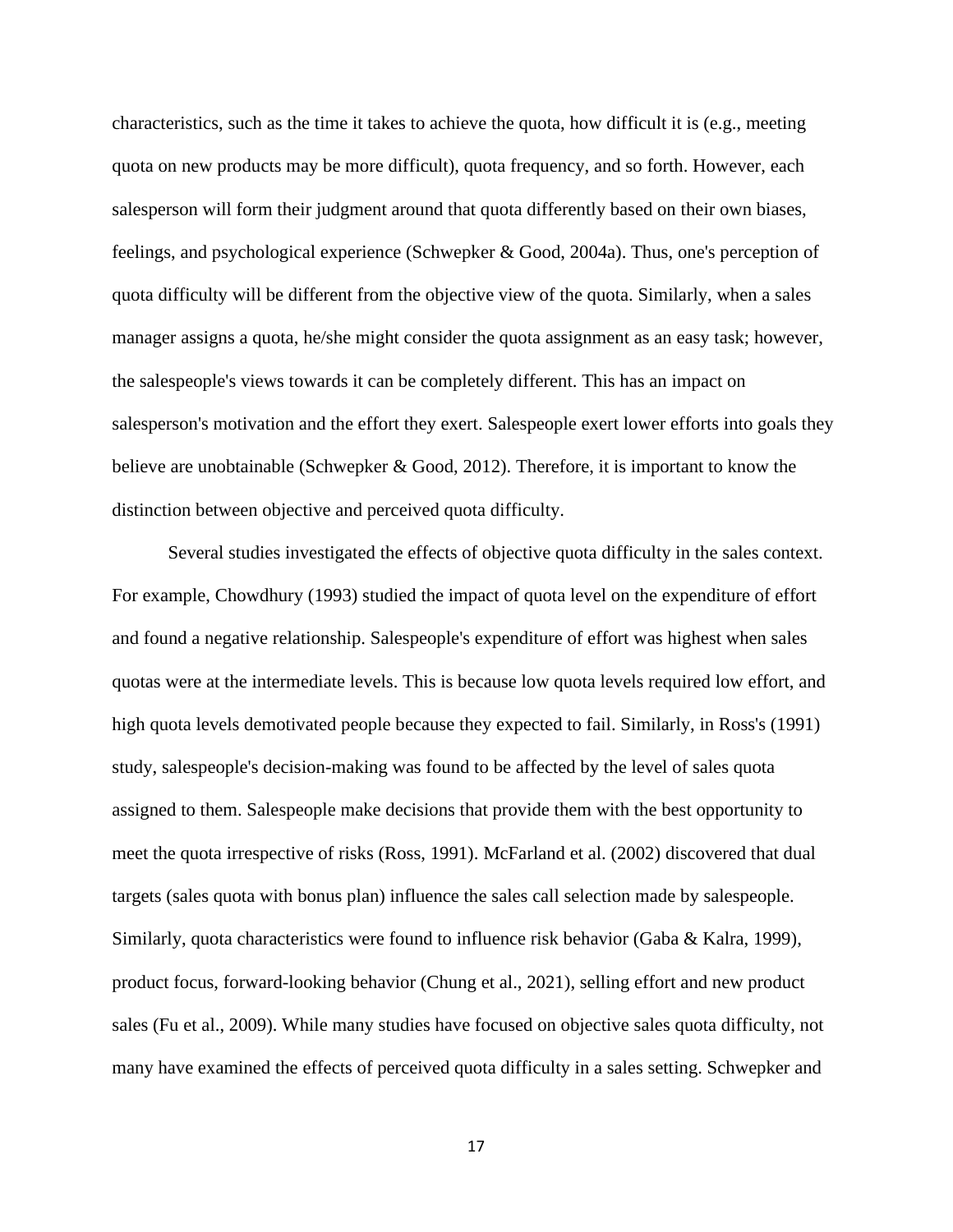characteristics, such as the time it takes to achieve the quota, how difficult it is (e.g., meeting quota on new products may be more difficult), quota frequency, and so forth. However, each salesperson will form their judgment around that quota differently based on their own biases, feelings, and psychological experience (Schwepker & Good, 2004a). Thus, one's perception of quota difficulty will be different from the objective view of the quota. Similarly, when a sales manager assigns a quota, he/she might consider the quota assignment as an easy task; however, the salespeople's views towards it can be completely different. This has an impact on salesperson's motivation and the effort they exert. Salespeople exert lower efforts into goals they believe are unobtainable (Schwepker & Good, 2012). Therefore, it is important to know the distinction between objective and perceived quota difficulty.

Several studies investigated the effects of objective quota difficulty in the sales context. For example, Chowdhury (1993) studied the impact of quota level on the expenditure of effort and found a negative relationship. Salespeople's expenditure of effort was highest when sales quotas were at the intermediate levels. This is because low quota levels required low effort, and high quota levels demotivated people because they expected to fail. Similarly, in Ross's (1991) study, salespeople's decision-making was found to be affected by the level of sales quota assigned to them. Salespeople make decisions that provide them with the best opportunity to meet the quota irrespective of risks (Ross, 1991). McFarland et al. (2002) discovered that dual targets (sales quota with bonus plan) influence the sales call selection made by salespeople. Similarly, quota characteristics were found to influence risk behavior (Gaba & Kalra, 1999), product focus, forward-looking behavior (Chung et al., 2021), selling effort and new product sales (Fu et al., 2009). While many studies have focused on objective sales quota difficulty, not many have examined the effects of perceived quota difficulty in a sales setting. Schwepker and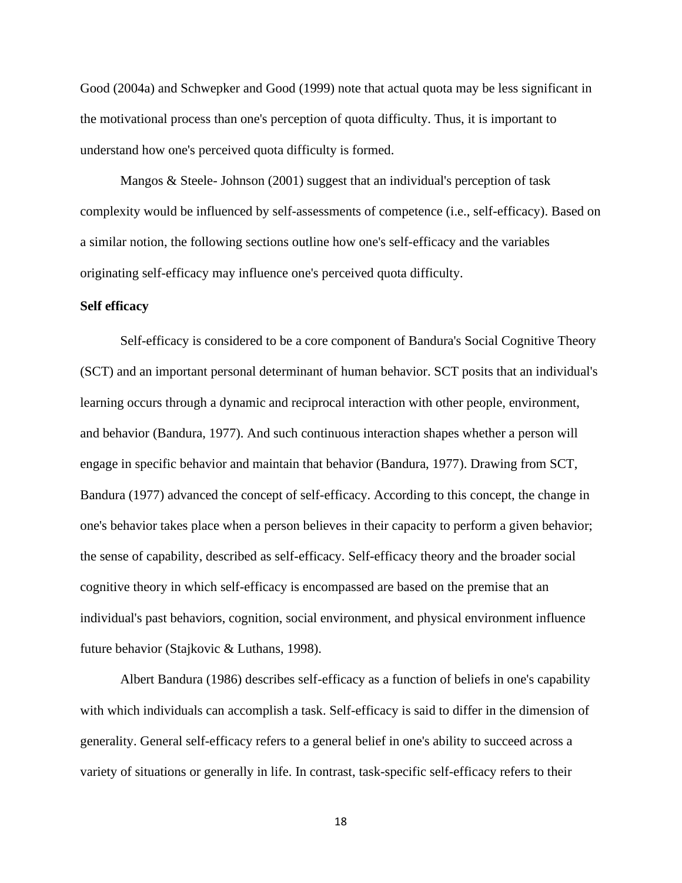Good (2004a) and Schwepker and Good (1999) note that actual quota may be less significant in the motivational process than one's perception of quota difficulty. Thus, it is important to understand how one's perceived quota difficulty is formed.

Mangos & Steele- Johnson (2001) suggest that an individual's perception of task complexity would be influenced by self-assessments of competence (i.e., self-efficacy). Based on a similar notion, the following sections outline how one's self-efficacy and the variables originating self-efficacy may influence one's perceived quota difficulty.

**Self efficacy**

Self-efficacy is considered to be a core component of Bandura's Social Cognitive Theory (SCT) and an important personal determinant of human behavior. SCT posits that an individual's learning occurs through a dynamic and reciprocal interaction with other people, environment, and behavior (Bandura, 1977). And such continuous interaction shapes whether a person will engage in specific behavior and maintain that behavior (Bandura, 1977). Drawing from SCT, Bandura (1977) advanced the concept of self-efficacy. According to this concept, the change in one's behavior takes place when a person believes in their capacity to perform a given behavior; the sense of capability, described as self-efficacy. Self-efficacy theory and the broader social cognitive theory in which self-efficacy is encompassed are based on the premise that an individual's past behaviors, cognition, social environment, and physical environment influence future behavior (Stajkovic & Luthans, 1998).

Albert Bandura (1986) describes self-efficacy as a function of beliefs in one's capability with which individuals can accomplish a task. Self-efficacy is said to differ in the dimension of generality. General self-efficacy refers to a general belief in one's ability to succeed across a variety of situations or generally in life. In contrast, task-specific self-efficacy refers to their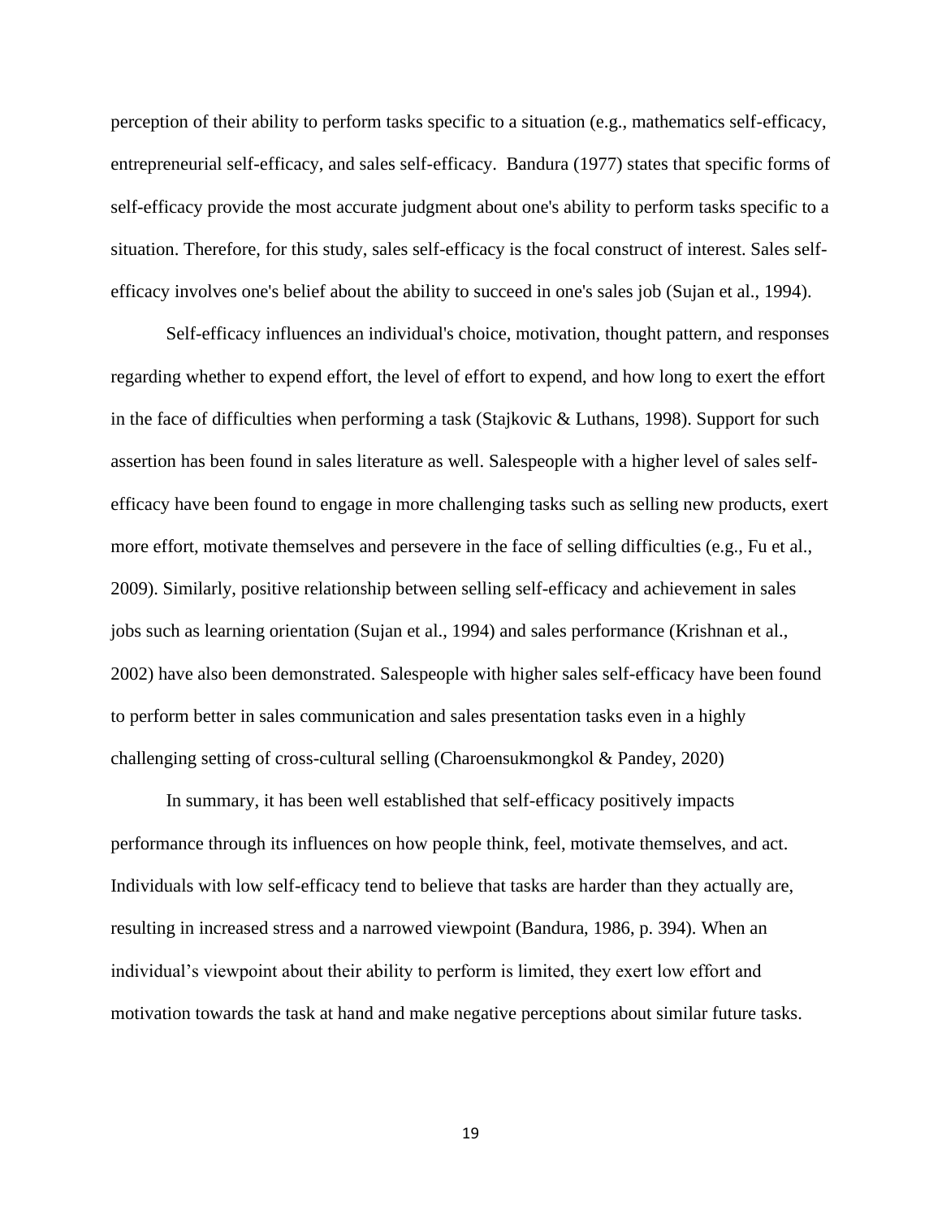perception of their ability to perform tasks specific to a situation (e.g., mathematics self-efficacy, entrepreneurial self-efficacy, and sales self-efficacy. Bandura (1977) states that specific forms of self-efficacy provide the most accurate judgment about one's ability to perform tasks specific to a situation. Therefore, for this study, sales self-efficacy is the focal construct of interest. Sales self-efficacy involves one's belief about the ability to succeed in one's sales job (Sujan et al., 1994).

Self-efficacy influences an individual's choice, motivation, thought pattern, and responses regarding whether to expend effort, the level of effort to expend, and how long to exert the effort in the face of difficulties when performing a task (Stajkovic & Luthans, 1998). Support for such assertion has been found in sales literature as well. Salespeople with a higher level of sales self-efficacy have been found to engage in more challenging tasks such as selling new products, exert more effort, motivate themselves and persevere in the face of selling difficulties (e.g., Fu et al., 2009). Similarly, positive relationship between selling self-efficacy and achievement in sales jobs such as learning orientation (Sujan et al., 1994) and sales performance (Krishnan et al., 2002) have also been demonstrated. Salespeople with higher sales self-efficacy have been found to perform better in sales communication and sales presentation tasks even in a highly challenging setting of cross-cultural selling (Charoensukmongkol & Pandey, 2020)

In summary, it has been well established that self-efficacy positively impacts performance through its influences on how people think, feel, motivate themselves, and act. Individuals with low self-efficacy tend to believe that tasks are harder than they actually are, resulting in increased stress and a narrowed viewpoint (Bandura, 1986, p. 394). When an individual’s viewpoint about their ability to perform is limited, they exert low effort and motivation towards the task at hand and make negative perceptions about similar future tasks.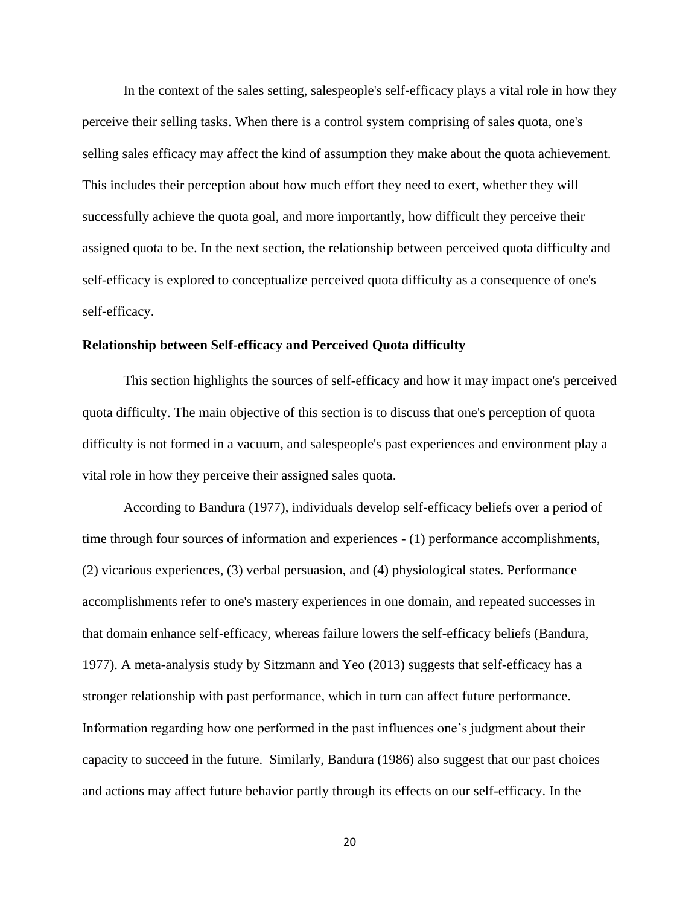In the context of the sales setting, salespeople's self-efficacy plays a vital role in how they perceive their selling tasks. When there is a control system comprising of sales quota, one's selling sales efficacy may affect the kind of assumption they make about the quota achievement. This includes their perception about how much effort they need to exert, whether they will successfully achieve the quota goal, and more importantly, how difficult they perceive their assigned quota to be. In the next section, the relationship between perceived quota difficulty and self-efficacy is explored to conceptualize perceived quota difficulty as a consequence of one's self-efficacy.

**Relationship between Self-efficacy and Perceived Quota difficulty**

This section highlights the sources of self-efficacy and how it may impact one's perceived quota difficulty. The main objective of this section is to discuss that one's perception of quota difficulty is not formed in a vacuum, and salespeople's past experiences and environment play a vital role in how they perceive their assigned sales quota.

According to Bandura (1977), individuals develop self-efficacy beliefs over a period of time through four sources of information and experiences - (1) performance accomplishments, (2) vicarious experiences, (3) verbal persuasion, and (4) physiological states. Performance accomplishments refer to one's mastery experiences in one domain, and repeated successes in that domain enhance self-efficacy, whereas failure lowers the self-efficacy beliefs (Bandura, 1977). A meta-analysis study by Sitzmann and Yeo (2013) suggests that self-efficacy has a stronger relationship with past performance, which in turn can affect future performance. Information regarding how one performed in the past influences one's judgment about their capacity to succeed in the future. Similarly, Bandura (1986) also suggest that our past choices and actions may affect future behavior partly through its effects on our self-efficacy. In the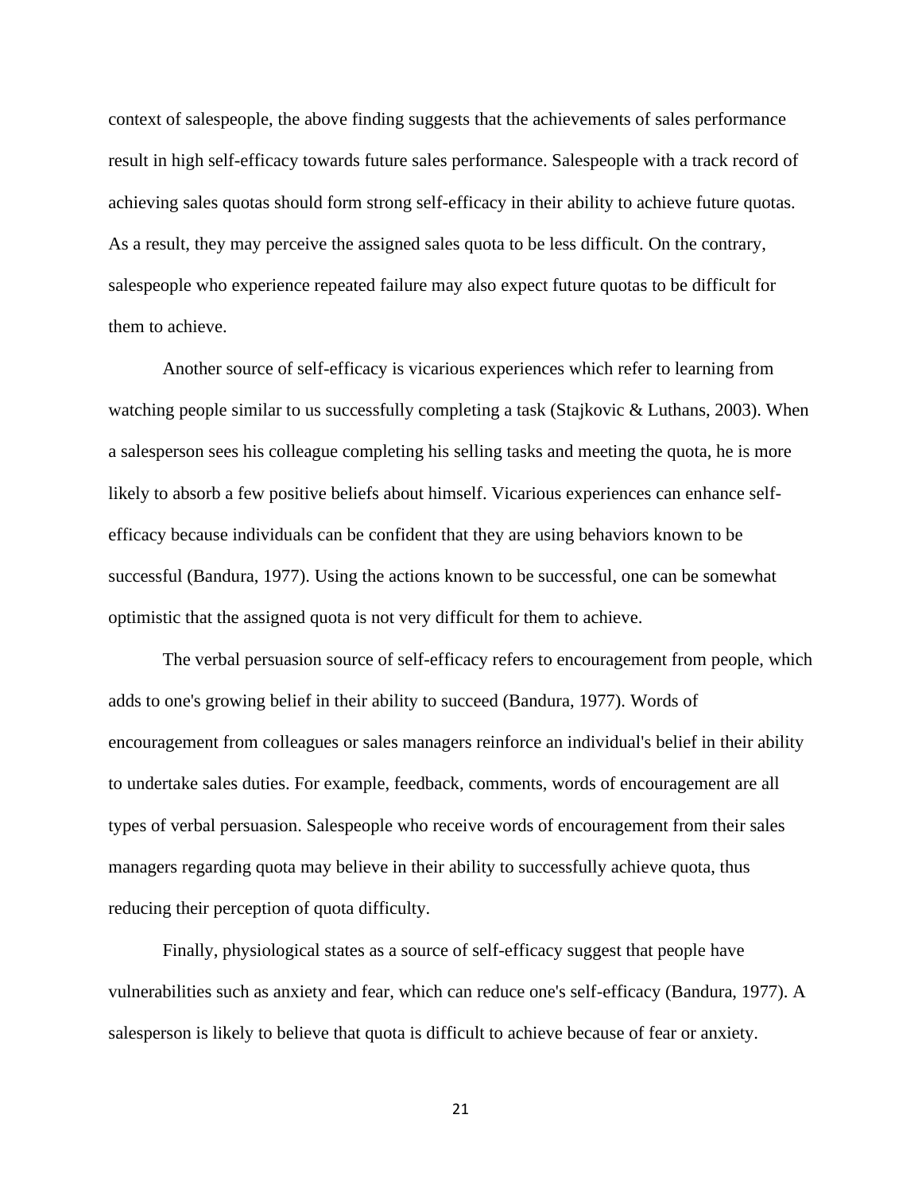context of salespeople, the above finding suggests that the achievements of sales performance result in high self-efficacy towards future sales performance. Salespeople with a track record of achieving sales quotas should form strong self-efficacy in their ability to achieve future quotas. As a result, they may perceive the assigned sales quota to be less difficult. On the contrary, salespeople who experience repeated failure may also expect future quotas to be difficult for them to achieve.

Another source of self-efficacy is vicarious experiences which refer to learning from watching people similar to us successfully completing a task (Stajkovic & Luthans, 2003). When a salesperson sees his colleague completing his selling tasks and meeting the quota, he is more likely to absorb a few positive beliefs about himself. Vicarious experiences can enhance self-efficacy because individuals can be confident that they are using behaviors known to be successful (Bandura, 1977). Using the actions known to be successful, one can be somewhat optimistic that the assigned quota is not very difficult for them to achieve.

The verbal persuasion source of self-efficacy refers to encouragement from people, which adds to one's growing belief in their ability to succeed (Bandura, 1977). Words of encouragement from colleagues or sales managers reinforce an individual's belief in their ability to undertake sales duties. For example, feedback, comments, words of encouragement are all types of verbal persuasion. Salespeople who receive words of encouragement from their sales managers regarding quota may believe in their ability to successfully achieve quota, thus reducing their perception of quota difficulty.

Finally, physiological states as a source of self-efficacy suggest that people have vulnerabilities such as anxiety and fear, which can reduce one's self-efficacy (Bandura, 1977). A salesperson is likely to believe that quota is difficult to achieve because of fear or anxiety.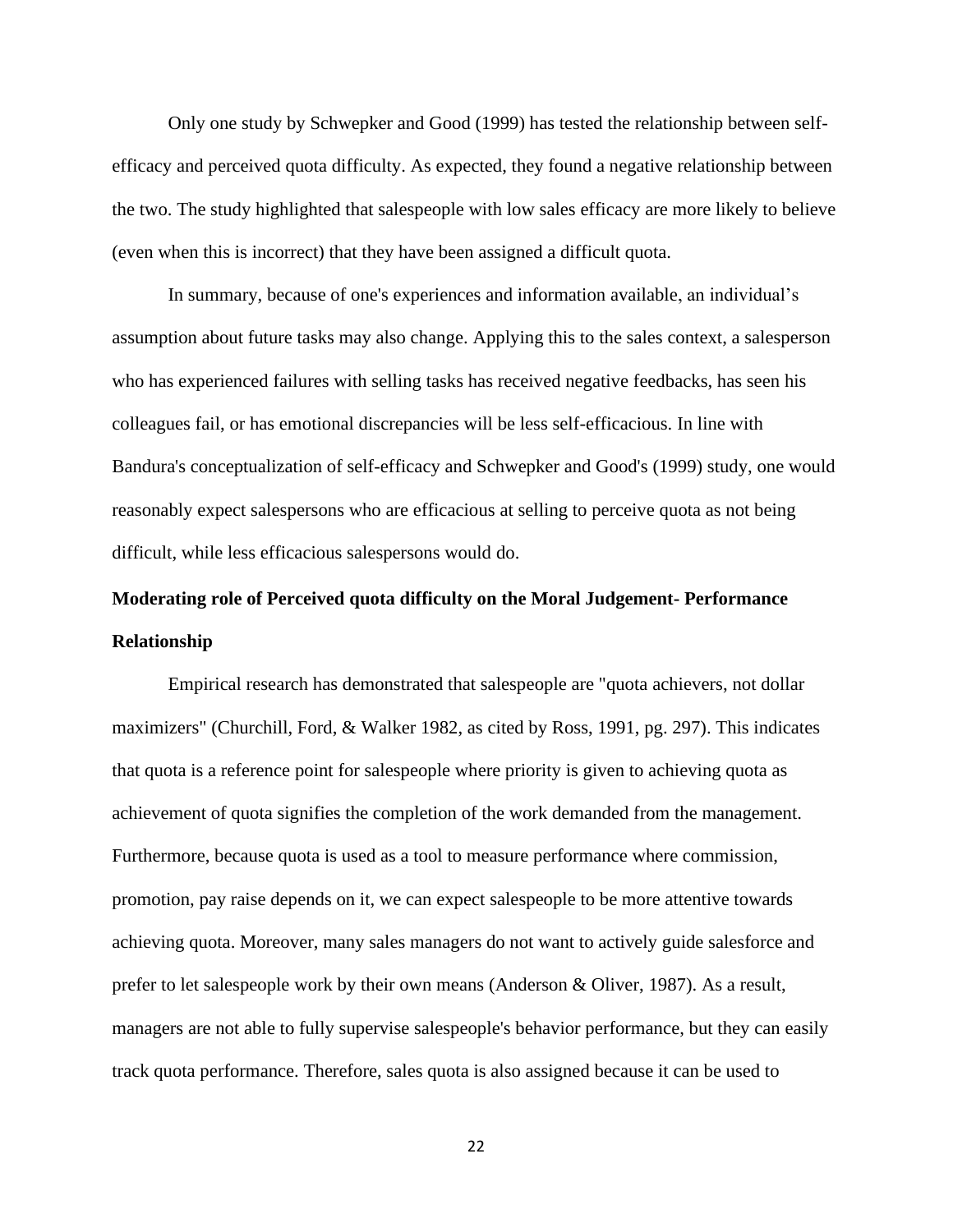Only one study by Schwepker and Good (1999) has tested the relationship between self-efficacy and perceived quota difficulty. As expected, they found a negative relationship between the two. The study highlighted that salespeople with low sales efficacy are more likely to believe (even when this is incorrect) that they have been assigned a difficult quota.

In summary, because of one's experiences and information available, an individual's assumption about future tasks may also change. Applying this to the sales context, a salesperson who has experienced failures with selling tasks has received negative feedbacks, has seen his colleagues fail, or has emotional discrepancies will be less self-efficacious. In line with Bandura's conceptualization of self-efficacy and Schwepker and Good's (1999) study, one would reasonably expect salespersons who are efficacious at selling to perceive quota as not being difficult, while less efficacious salespersons would do.

**Moderating role of Perceived quota difficulty on the Moral Judgement- Performance Relationship**

Empirical research has demonstrated that salespeople are "quota achievers, not dollar maximizers" (Churchill, Ford, & Walker 1982, as cited by Ross, 1991, pg. 297). This indicates that quota is a reference point for salespeople where priority is given to achieving quota as achievement of quota signifies the completion of the work demanded from the management. Furthermore, because quota is used as a tool to measure performance where commission, promotion, pay raise depends on it, we can expect salespeople to be more attentive towards achieving quota. Moreover, many sales managers do not want to actively guide salesforce and prefer to let salespeople work by their own means (Anderson & Oliver, 1987). As a result, managers are not able to fully supervise salespeople's behavior performance, but they can easily track quota performance. Therefore, sales quota is also assigned because it can be used to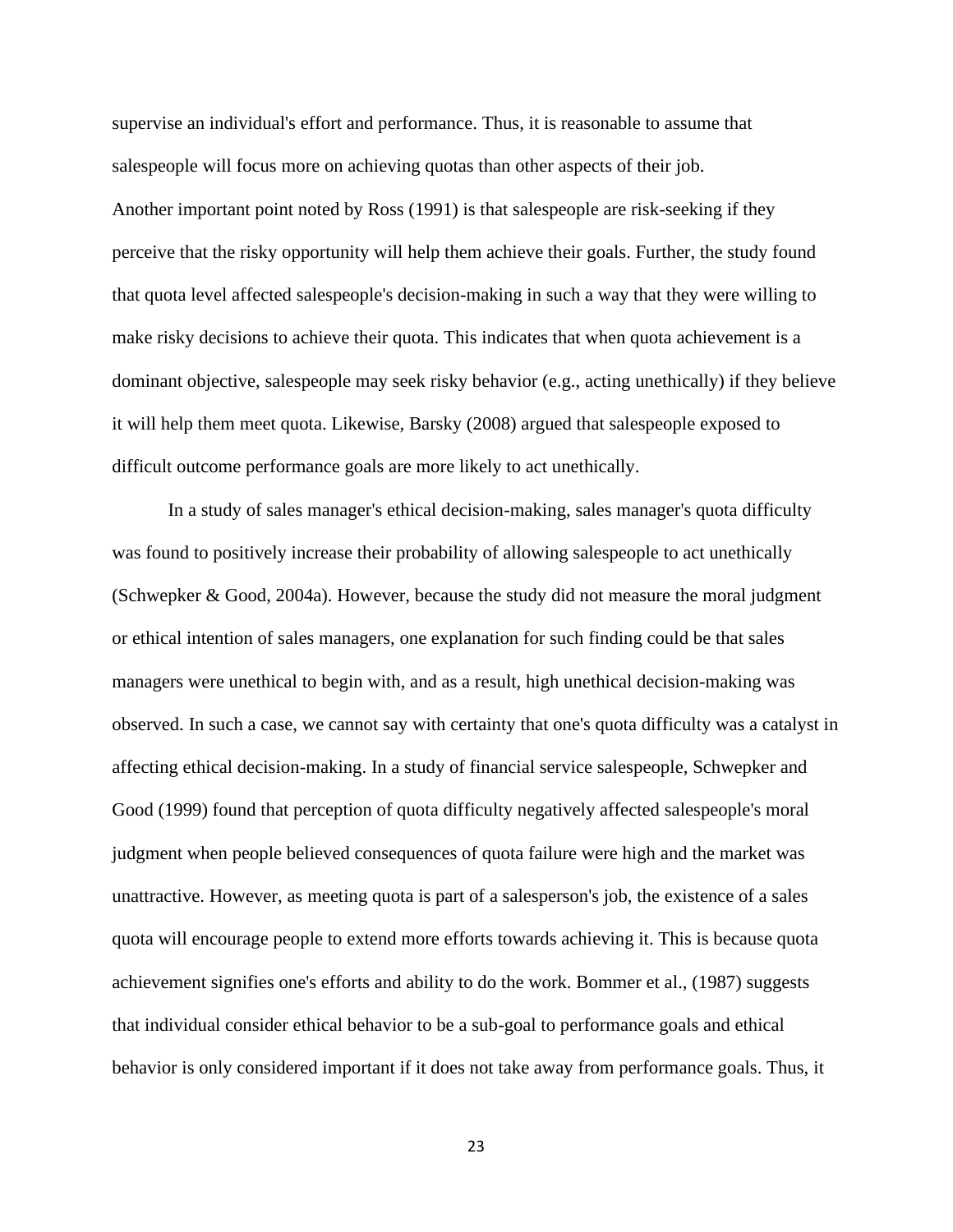supervise an individual's effort and performance. Thus, it is reasonable to assume that salespeople will focus more on achieving quotas than other aspects of their job.

Another important point noted by Ross (1991) is that salespeople are risk-seeking if they perceive that the risky opportunity will help them achieve their goals. Further, the study found that quota level affected salespeople's decision-making in such a way that they were willing to make risky decisions to achieve their quota. This indicates that when quota achievement is a dominant objective, salespeople may seek risky behavior (e.g., acting unethically) if they believe it will help them meet quota. Likewise, Barsky (2008) argued that salespeople exposed to difficult outcome performance goals are more likely to act unethically.

In a study of sales manager's ethical decision-making, sales manager's quota difficulty was found to positively increase their probability of allowing salespeople to act unethically (Schwepker & Good, 2004a). However, because the study did not measure the moral judgment or ethical intention of sales managers, one explanation for such finding could be that sales managers were unethical to begin with, and as a result, high unethical decision-making was observed. In such a case, we cannot say with certainty that one's quota difficulty was a catalyst in affecting ethical decision-making. In a study of financial service salespeople, Schwepker and Good (1999) found that perception of quota difficulty negatively affected salespeople's moral judgment when people believed consequences of quota failure were high and the market was unattractive. However, as meeting quota is part of a salesperson's job, the existence of a sales quota will encourage people to extend more efforts towards achieving it. This is because quota achievement signifies one's efforts and ability to do the work. Bommer et al., (1987) suggests that individual consider ethical behavior to be a sub-goal to performance goals and ethical behavior is only considered important if it does not take away from performance goals. Thus, it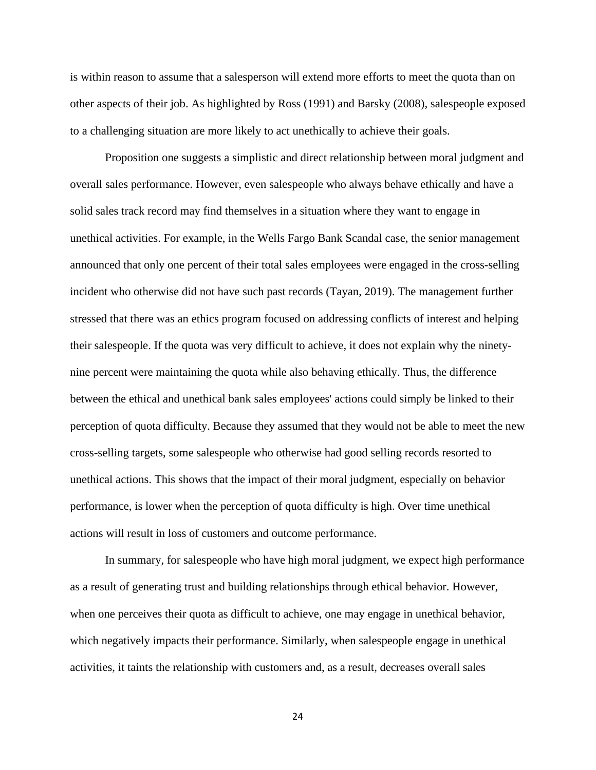is within reason to assume that a salesperson will extend more efforts to meet the quota than on other aspects of their job. As highlighted by Ross (1991) and Barsky (2008), salespeople exposed to a challenging situation are more likely to act unethically to achieve their goals.

Proposition one suggests a simplistic and direct relationship between moral judgment and overall sales performance. However, even salespeople who always behave ethically and have a solid sales track record may find themselves in a situation where they want to engage in unethical activities. For example, in the Wells Fargo Bank Scandal case, the senior management announced that only one percent of their total sales employees were engaged in the cross-selling incident who otherwise did not have such past records (Tayan, 2019). The management further stressed that there was an ethics program focused on addressing conflicts of interest and helping their salespeople. If the quota was very difficult to achieve, it does not explain why the ninety-nine percent were maintaining the quota while also behaving ethically. Thus, the difference between the ethical and unethical bank sales employees' actions could simply be linked to their perception of quota difficulty. Because they assumed that they would not be able to meet the new cross-selling targets, some salespeople who otherwise had good selling records resorted to unethical actions. This shows that the impact of their moral judgment, especially on behavior performance, is lower when the perception of quota difficulty is high. Over time unethical actions will result in loss of customers and outcome performance.

In summary, for salespeople who have high moral judgment, we expect high performance as a result of generating trust and building relationships through ethical behavior. However, when one perceives their quota as difficult to achieve, one may engage in unethical behavior, which negatively impacts their performance. Similarly, when salespeople engage in unethical activities, it taints the relationship with customers and, as a result, decreases overall sales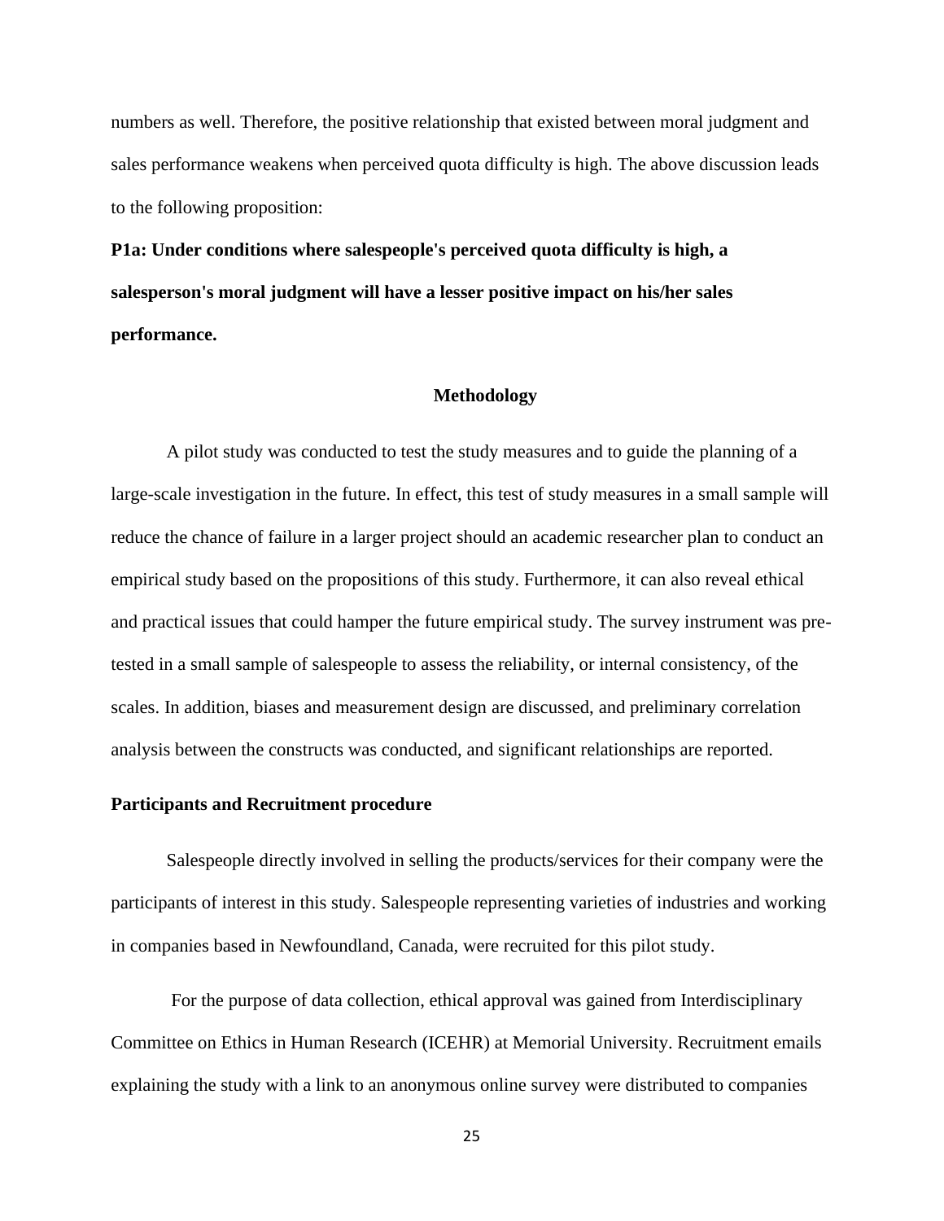numbers as well. Therefore, the positive relationship that existed between moral judgment and sales performance weakens when perceived quota difficulty is high. The above discussion leads to the following proposition:

**P1a: Under conditions where salespeople's perceived quota difficulty is high, a salesperson's moral judgment will have a lesser positive impact on his/her sales performance.**

## Methodology

A pilot study was conducted to test the study measures and to guide the planning of a large-scale investigation in the future. In effect, this test of study measures in a small sample will reduce the chance of failure in a larger project should an academic researcher plan to conduct an empirical study based on the propositions of this study. Furthermore, it can also reveal ethical and practical issues that could hamper the future empirical study. The survey instrument was pre-tested in a small sample of salespeople to assess the reliability, or internal consistency, of the scales. In addition, biases and measurement design are discussed, and preliminary correlation analysis between the constructs was conducted, and significant relationships are reported.

### Participants and Recruitment procedure

Salespeople directly involved in selling the products/services for their company were the participants of interest in this study. Salespeople representing varieties of industries and working in companies based in Newfoundland, Canada, were recruited for this pilot study.

For the purpose of data collection, ethical approval was gained from Interdisciplinary Committee on Ethics in Human Research (ICEHR) at Memorial University. Recruitment emails explaining the study with a link to an anonymous online survey were distributed to companies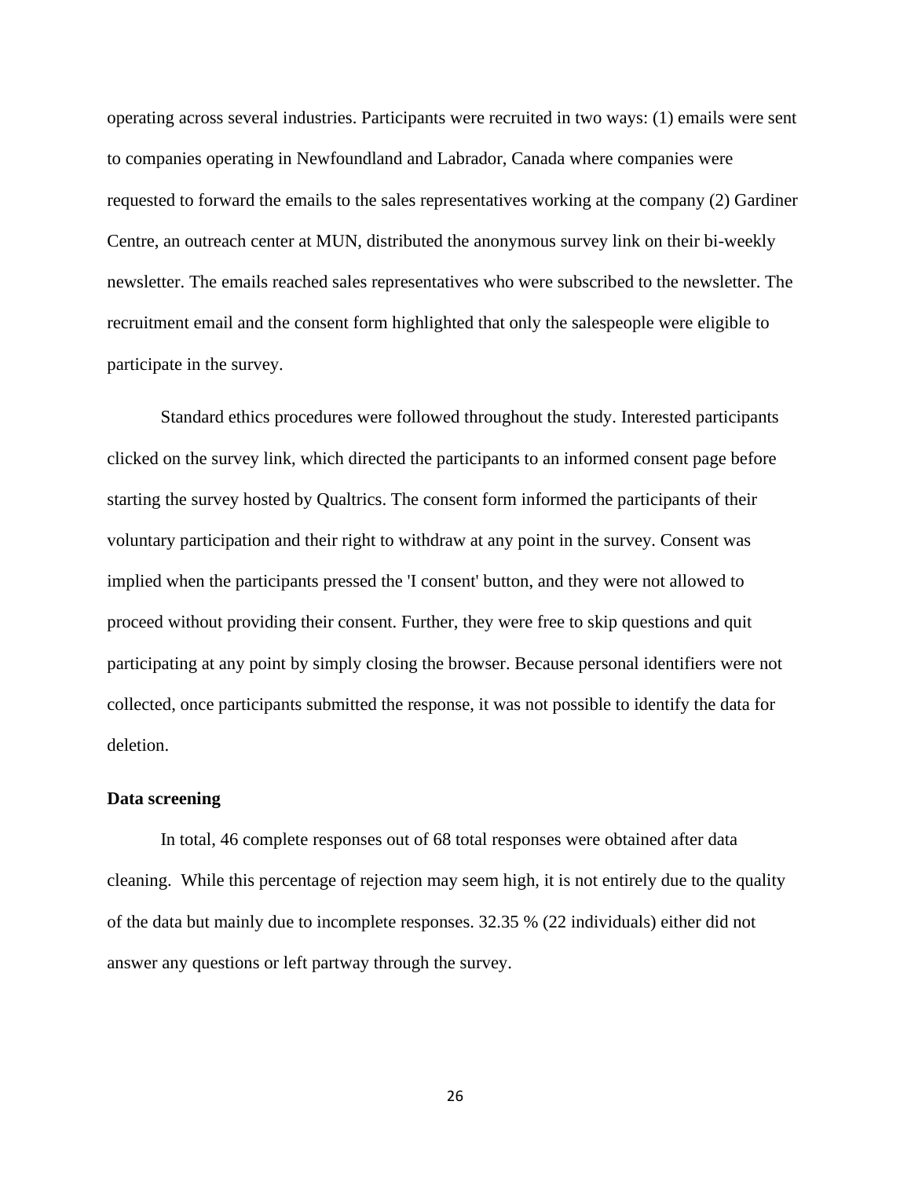operating across several industries. Participants were recruited in two ways: (1) emails were sent to companies operating in Newfoundland and Labrador, Canada where companies were requested to forward the emails to the sales representatives working at the company (2) Gardiner Centre, an outreach center at MUN, distributed the anonymous survey link on their bi-weekly newsletter. The emails reached sales representatives who were subscribed to the newsletter. The recruitment email and the consent form highlighted that only the salespeople were eligible to participate in the survey.

Standard ethics procedures were followed throughout the study. Interested participants clicked on the survey link, which directed the participants to an informed consent page before starting the survey hosted by Qualtrics. The consent form informed the participants of their voluntary participation and their right to withdraw at any point in the survey. Consent was implied when the participants pressed the 'I consent' button, and they were not allowed to proceed without providing their consent. Further, they were free to skip questions and quit participating at any point by simply closing the browser. Because personal identifiers were not collected, once participants submitted the response, it was not possible to identify the data for deletion.

**Data screening**

In total, 46 complete responses out of 68 total responses were obtained after data cleaning.  While this percentage of rejection may seem high, it is not entirely due to the quality of the data but mainly due to incomplete responses. 32.35 % (22 individuals) either did not answer any questions or left partway through the survey.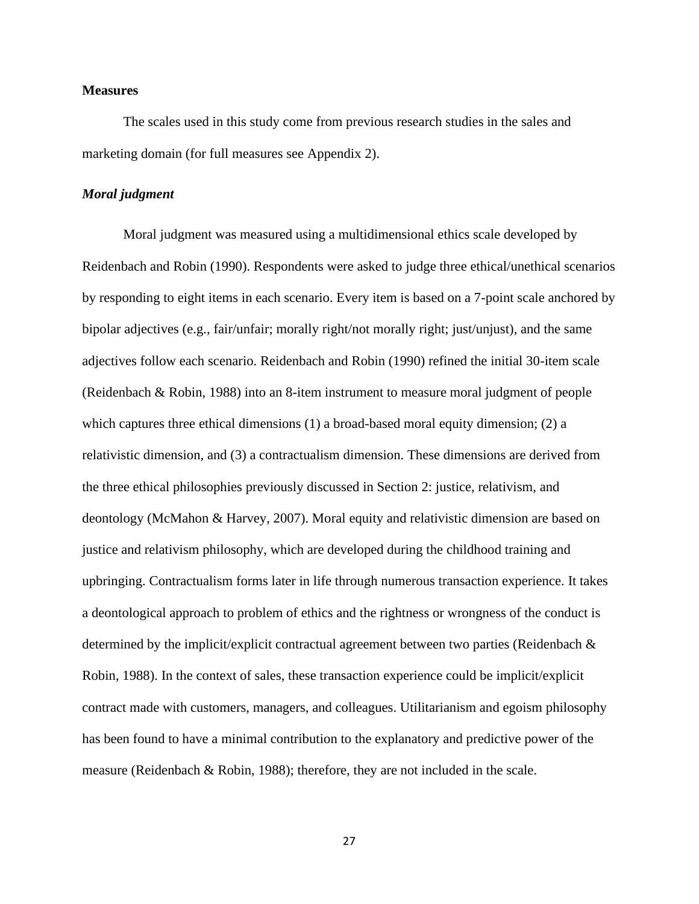**Measures**

The scales used in this study come from previous research studies in the sales and marketing domain (for full measures see Appendix 2).

***Moral judgment***

Moral judgment was measured using a multidimensional ethics scale developed by Reidenbach and Robin (1990). Respondents were asked to judge three ethical/unethical scenarios by responding to eight items in each scenario. Every item is based on a 7-point scale anchored by bipolar adjectives (e.g., fair/unfair; morally right/not morally right; just/unjust), and the same adjectives follow each scenario. Reidenbach and Robin (1990) refined the initial 30-item scale (Reidenbach & Robin, 1988) into an 8-item instrument to measure moral judgment of people which captures three ethical dimensions (1) a broad-based moral equity dimension; (2) a relativistic dimension, and (3) a contractualism dimension. These dimensions are derived from the three ethical philosophies previously discussed in Section 2: justice, relativism, and deontology (McMahon & Harvey, 2007). Moral equity and relativistic dimension are based on justice and relativism philosophy, which are developed during the childhood training and upbringing. Contractualism forms later in life through numerous transaction experience. It takes a deontological approach to problem of ethics and the rightness or wrongness of the conduct is determined by the implicit/explicit contractual agreement between two parties (Reidenbach & Robin, 1988). In the context of sales, these transaction experience could be implicit/explicit contract made with customers, managers, and colleagues. Utilitarianism and egoism philosophy has been found to have a minimal contribution to the explanatory and predictive power of the measure (Reidenbach & Robin, 1988); therefore, they are not included in the scale.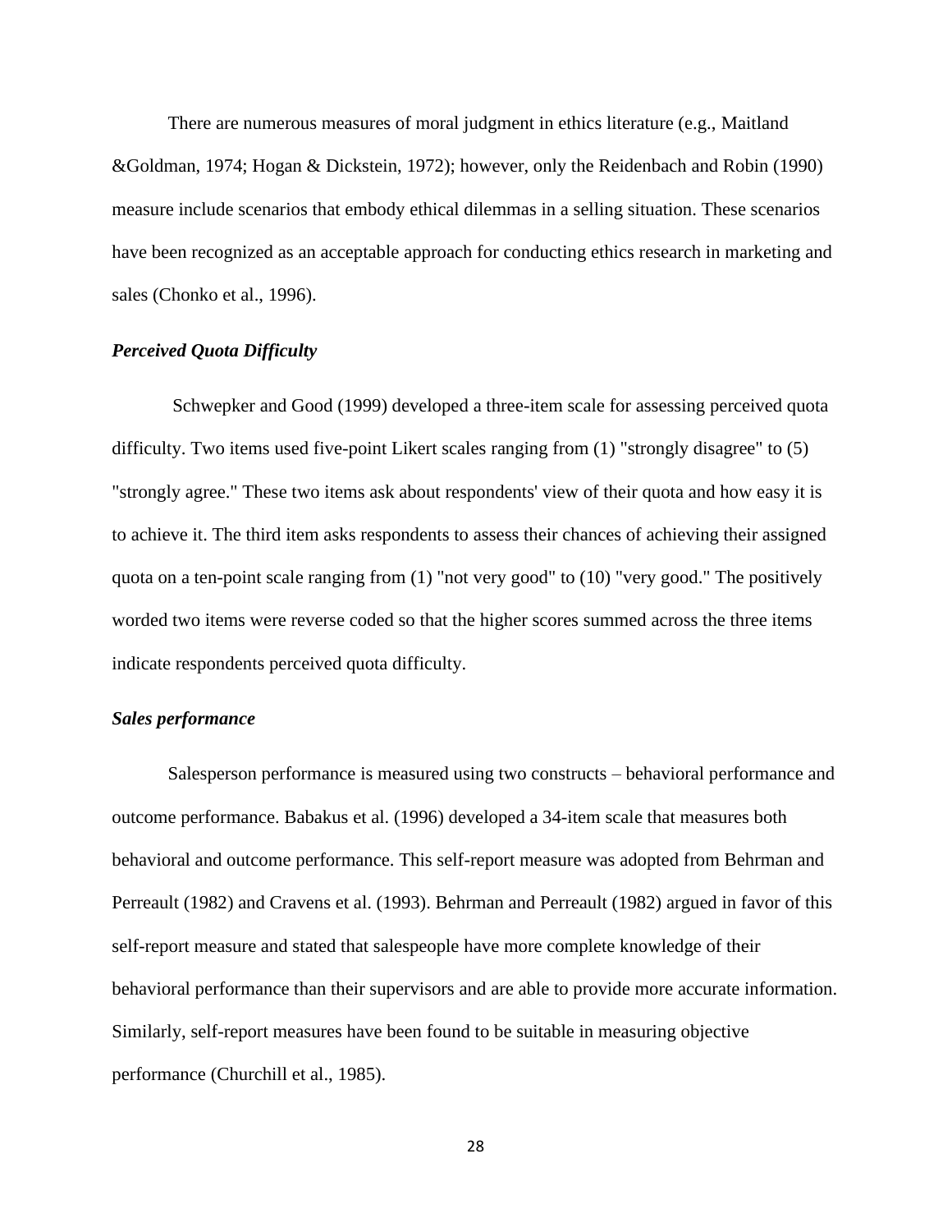There are numerous measures of moral judgment in ethics literature (e.g., Maitland &Goldman, 1974; Hogan & Dickstein, 1972); however, only the Reidenbach and Robin (1990) measure include scenarios that embody ethical dilemmas in a selling situation. These scenarios have been recognized as an acceptable approach for conducting ethics research in marketing and sales (Chonko et al., 1996).

### *Perceived Quota Difficulty*

Schwepker and Good (1999) developed a three-item scale for assessing perceived quota difficulty. Two items used five-point Likert scales ranging from (1) "strongly disagree" to (5) "strongly agree." These two items ask about respondents' view of their quota and how easy it is to achieve it. The third item asks respondents to assess their chances of achieving their assigned quota on a ten-point scale ranging from (1) "not very good" to (10) "very good." The positively worded two items were reverse coded so that the higher scores summed across the three items indicate respondents perceived quota difficulty.

### *Sales performance*

Salesperson performance is measured using two constructs – behavioral performance and outcome performance. Babakus et al. (1996) developed a 34-item scale that measures both behavioral and outcome performance. This self-report measure was adopted from Behrman and Perreault (1982) and Cravens et al. (1993). Behrman and Perreault (1982) argued in favor of this self-report measure and stated that salespeople have more complete knowledge of their behavioral performance than their supervisors and are able to provide more accurate information. Similarly, self-report measures have been found to be suitable in measuring objective performance (Churchill et al., 1985).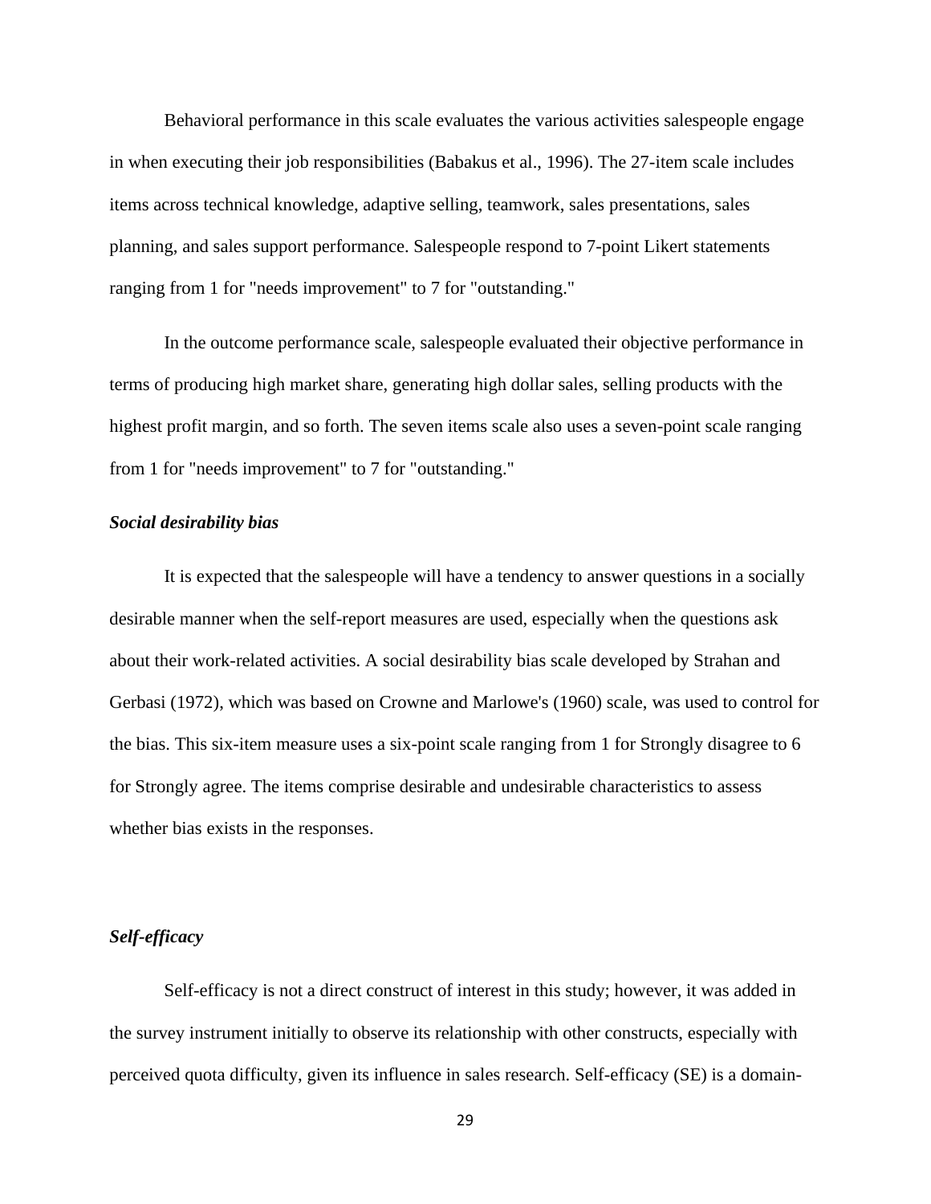Behavioral performance in this scale evaluates the various activities salespeople engage in when executing their job responsibilities (Babakus et al., 1996). The 27-item scale includes items across technical knowledge, adaptive selling, teamwork, sales presentations, sales planning, and sales support performance. Salespeople respond to 7-point Likert statements ranging from 1 for "needs improvement" to 7 for "outstanding."

In the outcome performance scale, salespeople evaluated their objective performance in terms of producing high market share, generating high dollar sales, selling products with the highest profit margin, and so forth. The seven items scale also uses a seven-point scale ranging from 1 for "needs improvement" to 7 for "outstanding."

***Social desirability bias***

It is expected that the salespeople will have a tendency to answer questions in a socially desirable manner when the self-report measures are used, especially when the questions ask about their work-related activities. A social desirability bias scale developed by Strahan and Gerbasi (1972), which was based on Crowne and Marlowe's (1960) scale, was used to control for the bias. This six-item measure uses a six-point scale ranging from 1 for Strongly disagree to 6 for Strongly agree. The items comprise desirable and undesirable characteristics to assess whether bias exists in the responses.

***Self-efficacy***

Self-efficacy is not a direct construct of interest in this study; however, it was added in the survey instrument initially to observe its relationship with other constructs, especially with perceived quota difficulty, given its influence in sales research. Self-efficacy (SE) is a domain-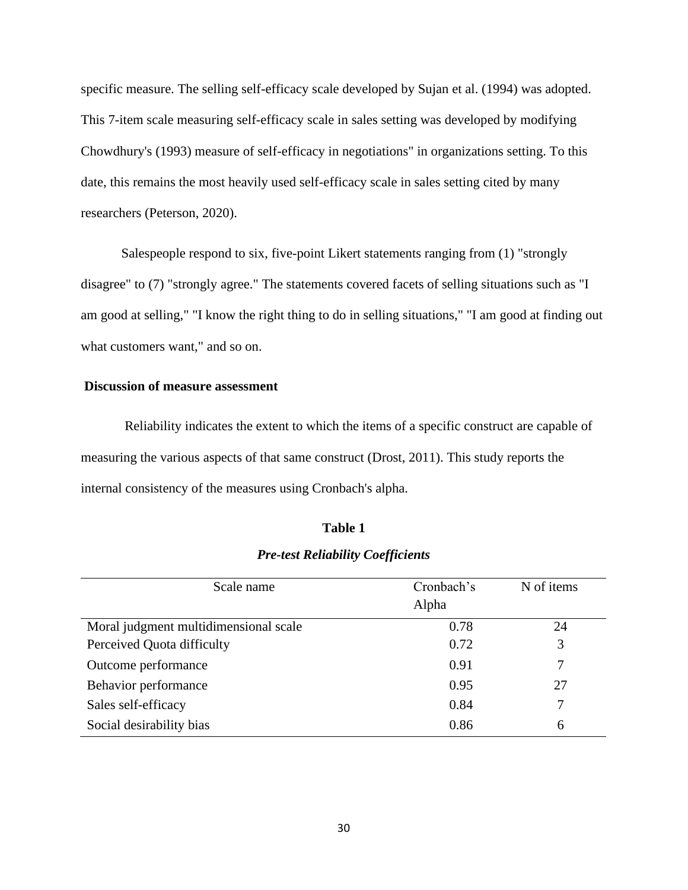specific measure. The selling self-efficacy scale developed by Sujan et al. (1994) was adopted. This 7-item scale measuring self-efficacy scale in sales setting was developed by modifying Chowdhury's (1993) measure of self-efficacy in negotiations" in organizations setting. To this date, this remains the most heavily used self-efficacy scale in sales setting cited by many researchers (Peterson, 2020).

Salespeople respond to six, five-point Likert statements ranging from (1) "strongly disagree" to (7) "strongly agree." The statements covered facets of selling situations such as "I am good at selling," "I know the right thing to do in selling situations," "I am good at finding out what customers want," and so on.

**Discussion of measure assessment**

Reliability indicates the extent to which the items of a specific construct are capable of measuring the various aspects of that same construct (Drost, 2011). This study reports the internal consistency of the measures using Cronbach's alpha.

**Table 1**

***Pre-test Reliability Coefficients***

| Scale name | Cronbach's Alpha | N of items |
|---|---|---|
| Moral judgment multidimensional scale | 0.78 | 24 |
| Perceived Quota difficulty | 0.72 | 3 |
| Outcome performance | 0.91 | 7 |
| Behavior performance | 0.95 | 27 |
| Sales self-efficacy | 0.84 | 7 |
| Social desirability bias | 0.86 | 6 |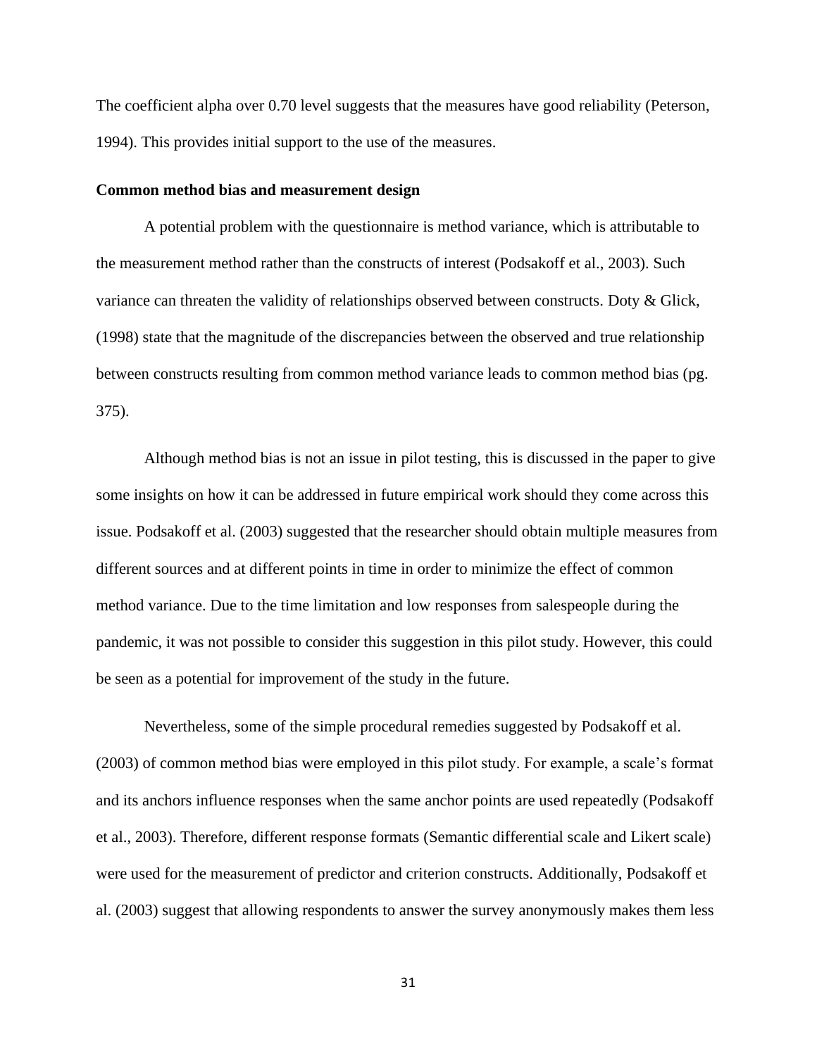The coefficient alpha over 0.70 level suggests that the measures have good reliability (Peterson, 1994). This provides initial support to the use of the measures.

**Common method bias and measurement design**

A potential problem with the questionnaire is method variance, which is attributable to the measurement method rather than the constructs of interest (Podsakoff et al., 2003). Such variance can threaten the validity of relationships observed between constructs. Doty & Glick, (1998) state that the magnitude of the discrepancies between the observed and true relationship between constructs resulting from common method variance leads to common method bias (pg. 375).

Although method bias is not an issue in pilot testing, this is discussed in the paper to give some insights on how it can be addressed in future empirical work should they come across this issue. Podsakoff et al. (2003) suggested that the researcher should obtain multiple measures from different sources and at different points in time in order to minimize the effect of common method variance. Due to the time limitation and low responses from salespeople during the pandemic, it was not possible to consider this suggestion in this pilot study. However, this could be seen as a potential for improvement of the study in the future.

Nevertheless, some of the simple procedural remedies suggested by Podsakoff et al. (2003) of common method bias were employed in this pilot study. For example, a scale's format and its anchors influence responses when the same anchor points are used repeatedly (Podsakoff et al., 2003). Therefore, different response formats (Semantic differential scale and Likert scale) were used for the measurement of predictor and criterion constructs. Additionally, Podsakoff et al. (2003) suggest that allowing respondents to answer the survey anonymously makes them less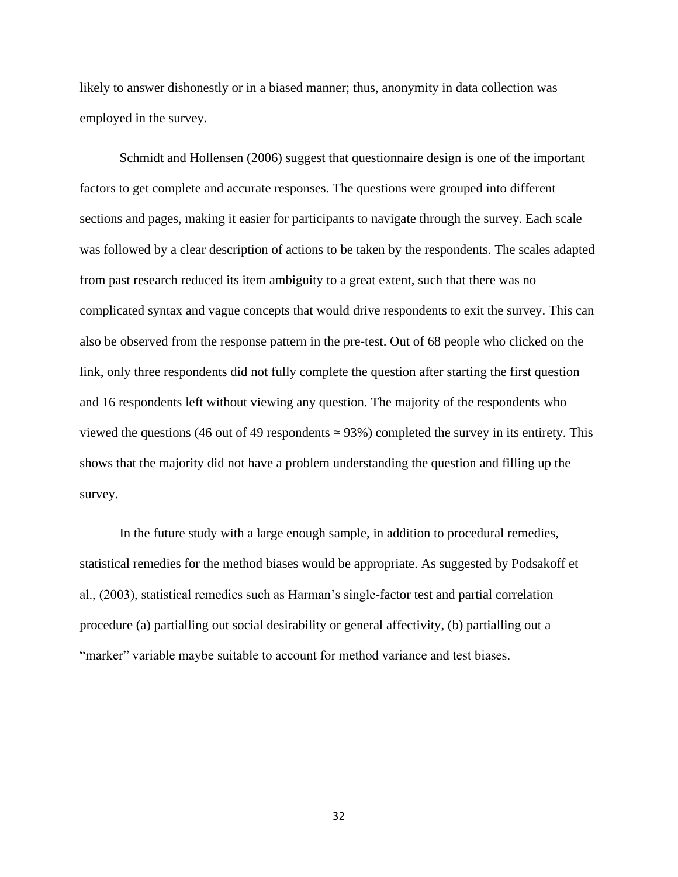likely to answer dishonestly or in a biased manner; thus, anonymity in data collection was employed in the survey.

Schmidt and Hollensen (2006) suggest that questionnaire design is one of the important factors to get complete and accurate responses. The questions were grouped into different sections and pages, making it easier for participants to navigate through the survey. Each scale was followed by a clear description of actions to be taken by the respondents. The scales adapted from past research reduced its item ambiguity to a great extent, such that there was no complicated syntax and vague concepts that would drive respondents to exit the survey. This can also be observed from the response pattern in the pre-test. Out of 68 people who clicked on the link, only three respondents did not fully complete the question after starting the first question and 16 respondents left without viewing any question. The majority of the respondents who viewed the questions (46 out of 49 respondents ≈ 93%) completed the survey in its entirety. This shows that the majority did not have a problem understanding the question and filling up the survey.

In the future study with a large enough sample, in addition to procedural remedies, statistical remedies for the method biases would be appropriate. As suggested by Podsakoff et al., (2003), statistical remedies such as Harman's single-factor test and partial correlation procedure (a) partialling out social desirability or general affectivity, (b) partialling out a "marker" variable maybe suitable to account for method variance and test biases.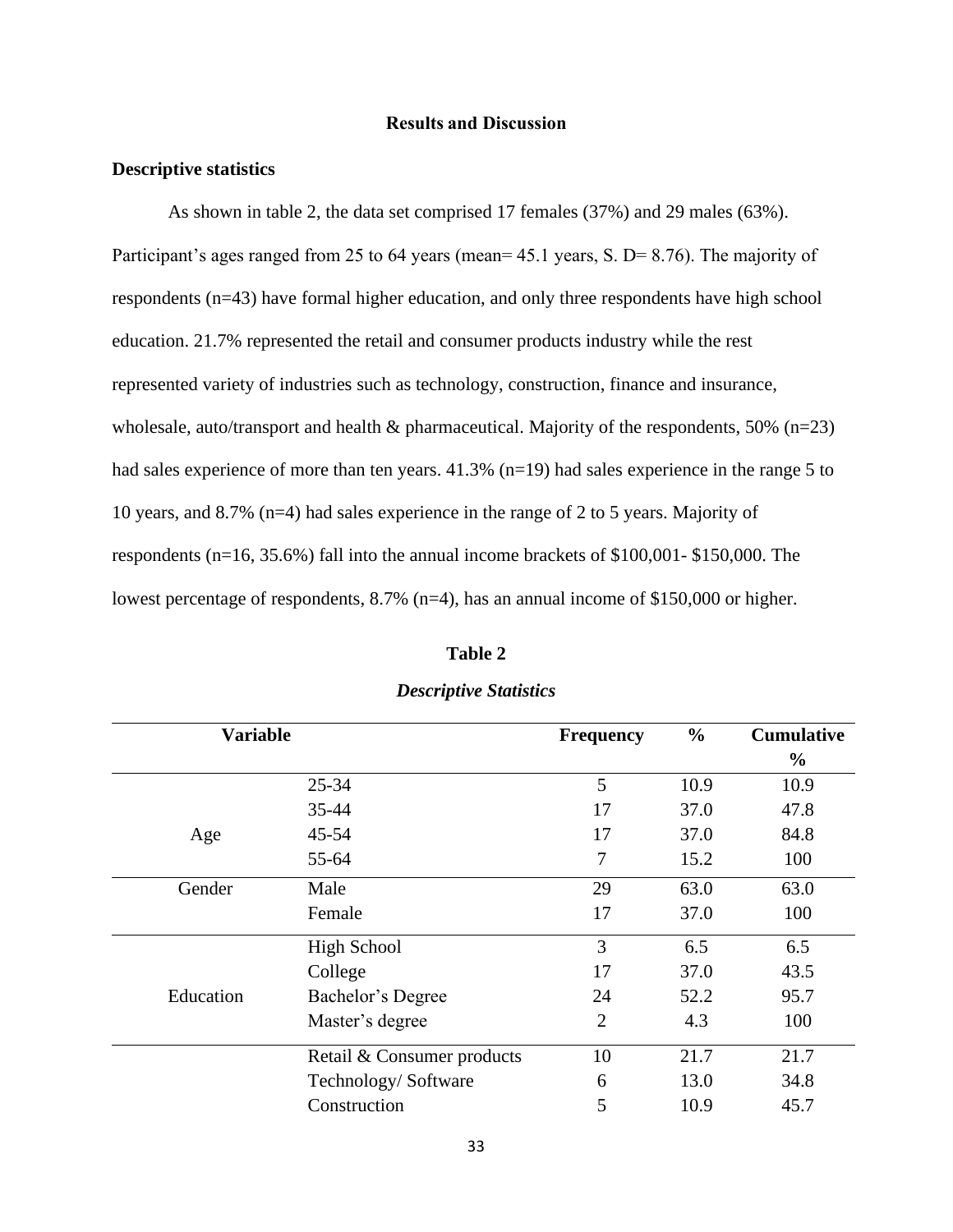## Results and Discussion

### Descriptive statistics

As shown in table 2, the data set comprised 17 females (37%) and 29 males (63%). Participant's ages ranged from 25 to 64 years (mean= 45.1 years, S. D= 8.76). The majority of respondents (n=43) have formal higher education, and only three respondents have high school education. 21.7% represented the retail and consumer products industry while the rest represented variety of industries such as technology, construction, finance and insurance, wholesale, auto/transport and health & pharmaceutical. Majority of the respondents, 50% (n=23) had sales experience of more than ten years. 41.3% (n=19) had sales experience in the range 5 to 10 years, and 8.7% (n=4) had sales experience in the range of 2 to 5 years. Majority of respondents (n=16, 35.6%) fall into the annual income brackets of $100,001- $150,000. The lowest percentage of respondents, 8.7% (n=4), has an annual income of $150,000 or higher.

**Table 2**

***Descriptive Statistics***

| Variable | | Frequency | % | Cumulative % |
|---|---|---|---|---|
| Age | 25-34 | 5 | 10.9 | 10.9 |
| | 35-44 | 17 | 37.0 | 47.8 |
| | 45-54 | 17 | 37.0 | 84.8 |
| | 55-64 | 7 | 15.2 | 100 |
| Gender | Male | 29 | 63.0 | 63.0 |
| | Female | 17 | 37.0 | 100 |
| Education | High School | 3 | 6.5 | 6.5 |
| | College | 17 | 37.0 | 43.5 |
| | Bachelor's Degree | 24 | 52.2 | 95.7 |
| | Master's degree | 2 | 4.3 | 100 |
| | Retail & Consumer products | 10 | 21.7 | 21.7 |
| | Technology/ Software | 6 | 13.0 | 34.8 |
| | Construction | 5 | 10.9 | 45.7 |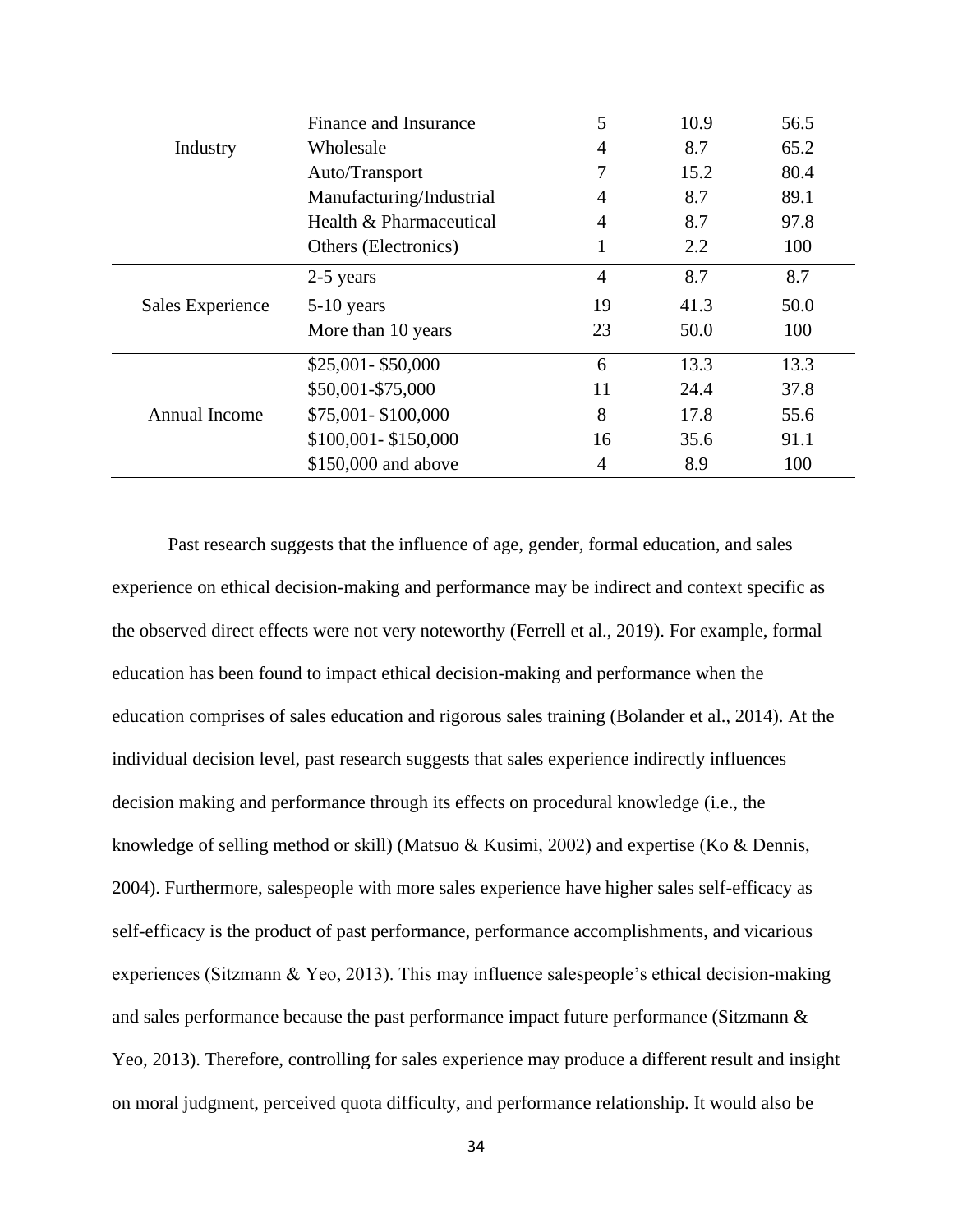| | | | | |
|---|---|---|---|---|
| Industry | Finance and Insurance | 5 | 10.9 | 56.5 |
| | Wholesale | 4 | 8.7 | 65.2 |
| | Auto/Transport | 7 | 15.2 | 80.4 |
| | Manufacturing/Industrial | 4 | 8.7 | 89.1 |
| | Health & Pharmaceutical | 4 | 8.7 | 97.8 |
| | Others (Electronics) | 1 | 2.2 | 100 |
| Sales Experience | 2-5 years | 4 | 8.7 | 8.7 |
| | 5-10 years | 19 | 41.3 | 50.0 |
| | More than 10 years | 23 | 50.0 | 100 |
| Annual Income | $25,001- $50,000 | 6 | 13.3 | 13.3 |
| | $50,001-$75,000 | 11 | 24.4 | 37.8 |
| | $75,001- $100,000 | 8 | 17.8 | 55.6 |
| | $100,001- $150,000 | 16 | 35.6 | 91.1 |
| | $150,000 and above | 4 | 8.9 | 100 |

Past research suggests that the influence of age, gender, formal education, and sales experience on ethical decision-making and performance may be indirect and context specific as the observed direct effects were not very noteworthy (Ferrell et al., 2019). For example, formal education has been found to impact ethical decision-making and performance when the education comprises of sales education and rigorous sales training (Bolander et al., 2014). At the individual decision level, past research suggests that sales experience indirectly influences decision making and performance through its effects on procedural knowledge (i.e., the knowledge of selling method or skill) (Matsuo & Kusimi, 2002) and expertise (Ko & Dennis, 2004). Furthermore, salespeople with more sales experience have higher sales self-efficacy as self-efficacy is the product of past performance, performance accomplishments, and vicarious experiences (Sitzmann & Yeo, 2013). This may influence salespeople's ethical decision-making and sales performance because the past performance impact future performance (Sitzmann & Yeo, 2013). Therefore, controlling for sales experience may produce a different result and insight on moral judgment, perceived quota difficulty, and performance relationship. It would also be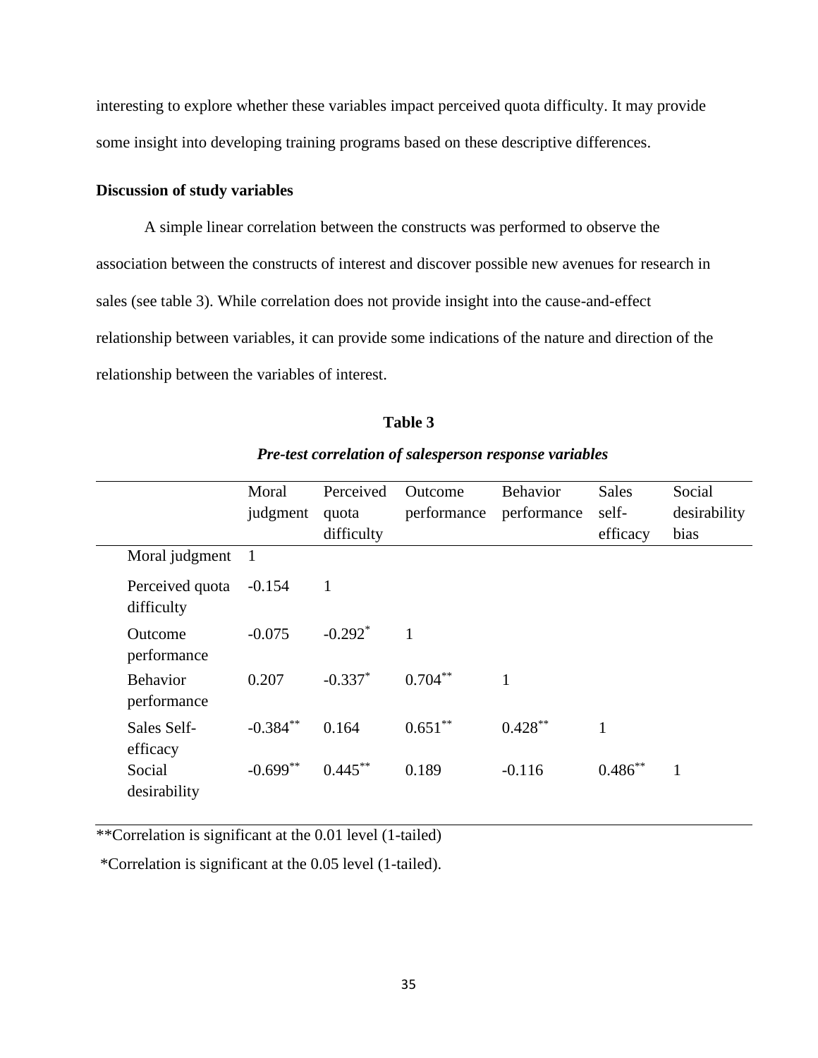interesting to explore whether these variables impact perceived quota difficulty. It may provide some insight into developing training programs based on these descriptive differences.

**Discussion of study variables**

A simple linear correlation between the constructs was performed to observe the association between the constructs of interest and discover possible new avenues for research in sales (see table 3). While correlation does not provide insight into the cause-and-effect relationship between variables, it can provide some indications of the nature and direction of the relationship between the variables of interest.

**Table 3**

***Pre-test correlation of salesperson response variables***

| | Moral judgment | Perceived quota difficulty | Outcome performance | Behavior performance | Sales self-efficacy | Social desirability bias |
|---|---|---|---|---|---|---|
| Moral judgment | 1 | | | | | |
| Perceived quota difficulty | -0.154 | 1 | | | | |
| Outcome performance | -0.075 | -0.292* | 1 | | | |
| Behavior performance | 0.207 | -0.337* | 0.704** | 1 | | |
| Sales Self-efficacy | -0.384** | 0.164 | 0.651** | 0.428** | 1 | |
| Social desirability | -0.699** | 0.445** | 0.189 | -0.116 | 0.486** | 1 |

**Correlation is significant at the 0.01 level (1-tailed)

*Correlation is significant at the 0.05 level (1-tailed).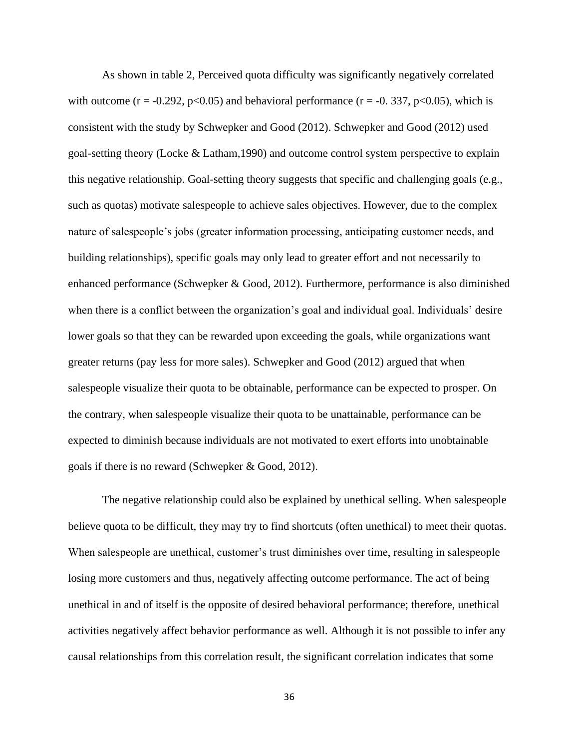As shown in table 2, Perceived quota difficulty was significantly negatively correlated with outcome ($r = -0.292$, $p<0.05$) and behavioral performance ($r = -0.337$, $p<0.05$), which is consistent with the study by Schwepker and Good (2012). Schwepker and Good (2012) used goal-setting theory (Locke & Latham,1990) and outcome control system perspective to explain this negative relationship. Goal-setting theory suggests that specific and challenging goals (e.g., such as quotas) motivate salespeople to achieve sales objectives. However, due to the complex nature of salespeople's jobs (greater information processing, anticipating customer needs, and building relationships), specific goals may only lead to greater effort and not necessarily to enhanced performance (Schwepker & Good, 2012). Furthermore, performance is also diminished when there is a conflict between the organization's goal and individual goal. Individuals' desire lower goals so that they can be rewarded upon exceeding the goals, while organizations want greater returns (pay less for more sales). Schwepker and Good (2012) argued that when salespeople visualize their quota to be obtainable, performance can be expected to prosper. On the contrary, when salespeople visualize their quota to be unattainable, performance can be expected to diminish because individuals are not motivated to exert efforts into unobtainable goals if there is no reward (Schwepker & Good, 2012).

The negative relationship could also be explained by unethical selling. When salespeople believe quota to be difficult, they may try to find shortcuts (often unethical) to meet their quotas. When salespeople are unethical, customer's trust diminishes over time, resulting in salespeople losing more customers and thus, negatively affecting outcome performance. The act of being unethical in and of itself is the opposite of desired behavioral performance; therefore, unethical activities negatively affect behavior performance as well. Although it is not possible to infer any causal relationships from this correlation result, the significant correlation indicates that some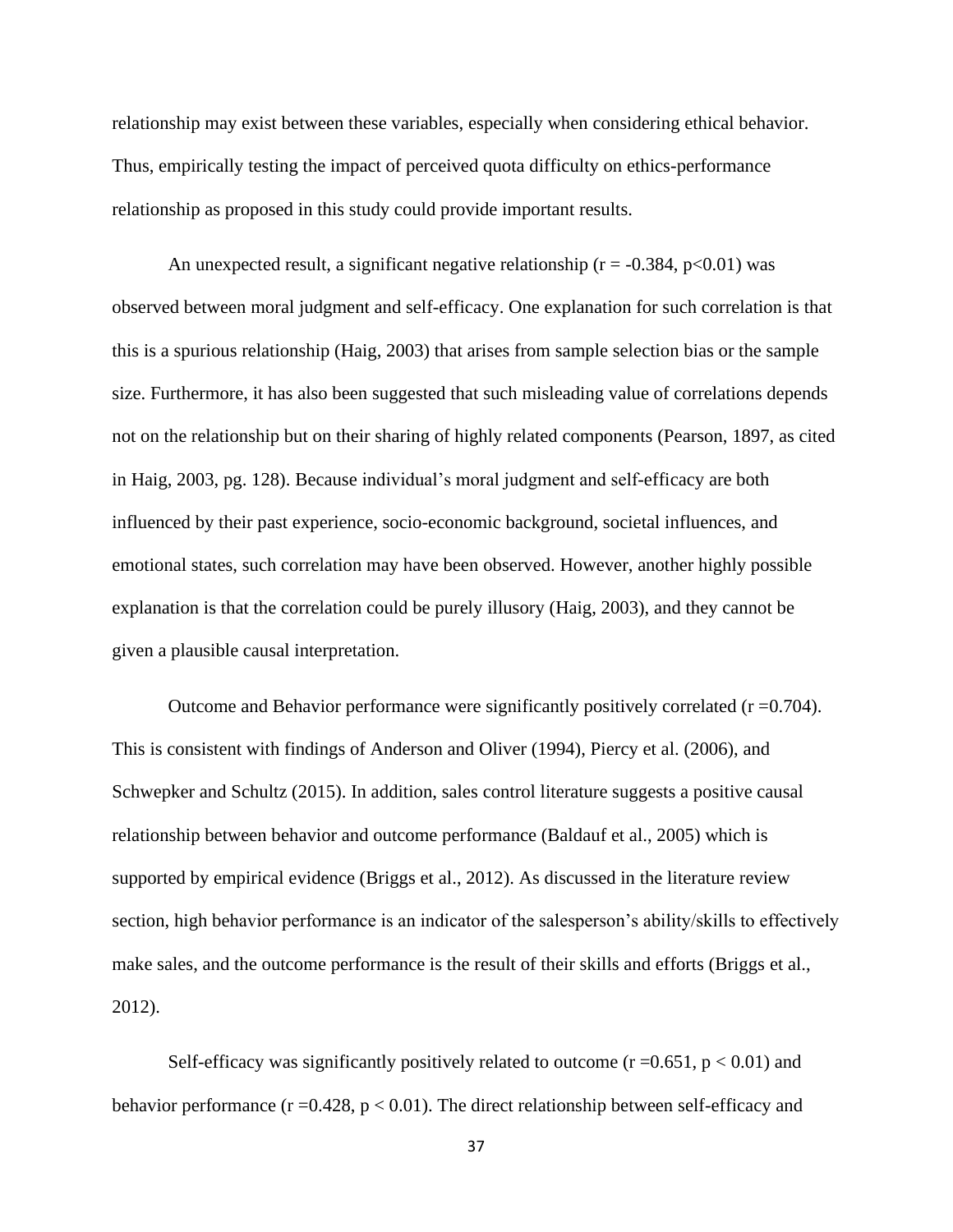relationship may exist between these variables, especially when considering ethical behavior. Thus, empirically testing the impact of perceived quota difficulty on ethics-performance relationship as proposed in this study could provide important results.

An unexpected result, a significant negative relationship ($r = -0.384$, $p<0.01$) was observed between moral judgment and self-efficacy. One explanation for such correlation is that this is a spurious relationship (Haig, 2003) that arises from sample selection bias or the sample size. Furthermore, it has also been suggested that such misleading value of correlations depends not on the relationship but on their sharing of highly related components (Pearson, 1897, as cited in Haig, 2003, pg. 128). Because individual's moral judgment and self-efficacy are both influenced by their past experience, socio-economic background, societal influences, and emotional states, such correlation may have been observed. However, another highly possible explanation is that the correlation could be purely illusory (Haig, 2003), and they cannot be given a plausible causal interpretation.

Outcome and Behavior performance were significantly positively correlated ($r =0.704$). This is consistent with findings of Anderson and Oliver (1994), Piercy et al. (2006), and Schwepker and Schultz (2015). In addition, sales control literature suggests a positive causal relationship between behavior and outcome performance (Baldauf et al., 2005) which is supported by empirical evidence (Briggs et al., 2012). As discussed in the literature review section, high behavior performance is an indicator of the salesperson's ability/skills to effectively make sales, and the outcome performance is the result of their skills and efforts (Briggs et al., 2012).

Self-efficacy was significantly positively related to outcome ($r =0.651$, $p < 0.01$) and behavior performance ($r =0.428$, $p < 0.01$). The direct relationship between self-efficacy and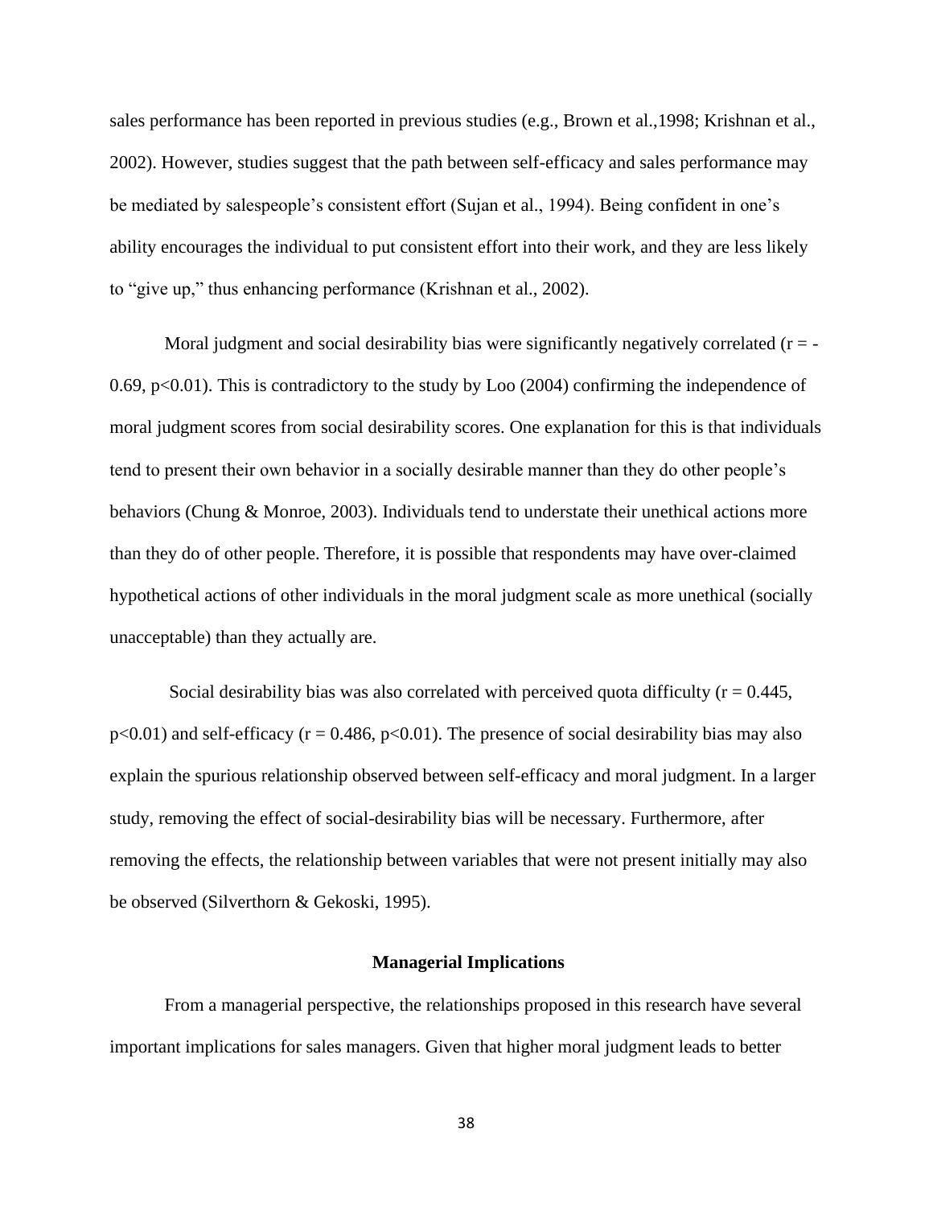sales performance has been reported in previous studies (e.g., Brown et al.,1998; Krishnan et al., 2002). However, studies suggest that the path between self-efficacy and sales performance may be mediated by salespeople's consistent effort (Sujan et al., 1994). Being confident in one's ability encourages the individual to put consistent effort into their work, and they are less likely to "give up," thus enhancing performance (Krishnan et al., 2002).

Moral judgment and social desirability bias were significantly negatively correlated ($r = -0.69$, $p<0.01$). This is contradictory to the study by Loo (2004) confirming the independence of moral judgment scores from social desirability scores. One explanation for this is that individuals tend to present their own behavior in a socially desirable manner than they do other people's behaviors (Chung & Monroe, 2003). Individuals tend to understate their unethical actions more than they do of other people. Therefore, it is possible that respondents may have over-claimed hypothetical actions of other individuals in the moral judgment scale as more unethical (socially unacceptable) than they actually are.

Social desirability bias was also correlated with perceived quota difficulty ($r = 0.445$, $p<0.01$) and self-efficacy ($r = 0.486$, $p<0.01$). The presence of social desirability bias may also explain the spurious relationship observed between self-efficacy and moral judgment. In a larger study, removing the effect of social-desirability bias will be necessary. Furthermore, after removing the effects, the relationship between variables that were not present initially may also be observed (Silverthorn & Gekoski, 1995).

## Managerial Implications

From a managerial perspective, the relationships proposed in this research have several important implications for sales managers. Given that higher moral judgment leads to better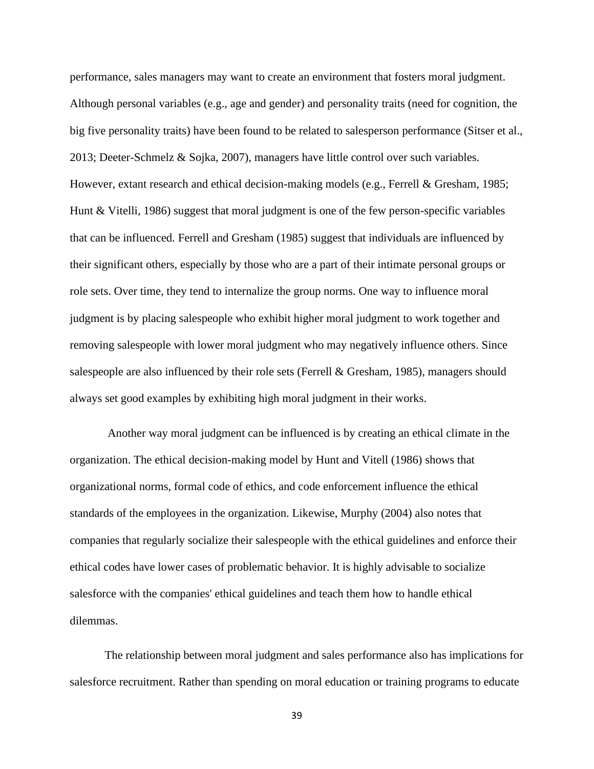performance, sales managers may want to create an environment that fosters moral judgment. Although personal variables (e.g., age and gender) and personality traits (need for cognition, the big five personality traits) have been found to be related to salesperson performance (Sitser et al., 2013; Deeter-Schmelz & Sojka, 2007), managers have little control over such variables. However, extant research and ethical decision-making models (e.g., Ferrell & Gresham, 1985; Hunt & Vitelli, 1986) suggest that moral judgment is one of the few person-specific variables that can be influenced. Ferrell and Gresham (1985) suggest that individuals are influenced by their significant others, especially by those who are a part of their intimate personal groups or role sets. Over time, they tend to internalize the group norms. One way to influence moral judgment is by placing salespeople who exhibit higher moral judgment to work together and removing salespeople with lower moral judgment who may negatively influence others. Since salespeople are also influenced by their role sets (Ferrell & Gresham, 1985), managers should always set good examples by exhibiting high moral judgment in their works.

Another way moral judgment can be influenced is by creating an ethical climate in the organization. The ethical decision-making model by Hunt and Vitell (1986) shows that organizational norms, formal code of ethics, and code enforcement influence the ethical standards of the employees in the organization. Likewise, Murphy (2004) also notes that companies that regularly socialize their salespeople with the ethical guidelines and enforce their ethical codes have lower cases of problematic behavior. It is highly advisable to socialize salesforce with the companies' ethical guidelines and teach them how to handle ethical dilemmas.

The relationship between moral judgment and sales performance also has implications for salesforce recruitment. Rather than spending on moral education or training programs to educate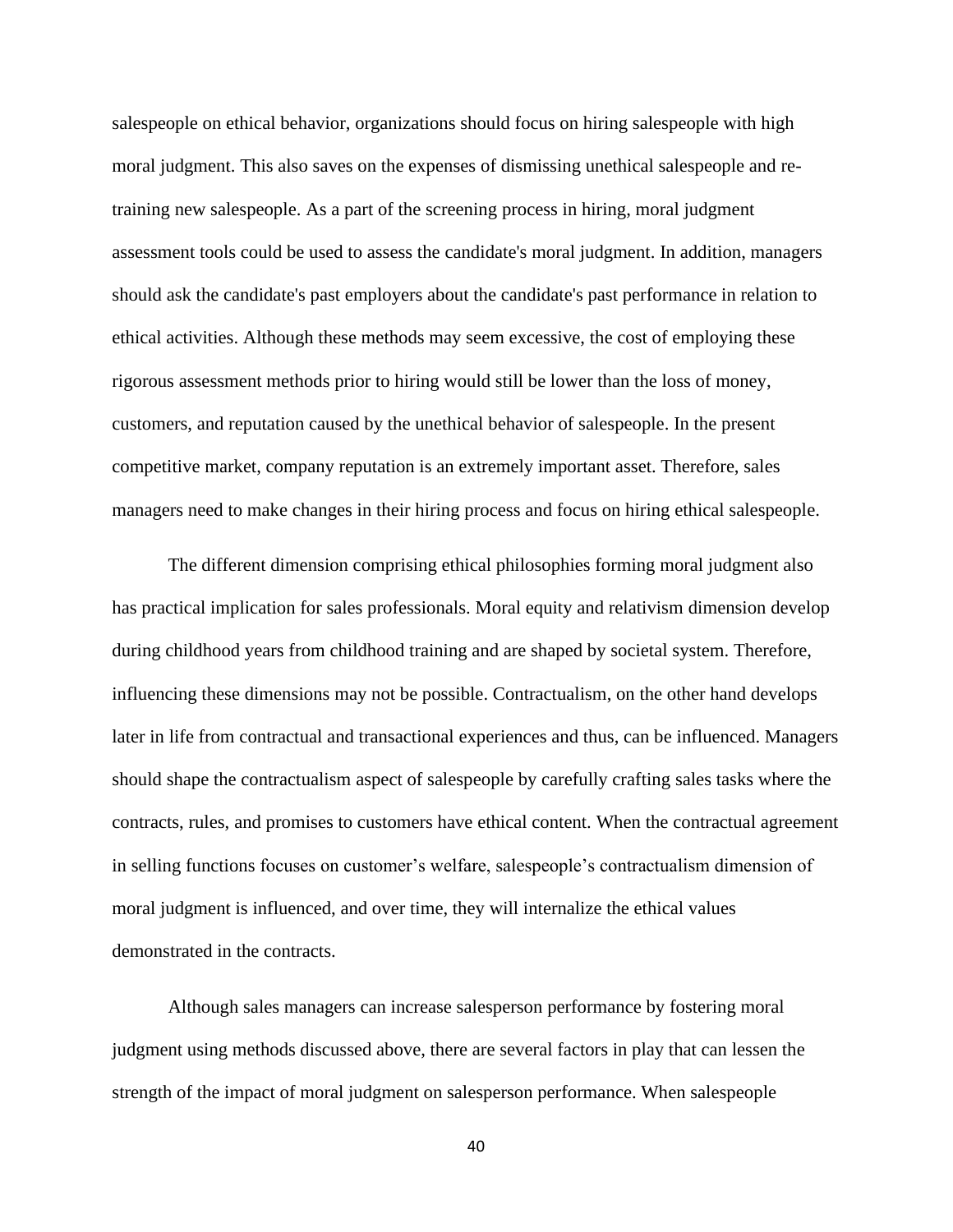salespeople on ethical behavior, organizations should focus on hiring salespeople with high moral judgment. This also saves on the expenses of dismissing unethical salespeople and re-training new salespeople. As a part of the screening process in hiring, moral judgment assessment tools could be used to assess the candidate's moral judgment. In addition, managers should ask the candidate's past employers about the candidate's past performance in relation to ethical activities. Although these methods may seem excessive, the cost of employing these rigorous assessment methods prior to hiring would still be lower than the loss of money, customers, and reputation caused by the unethical behavior of salespeople. In the present competitive market, company reputation is an extremely important asset. Therefore, sales managers need to make changes in their hiring process and focus on hiring ethical salespeople.

The different dimension comprising ethical philosophies forming moral judgment also has practical implication for sales professionals. Moral equity and relativism dimension develop during childhood years from childhood training and are shaped by societal system. Therefore, influencing these dimensions may not be possible. Contractualism, on the other hand develops later in life from contractual and transactional experiences and thus, can be influenced. Managers should shape the contractualism aspect of salespeople by carefully crafting sales tasks where the contracts, rules, and promises to customers have ethical content. When the contractual agreement in selling functions focuses on customer's welfare, salespeople's contractualism dimension of moral judgment is influenced, and over time, they will internalize the ethical values demonstrated in the contracts.

Although sales managers can increase salesperson performance by fostering moral judgment using methods discussed above, there are several factors in play that can lessen the strength of the impact of moral judgment on salesperson performance. When salespeople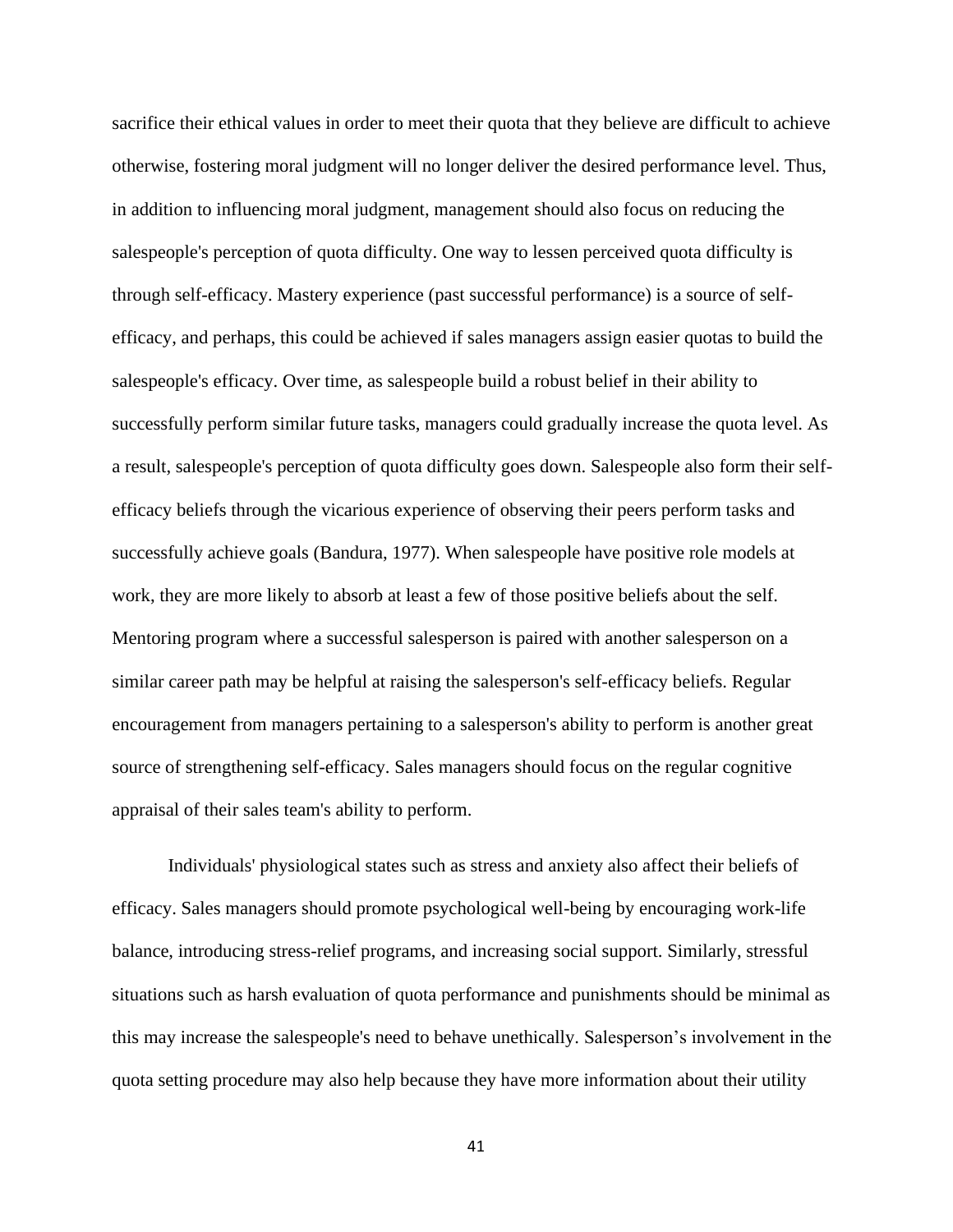sacrifice their ethical values in order to meet their quota that they believe are difficult to achieve otherwise, fostering moral judgment will no longer deliver the desired performance level. Thus, in addition to influencing moral judgment, management should also focus on reducing the salespeople's perception of quota difficulty. One way to lessen perceived quota difficulty is through self-efficacy. Mastery experience (past successful performance) is a source of self-efficacy, and perhaps, this could be achieved if sales managers assign easier quotas to build the salespeople's efficacy. Over time, as salespeople build a robust belief in their ability to successfully perform similar future tasks, managers could gradually increase the quota level. As a result, salespeople's perception of quota difficulty goes down. Salespeople also form their self-efficacy beliefs through the vicarious experience of observing their peers perform tasks and successfully achieve goals (Bandura, 1977). When salespeople have positive role models at work, they are more likely to absorb at least a few of those positive beliefs about the self. Mentoring program where a successful salesperson is paired with another salesperson on a similar career path may be helpful at raising the salesperson's self-efficacy beliefs. Regular encouragement from managers pertaining to a salesperson's ability to perform is another great source of strengthening self-efficacy. Sales managers should focus on the regular cognitive appraisal of their sales team's ability to perform.

Individuals' physiological states such as stress and anxiety also affect their beliefs of efficacy. Sales managers should promote psychological well-being by encouraging work-life balance, introducing stress-relief programs, and increasing social support. Similarly, stressful situations such as harsh evaluation of quota performance and punishments should be minimal as this may increase the salespeople's need to behave unethically. Salesperson's involvement in the quota setting procedure may also help because they have more information about their utility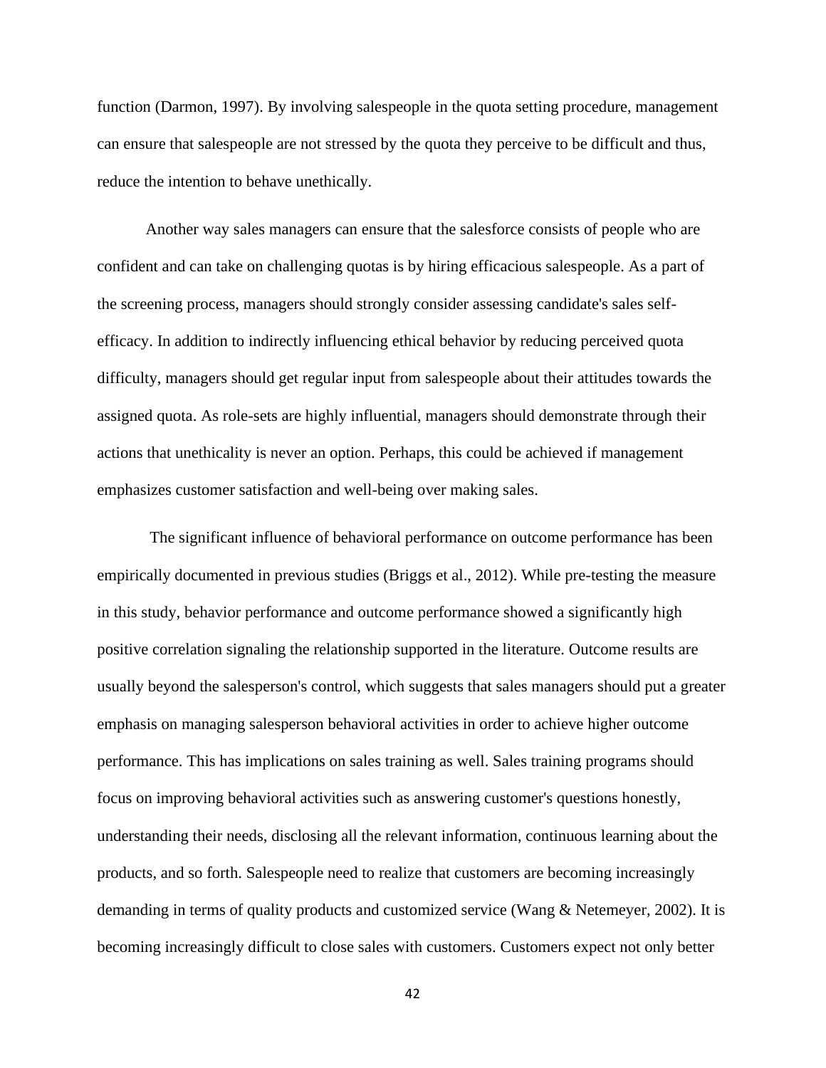function (Darmon, 1997). By involving salespeople in the quota setting procedure, management can ensure that salespeople are not stressed by the quota they perceive to be difficult and thus, reduce the intention to behave unethically.

Another way sales managers can ensure that the salesforce consists of people who are confident and can take on challenging quotas is by hiring efficacious salespeople. As a part of the screening process, managers should strongly consider assessing candidate's sales self-efficacy. In addition to indirectly influencing ethical behavior by reducing perceived quota difficulty, managers should get regular input from salespeople about their attitudes towards the assigned quota. As role-sets are highly influential, managers should demonstrate through their actions that unethicality is never an option. Perhaps, this could be achieved if management emphasizes customer satisfaction and well-being over making sales.

The significant influence of behavioral performance on outcome performance has been empirically documented in previous studies (Briggs et al., 2012). While pre-testing the measure in this study, behavior performance and outcome performance showed a significantly high positive correlation signaling the relationship supported in the literature. Outcome results are usually beyond the salesperson's control, which suggests that sales managers should put a greater emphasis on managing salesperson behavioral activities in order to achieve higher outcome performance. This has implications on sales training as well. Sales training programs should focus on improving behavioral activities such as answering customer's questions honestly, understanding their needs, disclosing all the relevant information, continuous learning about the products, and so forth. Salespeople need to realize that customers are becoming increasingly demanding in terms of quality products and customized service (Wang & Netemeyer, 2002). It is becoming increasingly difficult to close sales with customers. Customers expect not only better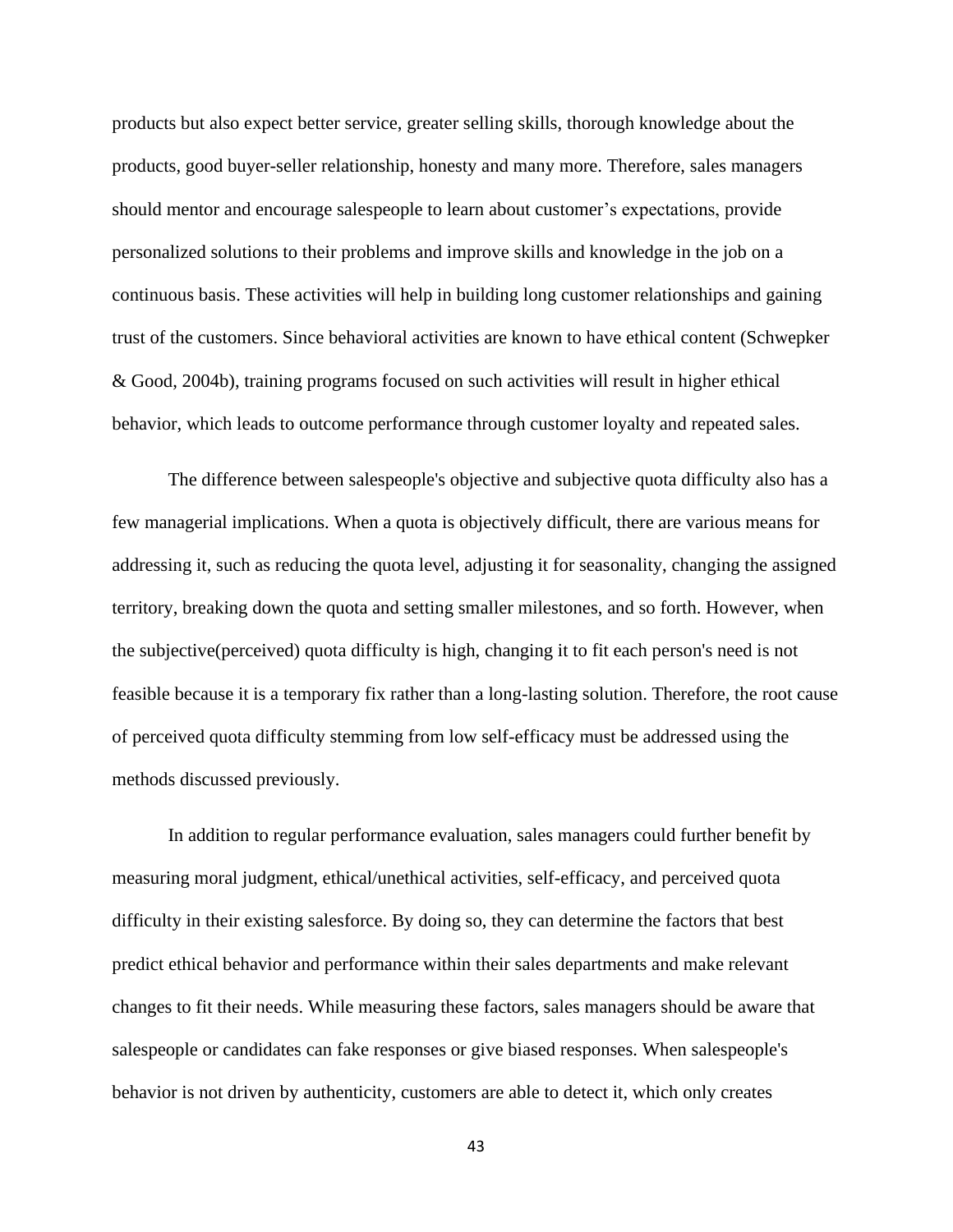products but also expect better service, greater selling skills, thorough knowledge about the products, good buyer-seller relationship, honesty and many more. Therefore, sales managers should mentor and encourage salespeople to learn about customer's expectations, provide personalized solutions to their problems and improve skills and knowledge in the job on a continuous basis. These activities will help in building long customer relationships and gaining trust of the customers. Since behavioral activities are known to have ethical content (Schwepker & Good, 2004b), training programs focused on such activities will result in higher ethical behavior, which leads to outcome performance through customer loyalty and repeated sales.

The difference between salespeople's objective and subjective quota difficulty also has a few managerial implications. When a quota is objectively difficult, there are various means for addressing it, such as reducing the quota level, adjusting it for seasonality, changing the assigned territory, breaking down the quota and setting smaller milestones, and so forth. However, when the subjective(perceived) quota difficulty is high, changing it to fit each person's need is not feasible because it is a temporary fix rather than a long-lasting solution. Therefore, the root cause of perceived quota difficulty stemming from low self-efficacy must be addressed using the methods discussed previously.

In addition to regular performance evaluation, sales managers could further benefit by measuring moral judgment, ethical/unethical activities, self-efficacy, and perceived quota difficulty in their existing salesforce. By doing so, they can determine the factors that best predict ethical behavior and performance within their sales departments and make relevant changes to fit their needs. While measuring these factors, sales managers should be aware that salespeople or candidates can fake responses or give biased responses. When salespeople's behavior is not driven by authenticity, customers are able to detect it, which only creates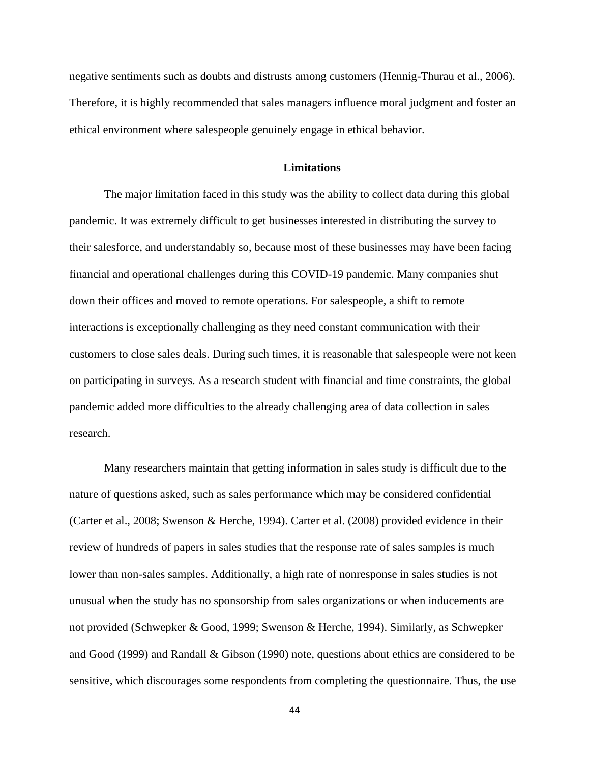negative sentiments such as doubts and distrusts among customers (Hennig-Thurau et al., 2006). Therefore, it is highly recommended that sales managers influence moral judgment and foster an ethical environment where salespeople genuinely engage in ethical behavior.

## Limitations

The major limitation faced in this study was the ability to collect data during this global pandemic. It was extremely difficult to get businesses interested in distributing the survey to their salesforce, and understandably so, because most of these businesses may have been facing financial and operational challenges during this COVID-19 pandemic. Many companies shut down their offices and moved to remote operations. For salespeople, a shift to remote interactions is exceptionally challenging as they need constant communication with their customers to close sales deals. During such times, it is reasonable that salespeople were not keen on participating in surveys. As a research student with financial and time constraints, the global pandemic added more difficulties to the already challenging area of data collection in sales research.

Many researchers maintain that getting information in sales study is difficult due to the nature of questions asked, such as sales performance which may be considered confidential (Carter et al., 2008; Swenson & Herche, 1994). Carter et al. (2008) provided evidence in their review of hundreds of papers in sales studies that the response rate of sales samples is much lower than non-sales samples. Additionally, a high rate of nonresponse in sales studies is not unusual when the study has no sponsorship from sales organizations or when inducements are not provided (Schwepker & Good, 1999; Swenson & Herche, 1994). Similarly, as Schwepker and Good (1999) and Randall & Gibson (1990) note, questions about ethics are considered to be sensitive, which discourages some respondents from completing the questionnaire. Thus, the use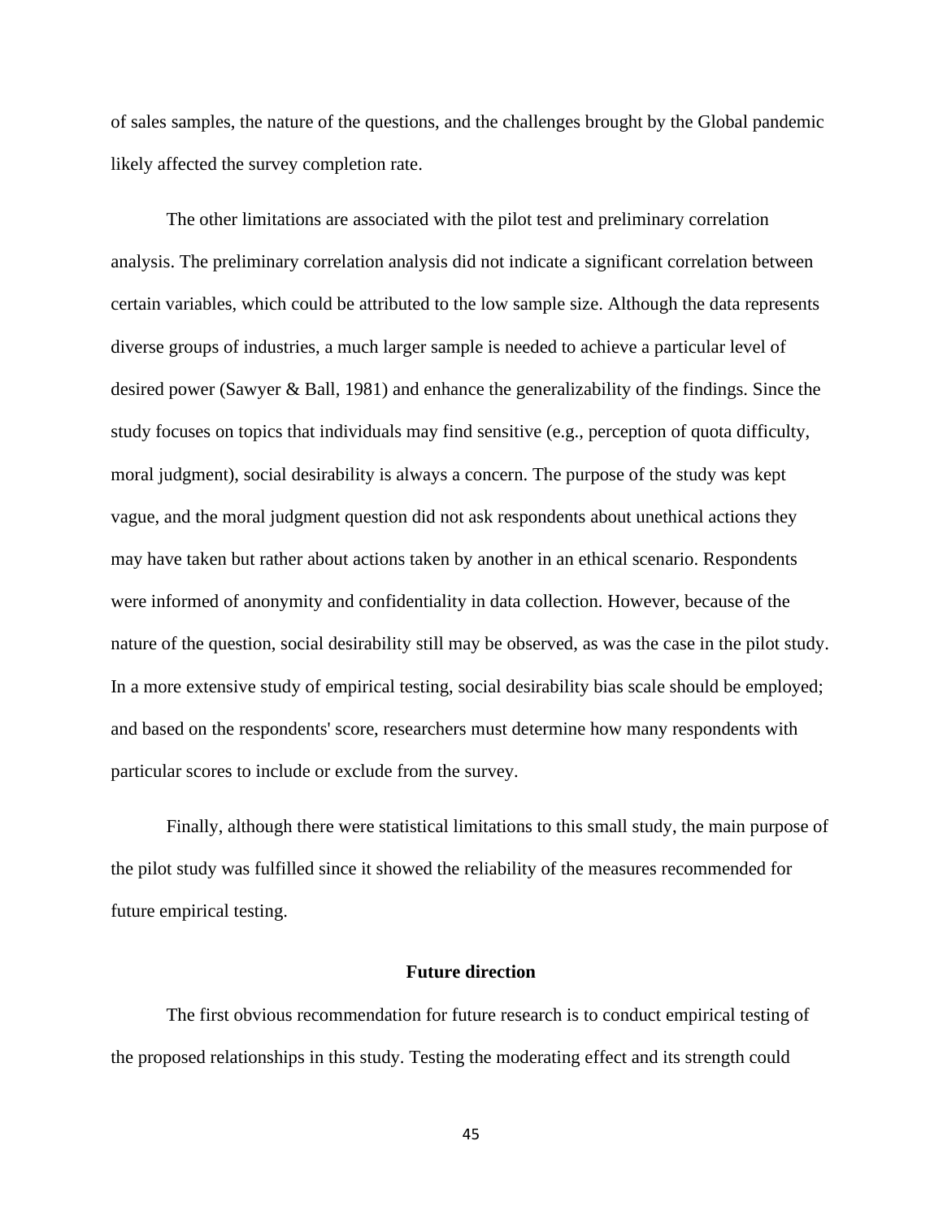of sales samples, the nature of the questions, and the challenges brought by the Global pandemic likely affected the survey completion rate.

The other limitations are associated with the pilot test and preliminary correlation analysis. The preliminary correlation analysis did not indicate a significant correlation between certain variables, which could be attributed to the low sample size. Although the data represents diverse groups of industries, a much larger sample is needed to achieve a particular level of desired power (Sawyer & Ball, 1981) and enhance the generalizability of the findings. Since the study focuses on topics that individuals may find sensitive (e.g., perception of quota difficulty, moral judgment), social desirability is always a concern. The purpose of the study was kept vague, and the moral judgment question did not ask respondents about unethical actions they may have taken but rather about actions taken by another in an ethical scenario. Respondents were informed of anonymity and confidentiality in data collection. However, because of the nature of the question, social desirability still may be observed, as was the case in the pilot study. In a more extensive study of empirical testing, social desirability bias scale should be employed; and based on the respondents' score, researchers must determine how many respondents with particular scores to include or exclude from the survey.

Finally, although there were statistical limitations to this small study, the main purpose of the pilot study was fulfilled since it showed the reliability of the measures recommended for future empirical testing.

## Future direction

The first obvious recommendation for future research is to conduct empirical testing of the proposed relationships in this study. Testing the moderating effect and its strength could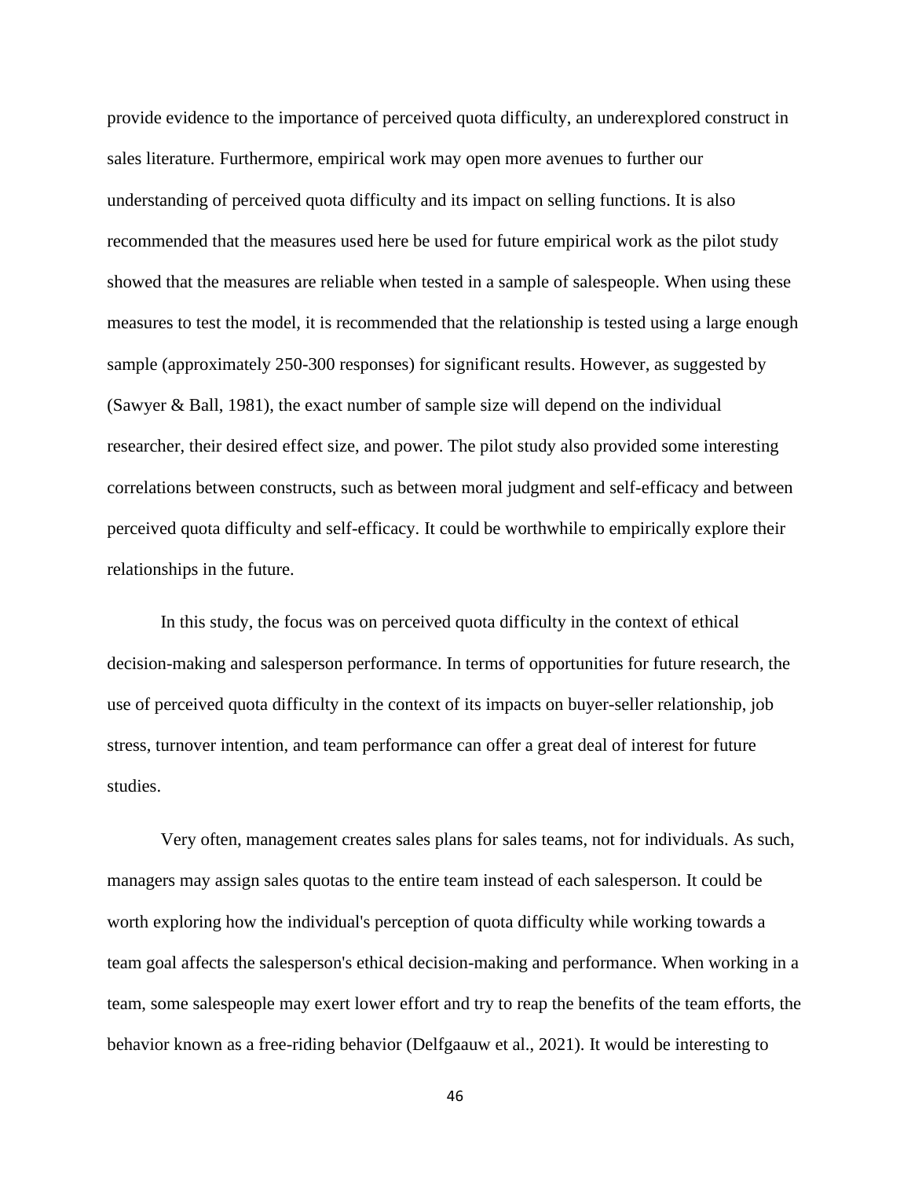provide evidence to the importance of perceived quota difficulty, an underexplored construct in sales literature. Furthermore, empirical work may open more avenues to further our understanding of perceived quota difficulty and its impact on selling functions. It is also recommended that the measures used here be used for future empirical work as the pilot study showed that the measures are reliable when tested in a sample of salespeople. When using these measures to test the model, it is recommended that the relationship is tested using a large enough sample (approximately 250-300 responses) for significant results. However, as suggested by (Sawyer & Ball, 1981), the exact number of sample size will depend on the individual researcher, their desired effect size, and power. The pilot study also provided some interesting correlations between constructs, such as between moral judgment and self-efficacy and between perceived quota difficulty and self-efficacy. It could be worthwhile to empirically explore their relationships in the future.

In this study, the focus was on perceived quota difficulty in the context of ethical decision-making and salesperson performance. In terms of opportunities for future research, the use of perceived quota difficulty in the context of its impacts on buyer-seller relationship, job stress, turnover intention, and team performance can offer a great deal of interest for future studies.

Very often, management creates sales plans for sales teams, not for individuals. As such, managers may assign sales quotas to the entire team instead of each salesperson. It could be worth exploring how the individual's perception of quota difficulty while working towards a team goal affects the salesperson's ethical decision-making and performance. When working in a team, some salespeople may exert lower effort and try to reap the benefits of the team efforts, the behavior known as a free-riding behavior (Delfgaauw et al., 2021). It would be interesting to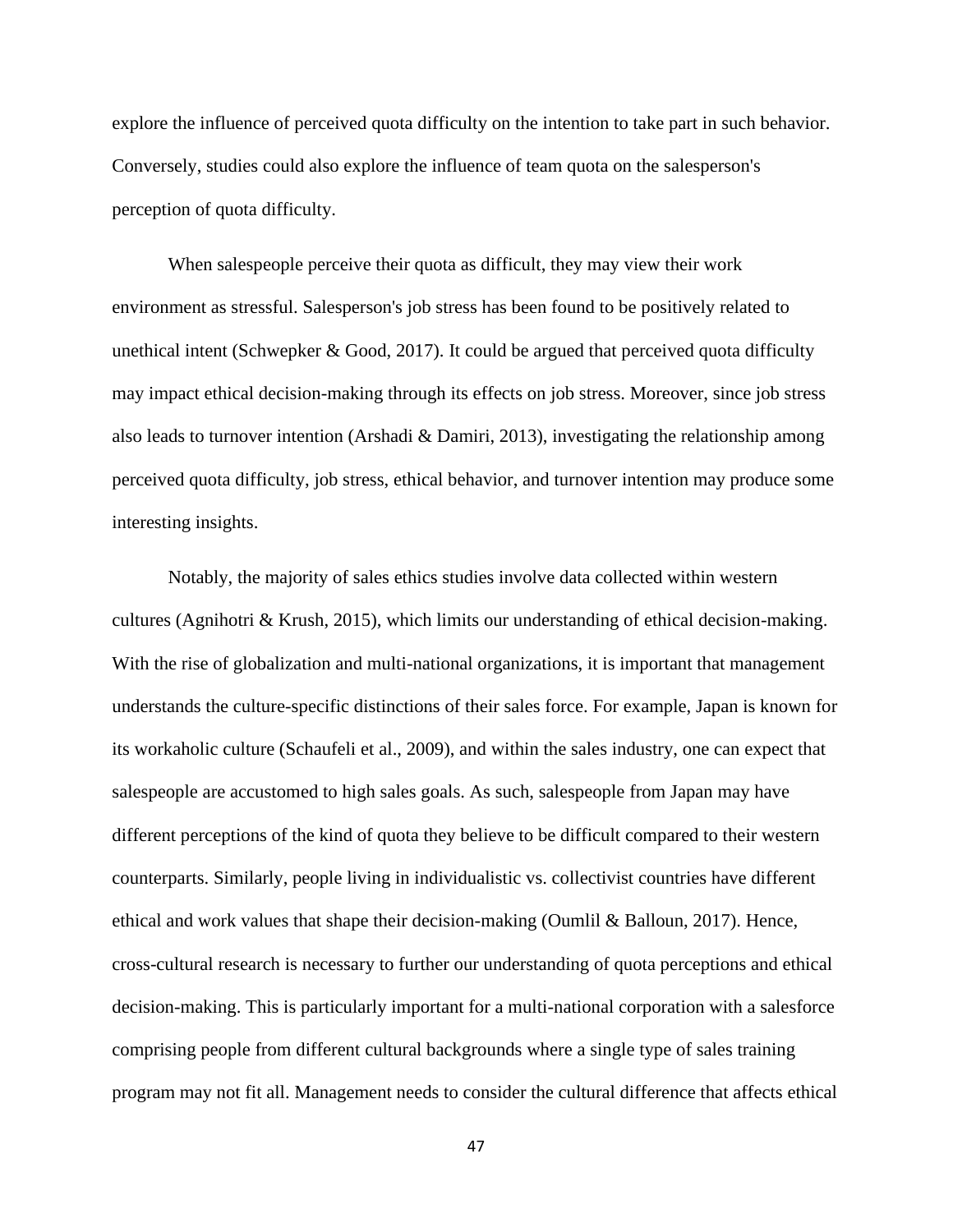explore the influence of perceived quota difficulty on the intention to take part in such behavior. Conversely, studies could also explore the influence of team quota on the salesperson's perception of quota difficulty.

When salespeople perceive their quota as difficult, they may view their work environment as stressful. Salesperson's job stress has been found to be positively related to unethical intent (Schwepker & Good, 2017). It could be argued that perceived quota difficulty may impact ethical decision-making through its effects on job stress. Moreover, since job stress also leads to turnover intention (Arshadi & Damiri, 2013), investigating the relationship among perceived quota difficulty, job stress, ethical behavior, and turnover intention may produce some interesting insights.

Notably, the majority of sales ethics studies involve data collected within western cultures (Agnihotri & Krush, 2015), which limits our understanding of ethical decision-making. With the rise of globalization and multi-national organizations, it is important that management understands the culture-specific distinctions of their sales force. For example, Japan is known for its workaholic culture (Schaufeli et al., 2009), and within the sales industry, one can expect that salespeople are accustomed to high sales goals. As such, salespeople from Japan may have different perceptions of the kind of quota they believe to be difficult compared to their western counterparts. Similarly, people living in individualistic vs. collectivist countries have different ethical and work values that shape their decision-making (Oumlil & Balloun, 2017). Hence, cross-cultural research is necessary to further our understanding of quota perceptions and ethical decision-making. This is particularly important for a multi-national corporation with a salesforce comprising people from different cultural backgrounds where a single type of sales training program may not fit all. Management needs to consider the cultural difference that affects ethical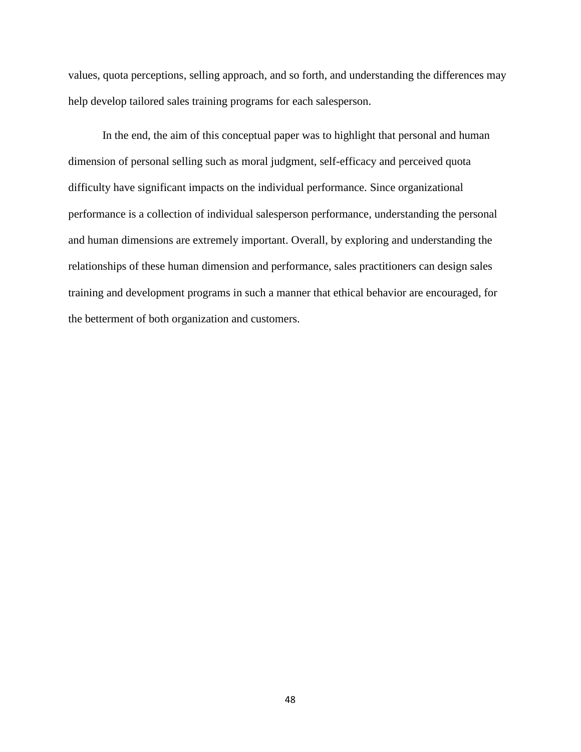values, quota perceptions, selling approach, and so forth, and understanding the differences may help develop tailored sales training programs for each salesperson.

In the end, the aim of this conceptual paper was to highlight that personal and human dimension of personal selling such as moral judgment, self-efficacy and perceived quota difficulty have significant impacts on the individual performance. Since organizational performance is a collection of individual salesperson performance, understanding the personal and human dimensions are extremely important. Overall, by exploring and understanding the relationships of these human dimension and performance, sales practitioners can design sales training and development programs in such a manner that ethical behavior are encouraged, for the betterment of both organization and customers.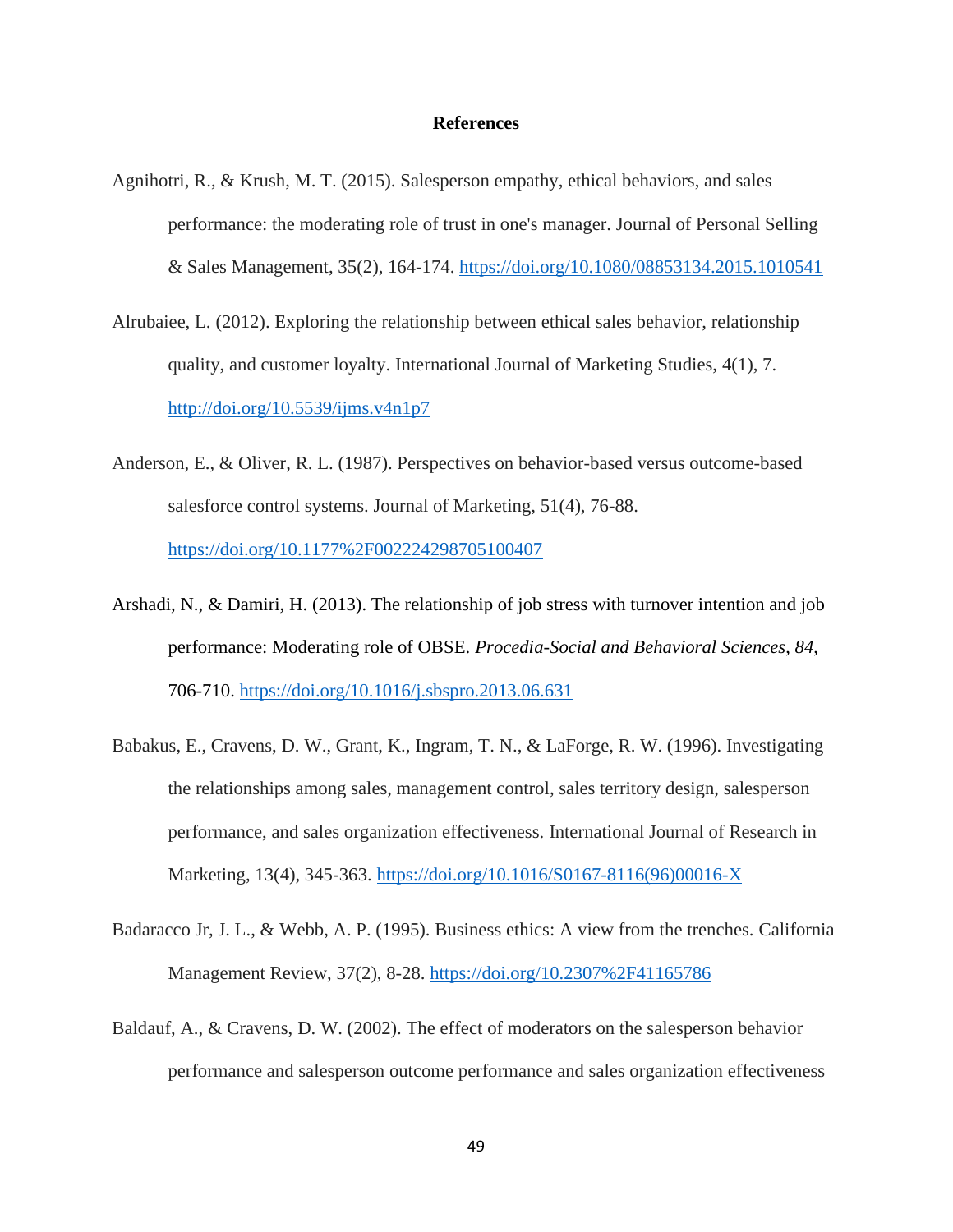**References**

Agnihotri, R., & Krush, M. T. (2015). Salesperson empathy, ethical behaviors, and sales performance: the moderating role of trust in one's manager. Journal of Personal Selling & Sales Management, 35(2), 164-174. https://doi.org/10.1080/08853134.2015.1010541

Alrubaiee, L. (2012). Exploring the relationship between ethical sales behavior, relationship quality, and customer loyalty. International Journal of Marketing Studies, 4(1), 7. http://doi.org/10.5539/ijms.v4n1p7

Anderson, E., & Oliver, R. L. (1987). Perspectives on behavior-based versus outcome-based salesforce control systems. Journal of Marketing, 51(4), 76-88. https://doi.org/10.1177%2F002224298705100407

Arshadi, N., & Damiri, H. (2013). The relationship of job stress with turnover intention and job performance: Moderating role of OBSE. *Procedia-Social and Behavioral Sciences*, *84*, 706-710. https://doi.org/10.1016/j.sbspro.2013.06.631

Babakus, E., Cravens, D. W., Grant, K., Ingram, T. N., & LaForge, R. W. (1996). Investigating the relationships among sales, management control, sales territory design, salesperson performance, and sales organization effectiveness. International Journal of Research in Marketing, 13(4), 345-363. https://doi.org/10.1016/S0167-8116(96)00016-X

Badaracco Jr, J. L., & Webb, A. P. (1995). Business ethics: A view from the trenches. California Management Review, 37(2), 8-28. https://doi.org/10.2307%2F41165786

Baldauf, A., & Cravens, D. W. (2002). The effect of moderators on the salesperson behavior performance and salesperson outcome performance and sales organization effectiveness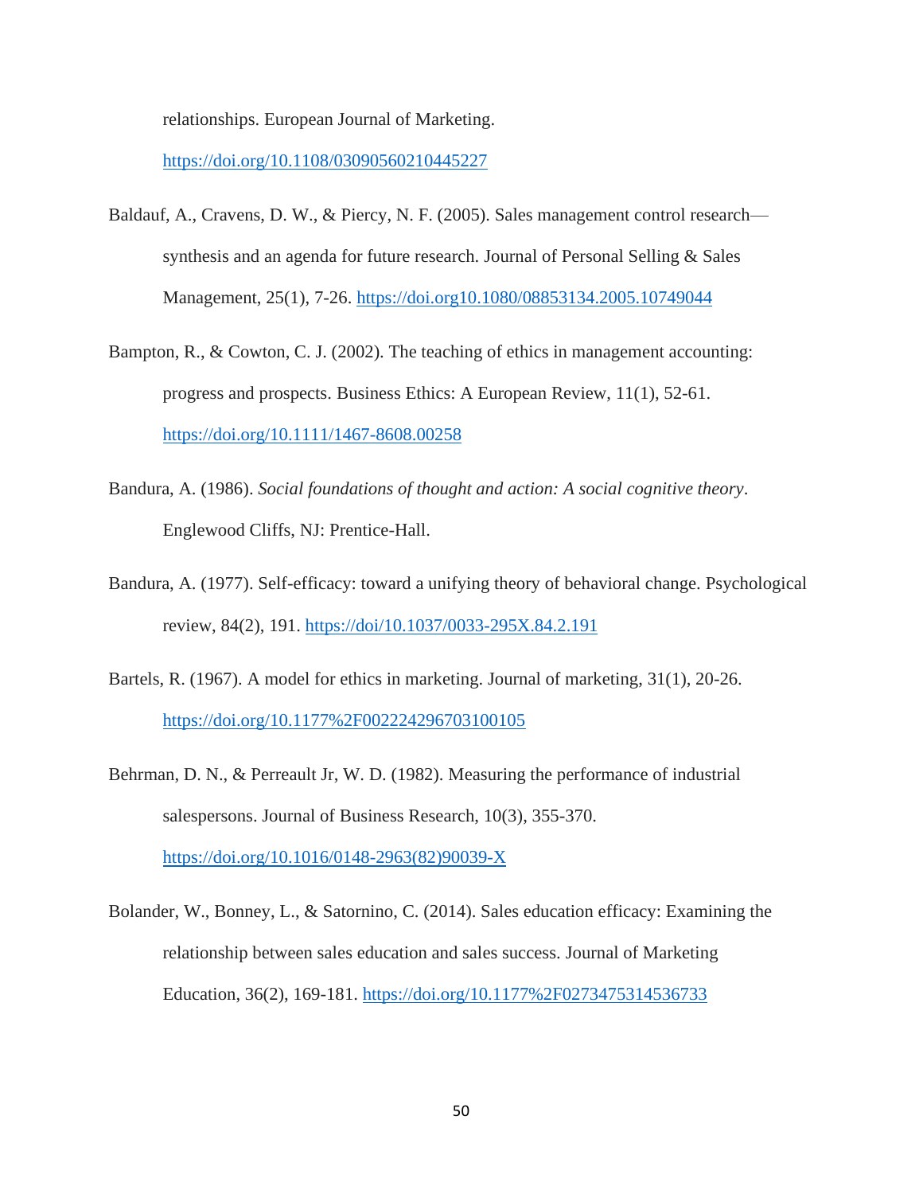relationships. European Journal of Marketing. https://doi.org/10.1108/03090560210445227

Baldauf, A., Cravens, D. W., & Piercy, N. F. (2005). Sales management control research—synthesis and an agenda for future research. Journal of Personal Selling & Sales Management, 25(1), 7-26. https://doi.org10.1080/08853134.2005.10749044

Bampton, R., & Cowton, C. J. (2002). The teaching of ethics in management accounting: progress and prospects. Business Ethics: A European Review, 11(1), 52-61. https://doi.org/10.1111/1467-8608.00258

Bandura, A. (1986). *Social foundations of thought and action: A social cognitive theory*. Englewood Cliffs, NJ: Prentice-Hall.

Bandura, A. (1977). Self-efficacy: toward a unifying theory of behavioral change. Psychological review, 84(2), 191. https://doi/10.1037/0033-295X.84.2.191

Bartels, R. (1967). A model for ethics in marketing. Journal of marketing, 31(1), 20-26. https://doi.org/10.1177%2F002224296703100105

Behrman, D. N., & Perreault Jr, W. D. (1982). Measuring the performance of industrial salespersons. Journal of Business Research, 10(3), 355-370. https://doi.org/10.1016/0148-2963(82)90039-X

Bolander, W., Bonney, L., & Satornino, C. (2014). Sales education efficacy: Examining the relationship between sales education and sales success. Journal of Marketing Education, 36(2), 169-181. https://doi.org/10.1177%2F0273475314536733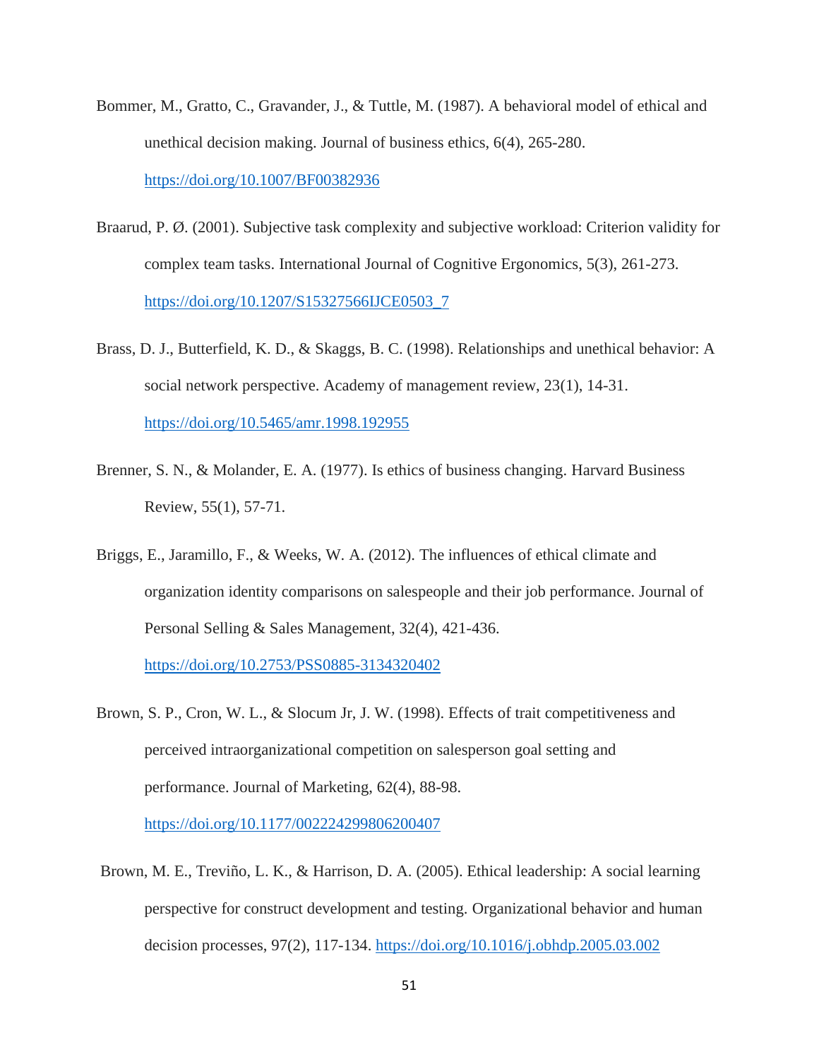Bommer, M., Gratto, C., Gravander, J., & Tuttle, M. (1987). A behavioral model of ethical and unethical decision making. Journal of business ethics, 6(4), 265-280. https://doi.org/10.1007/BF00382936

Braarud, P. Ø. (2001). Subjective task complexity and subjective workload: Criterion validity for complex team tasks. International Journal of Cognitive Ergonomics, 5(3), 261-273. https://doi.org/10.1207/S15327566IJCE0503_7

Brass, D. J., Butterfield, K. D., & Skaggs, B. C. (1998). Relationships and unethical behavior: A social network perspective. Academy of management review, 23(1), 14-31. https://doi.org/10.5465/amr.1998.192955

Brenner, S. N., & Molander, E. A. (1977). Is ethics of business changing. Harvard Business Review, 55(1), 57-71.

Briggs, E., Jaramillo, F., & Weeks, W. A. (2012). The influences of ethical climate and organization identity comparisons on salespeople and their job performance. Journal of Personal Selling & Sales Management, 32(4), 421-436. https://doi.org/10.2753/PSS0885-3134320402

Brown, S. P., Cron, W. L., & Slocum Jr, J. W. (1998). Effects of trait competitiveness and perceived intraorganizational competition on salesperson goal setting and performance. Journal of Marketing, 62(4), 88-98. https://doi.org/10.1177/002224299806200407

Brown, M. E., Treviño, L. K., & Harrison, D. A. (2005). Ethical leadership: A social learning perspective for construct development and testing. Organizational behavior and human decision processes, 97(2), 117-134. https://doi.org/10.1016/j.obhdp.2005.03.002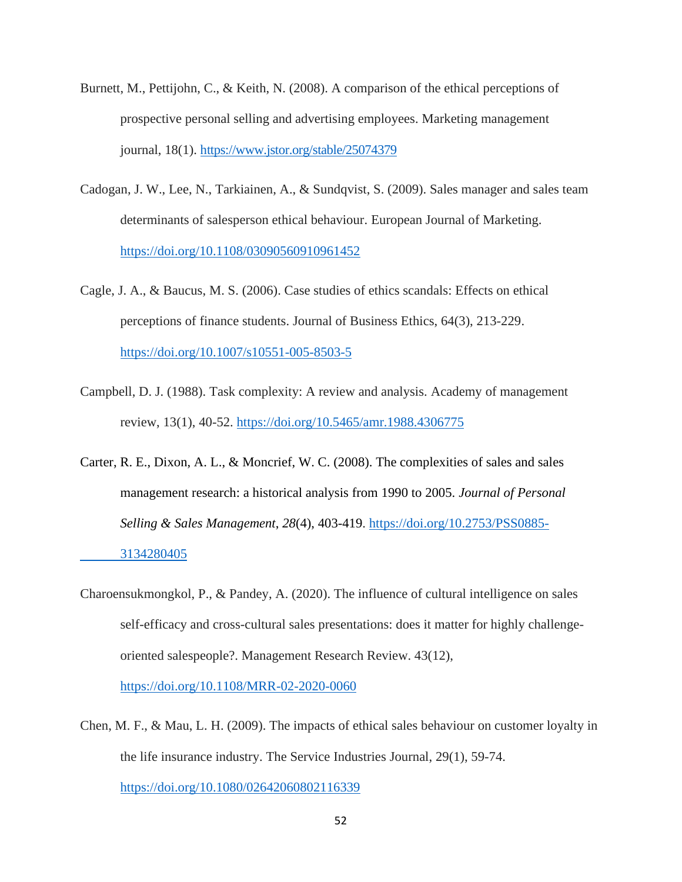Burnett, M., Pettijohn, C., & Keith, N. (2008). A comparison of the ethical perceptions of prospective personal selling and advertising employees. Marketing management journal, 18(1). https://www.jstor.org/stable/25074379

Cadogan, J. W., Lee, N., Tarkiainen, A., & Sundqvist, S. (2009). Sales manager and sales team determinants of salesperson ethical behaviour. European Journal of Marketing. https://doi.org/10.1108/03090560910961452

Cagle, J. A., & Baucus, M. S. (2006). Case studies of ethics scandals: Effects on ethical perceptions of finance students. Journal of Business Ethics, 64(3), 213-229. https://doi.org/10.1007/s10551-005-8503-5

Campbell, D. J. (1988). Task complexity: A review and analysis. Academy of management review, 13(1), 40-52. https://doi.org/10.5465/amr.1988.4306775

Carter, R. E., Dixon, A. L., & Moncrief, W. C. (2008). The complexities of sales and sales management research: a historical analysis from 1990 to 2005. *Journal of Personal Selling & Sales Management*, *28*(4), 403-419. https://doi.org/10.2753/PSS0885-3134280405

Charoensukmongkol, P., & Pandey, A. (2020). The influence of cultural intelligence on sales self-efficacy and cross-cultural sales presentations: does it matter for highly challenge-oriented salespeople?. Management Research Review. 43(12), https://doi.org/10.1108/MRR-02-2020-0060

Chen, M. F., & Mau, L. H. (2009). The impacts of ethical sales behaviour on customer loyalty in the life insurance industry. The Service Industries Journal, 29(1), 59-74. https://doi.org/10.1080/02642060802116339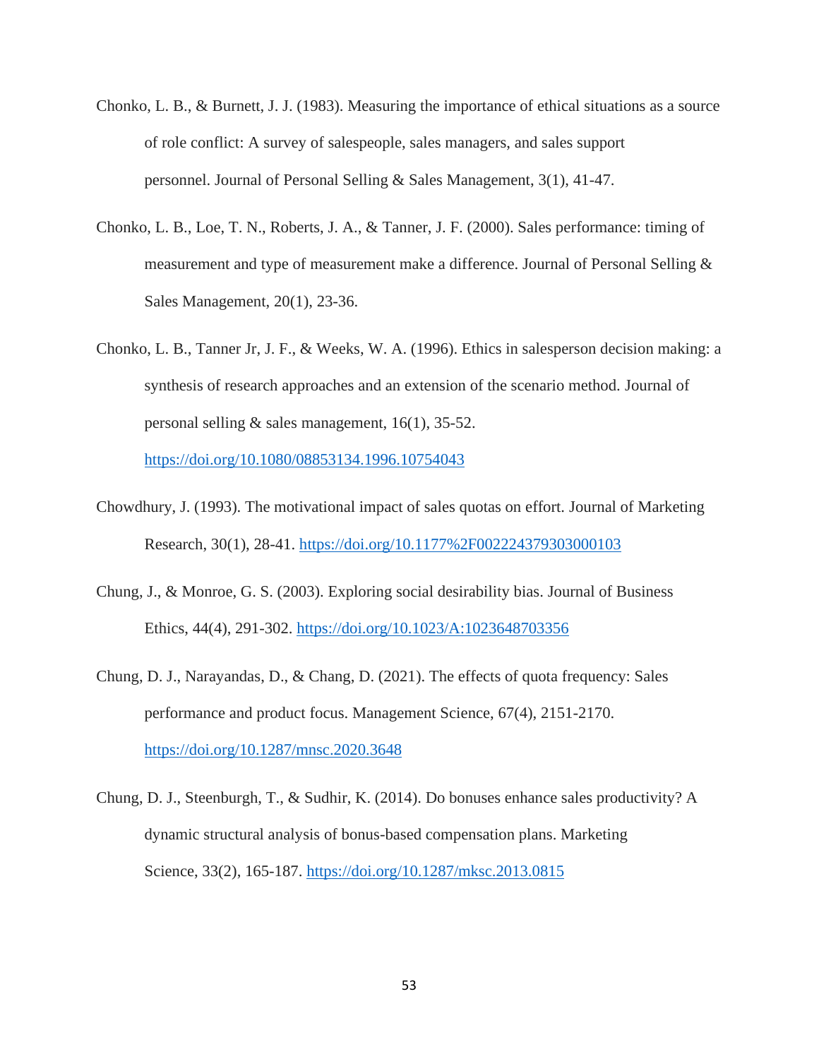Chonko, L. B., & Burnett, J. J. (1983). Measuring the importance of ethical situations as a source of role conflict: A survey of salespeople, sales managers, and sales support personnel. Journal of Personal Selling & Sales Management, 3(1), 41-47.

Chonko, L. B., Loe, T. N., Roberts, J. A., & Tanner, J. F. (2000). Sales performance: timing of measurement and type of measurement make a difference. Journal of Personal Selling & Sales Management, 20(1), 23-36.

Chonko, L. B., Tanner Jr, J. F., & Weeks, W. A. (1996). Ethics in salesperson decision making: a synthesis of research approaches and an extension of the scenario method. Journal of personal selling & sales management, 16(1), 35-52. https://doi.org/10.1080/08853134.1996.10754043

Chowdhury, J. (1993). The motivational impact of sales quotas on effort. Journal of Marketing Research, 30(1), 28-41. https://doi.org/10.1177%2F002224379303000103

Chung, J., & Monroe, G. S. (2003). Exploring social desirability bias. Journal of Business Ethics, 44(4), 291-302. https://doi.org/10.1023/A:1023648703356

Chung, D. J., Narayandas, D., & Chang, D. (2021). The effects of quota frequency: Sales performance and product focus. Management Science, 67(4), 2151-2170. https://doi.org/10.1287/mnsc.2020.3648

Chung, D. J., Steenburgh, T., & Sudhir, K. (2014). Do bonuses enhance sales productivity? A dynamic structural analysis of bonus-based compensation plans. Marketing Science, 33(2), 165-187. https://doi.org/10.1287/mksc.2013.0815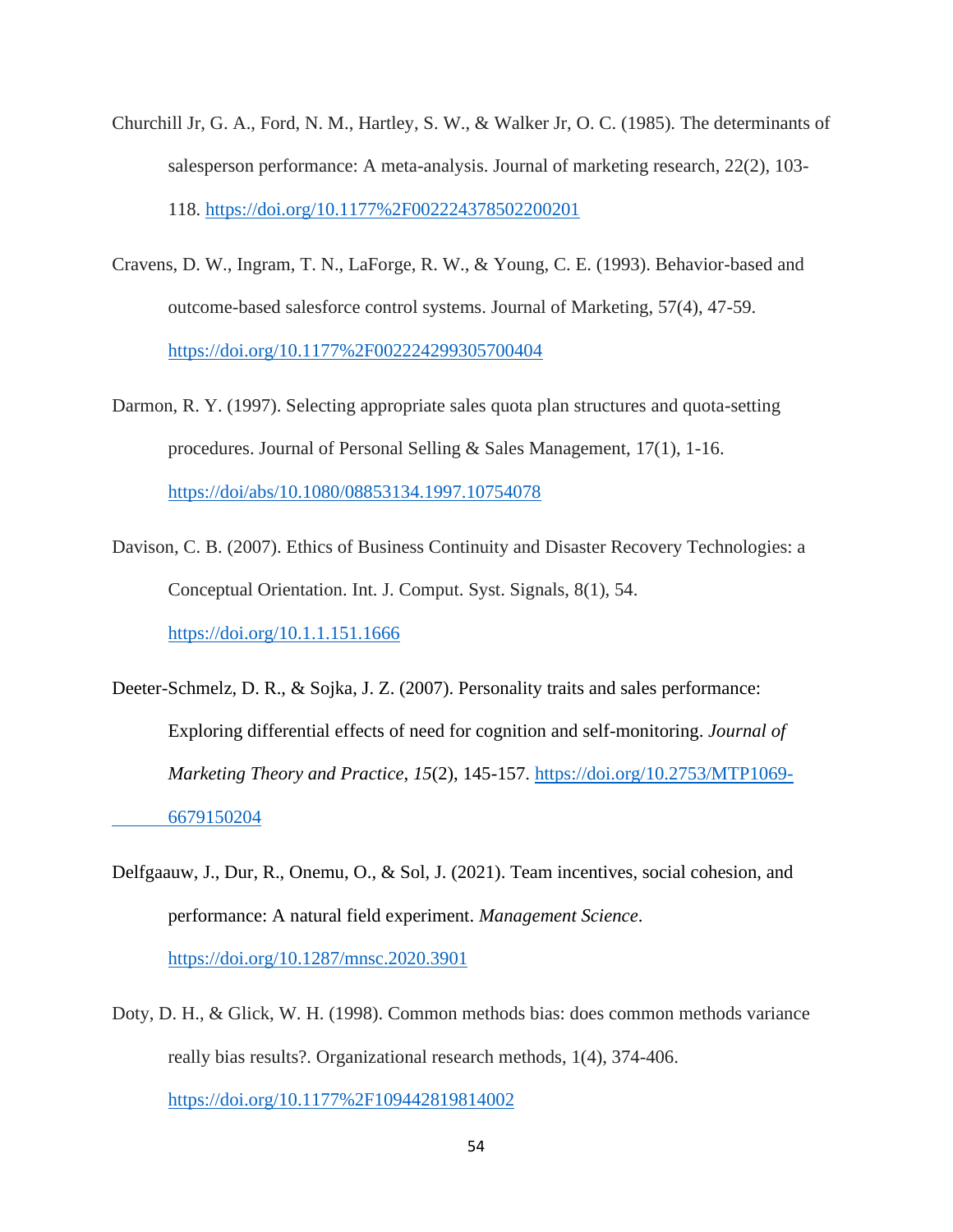Churchill Jr, G. A., Ford, N. M., Hartley, S. W., & Walker Jr, O. C. (1985). The determinants of salesperson performance: A meta-analysis. Journal of marketing research, 22(2), 103-118. https://doi.org/10.1177%2F002224378502200201

Cravens, D. W., Ingram, T. N., LaForge, R. W., & Young, C. E. (1993). Behavior-based and outcome-based salesforce control systems. Journal of Marketing, 57(4), 47-59. https://doi.org/10.1177%2F002224299305700404

Darmon, R. Y. (1997). Selecting appropriate sales quota plan structures and quota-setting procedures. Journal of Personal Selling & Sales Management, 17(1), 1-16. https://doi/abs/10.1080/08853134.1997.10754078

Davison, C. B. (2007). Ethics of Business Continuity and Disaster Recovery Technologies: a Conceptual Orientation. Int. J. Comput. Syst. Signals, 8(1), 54. https://doi.org/10.1.1.151.1666

Deeter-Schmelz, D. R., & Sojka, J. Z. (2007). Personality traits and sales performance: Exploring differential effects of need for cognition and self-monitoring. *Journal of Marketing Theory and Practice*, *15*(2), 145-157. https://doi.org/10.2753/MTP1069-6679150204

Delfgaauw, J., Dur, R., Onemu, O., & Sol, J. (2021). Team incentives, social cohesion, and performance: A natural field experiment. *Management Science*. https://doi.org/10.1287/mnsc.2020.3901

Doty, D. H., & Glick, W. H. (1998). Common methods bias: does common methods variance really bias results?. Organizational research methods, 1(4), 374-406. https://doi.org/10.1177%2F109442819814002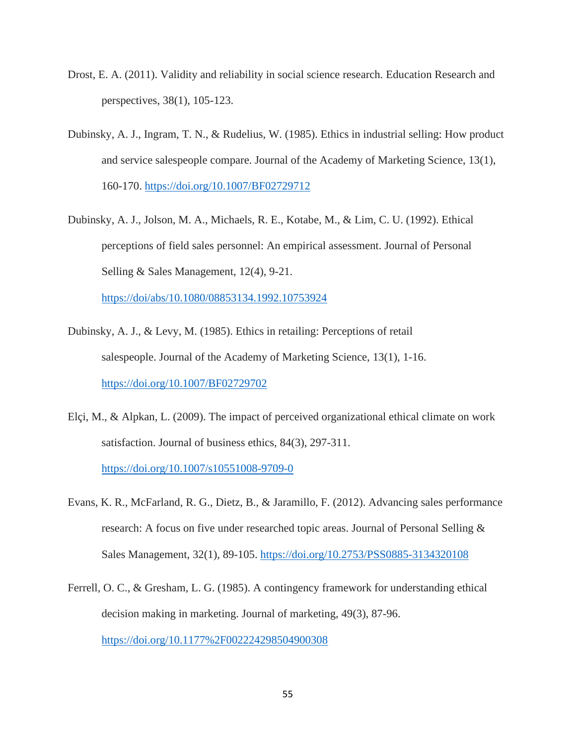Drost, E. A. (2011). Validity and reliability in social science research. Education Research and perspectives, 38(1), 105-123.

Dubinsky, A. J., Ingram, T. N., & Rudelius, W. (1985). Ethics in industrial selling: How product and service salespeople compare. Journal of the Academy of Marketing Science, 13(1), 160-170. https://doi.org/10.1007/BF02729712

Dubinsky, A. J., Jolson, M. A., Michaels, R. E., Kotabe, M., & Lim, C. U. (1992). Ethical perceptions of field sales personnel: An empirical assessment. Journal of Personal Selling & Sales Management, 12(4), 9-21. https://doi/abs/10.1080/08853134.1992.10753924

Dubinsky, A. J., & Levy, M. (1985). Ethics in retailing: Perceptions of retail salespeople. Journal of the Academy of Marketing Science, 13(1), 1-16. https://doi.org/10.1007/BF02729702

Elçi, M., & Alpkan, L. (2009). The impact of perceived organizational ethical climate on work satisfaction. Journal of business ethics, 84(3), 297-311. https://doi.org/10.1007/s10551008-9709-0

Evans, K. R., McFarland, R. G., Dietz, B., & Jaramillo, F. (2012). Advancing sales performance research: A focus on five under researched topic areas. Journal of Personal Selling & Sales Management, 32(1), 89-105. https://doi.org/10.2753/PSS0885-3134320108

Ferrell, O. C., & Gresham, L. G. (1985). A contingency framework for understanding ethical decision making in marketing. Journal of marketing, 49(3), 87-96. https://doi.org/10.1177%2F002224298504900308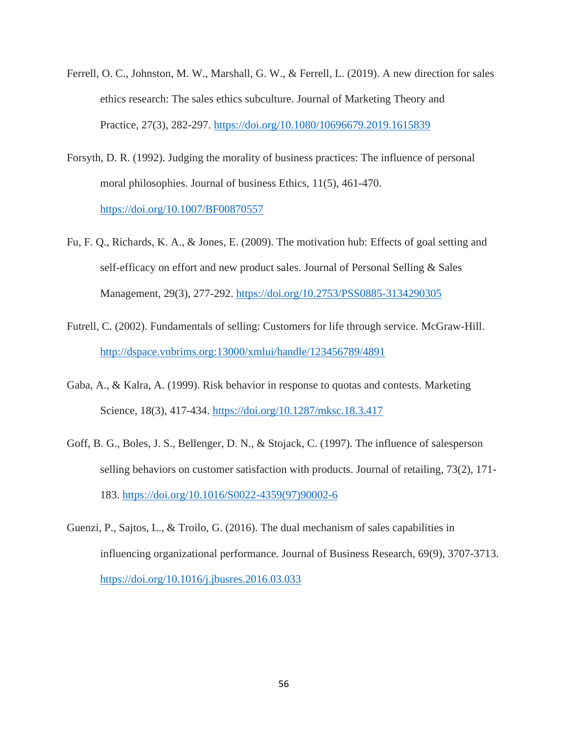Ferrell, O. C., Johnston, M. W., Marshall, G. W., & Ferrell, L. (2019). A new direction for sales ethics research: The sales ethics subculture. Journal of Marketing Theory and Practice, 27(3), 282-297. https://doi.org/10.1080/10696679.2019.1615839

Forsyth, D. R. (1992). Judging the morality of business practices: The influence of personal moral philosophies. Journal of business Ethics, 11(5), 461-470. https://doi.org/10.1007/BF00870557

Fu, F. Q., Richards, K. A., & Jones, E. (2009). The motivation hub: Effects of goal setting and self-efficacy on effort and new product sales. Journal of Personal Selling & Sales Management, 29(3), 277-292. https://doi.org/10.2753/PSS0885-3134290305

Futrell, C. (2002). Fundamentals of selling: Customers for life through service. McGraw-Hill. http://dspace.vnbrims.org:13000/xmlui/handle/123456789/4891

Gaba, A., & Kalra, A. (1999). Risk behavior in response to quotas and contests. Marketing Science, 18(3), 417-434. https://doi.org/10.1287/mksc.18.3.417

Goff, B. G., Boles, J. S., Bellenger, D. N., & Stojack, C. (1997). The influence of salesperson selling behaviors on customer satisfaction with products. Journal of retailing, 73(2), 171-183. https://doi.org/10.1016/S0022-4359(97)90002-6

Guenzi, P., Sajtos, L., & Troilo, G. (2016). The dual mechanism of sales capabilities in influencing organizational performance. Journal of Business Research, 69(9), 3707-3713. https://doi.org/10.1016/j.jbusres.2016.03.033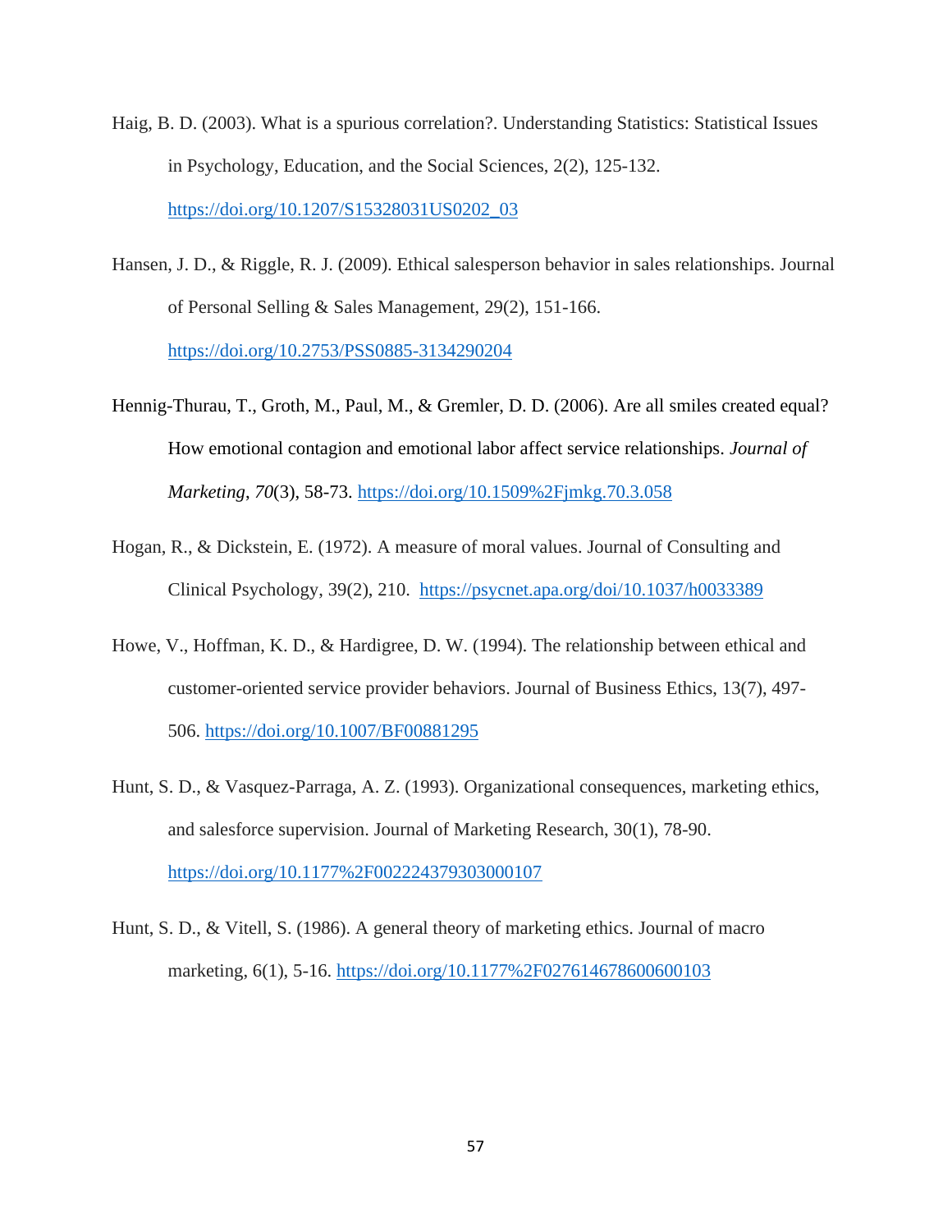Haig, B. D. (2003). What is a spurious correlation?. Understanding Statistics: Statistical Issues in Psychology, Education, and the Social Sciences, 2(2), 125-132. https://doi.org/10.1207/S15328031US0202_03

Hansen, J. D., & Riggle, R. J. (2009). Ethical salesperson behavior in sales relationships. Journal of Personal Selling & Sales Management, 29(2), 151-166. https://doi.org/10.2753/PSS0885-3134290204

Hennig-Thurau, T., Groth, M., Paul, M., & Gremler, D. D. (2006). Are all smiles created equal? How emotional contagion and emotional labor affect service relationships. *Journal of Marketing*, *70*(3), 58-73. https://doi.org/10.1509%2Fjmkg.70.3.058

Hogan, R., & Dickstein, E. (1972). A measure of moral values. Journal of Consulting and Clinical Psychology, 39(2), 210. https://psycnet.apa.org/doi/10.1037/h0033389

Howe, V., Hoffman, K. D., & Hardigree, D. W. (1994). The relationship between ethical and customer-oriented service provider behaviors. Journal of Business Ethics, 13(7), 497-506. https://doi.org/10.1007/BF00881295

Hunt, S. D., & Vasquez-Parraga, A. Z. (1993). Organizational consequences, marketing ethics, and salesforce supervision. Journal of Marketing Research, 30(1), 78-90. https://doi.org/10.1177%2F002224379303000107

Hunt, S. D., & Vitell, S. (1986). A general theory of marketing ethics. Journal of macro marketing, 6(1), 5-16. https://doi.org/10.1177%2F027614678600600103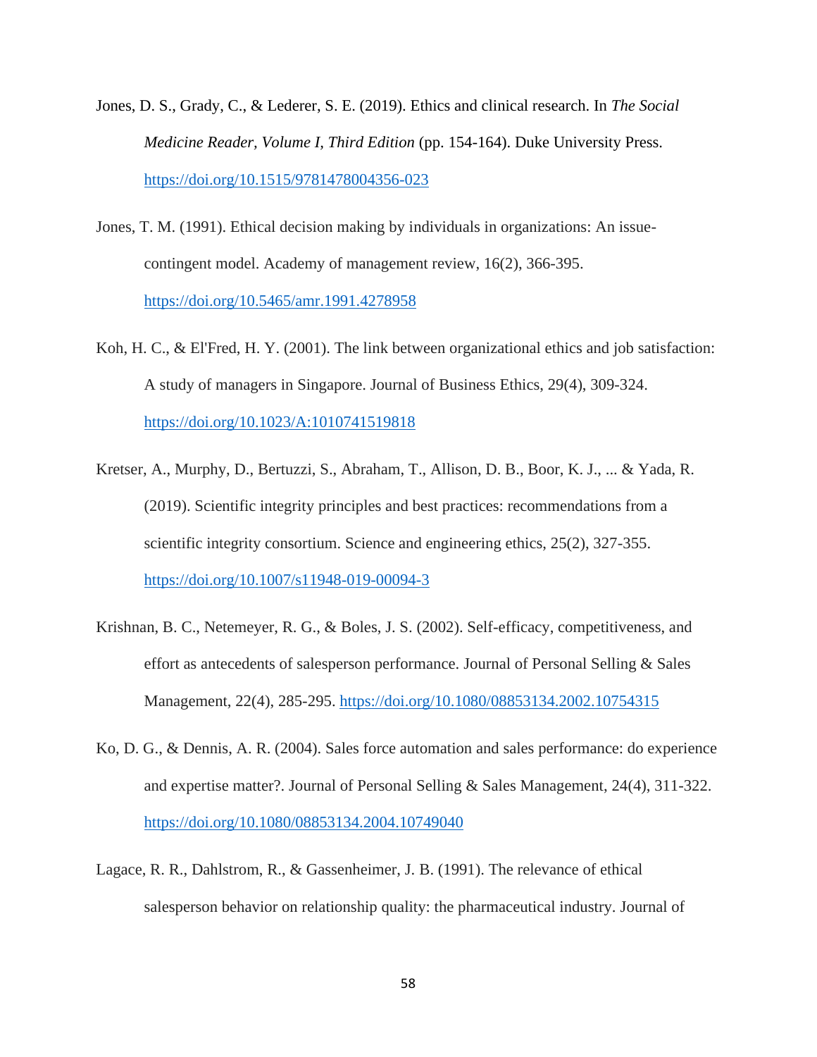Jones, D. S., Grady, C., & Lederer, S. E. (2019). Ethics and clinical research. In *The Social Medicine Reader, Volume I, Third Edition* (pp. 154-164). Duke University Press. https://doi.org/10.1515/9781478004356-023

Jones, T. M. (1991). Ethical decision making by individuals in organizations: An issue-contingent model. Academy of management review, 16(2), 366-395. https://doi.org/10.5465/amr.1991.4278958

Koh, H. C., & El'Fred, H. Y. (2001). The link between organizational ethics and job satisfaction: A study of managers in Singapore. Journal of Business Ethics, 29(4), 309-324. https://doi.org/10.1023/A:1010741519818

Kretser, A., Murphy, D., Bertuzzi, S., Abraham, T., Allison, D. B., Boor, K. J., ... & Yada, R. (2019). Scientific integrity principles and best practices: recommendations from a scientific integrity consortium. Science and engineering ethics, 25(2), 327-355. https://doi.org/10.1007/s11948-019-00094-3

Krishnan, B. C., Netemeyer, R. G., & Boles, J. S. (2002). Self-efficacy, competitiveness, and effort as antecedents of salesperson performance. Journal of Personal Selling & Sales Management, 22(4), 285-295. https://doi.org/10.1080/08853134.2002.10754315

Ko, D. G., & Dennis, A. R. (2004). Sales force automation and sales performance: do experience and expertise matter?. Journal of Personal Selling & Sales Management, 24(4), 311-322. https://doi.org/10.1080/08853134.2004.10749040

Lagace, R. R., Dahlstrom, R., & Gassenheimer, J. B. (1991). The relevance of ethical salesperson behavior on relationship quality: the pharmaceutical industry. Journal of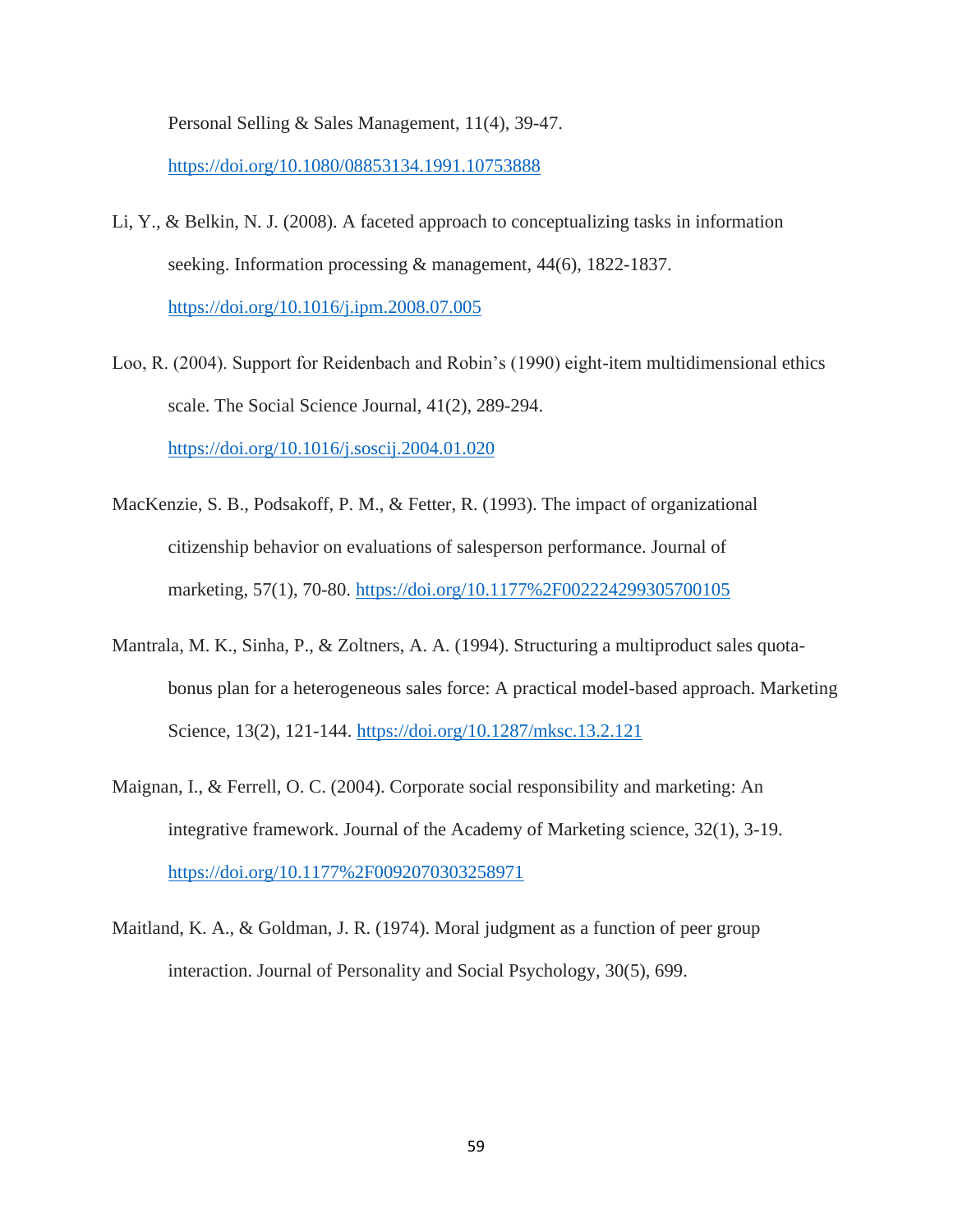Personal Selling & Sales Management, 11(4), 39-47. https://doi.org/10.1080/08853134.1991.10753888

Li, Y., & Belkin, N. J. (2008). A faceted approach to conceptualizing tasks in information seeking. Information processing & management, 44(6), 1822-1837. https://doi.org/10.1016/j.ipm.2008.07.005

Loo, R. (2004). Support for Reidenbach and Robin's (1990) eight-item multidimensional ethics scale. The Social Science Journal, 41(2), 289-294. https://doi.org/10.1016/j.soscij.2004.01.020

MacKenzie, S. B., Podsakoff, P. M., & Fetter, R. (1993). The impact of organizational citizenship behavior on evaluations of salesperson performance. Journal of marketing, 57(1), 70-80. https://doi.org/10.1177%2F002224299305700105

Mantrala, M. K., Sinha, P., & Zoltners, A. A. (1994). Structuring a multiproduct sales quota-bonus plan for a heterogeneous sales force: A practical model-based approach. Marketing Science, 13(2), 121-144. https://doi.org/10.1287/mksc.13.2.121

Maignan, I., & Ferrell, O. C. (2004). Corporate social responsibility and marketing: An integrative framework. Journal of the Academy of Marketing science, 32(1), 3-19. https://doi.org/10.1177%2F0092070303258971

Maitland, K. A., & Goldman, J. R. (1974). Moral judgment as a function of peer group interaction. Journal of Personality and Social Psychology, 30(5), 699.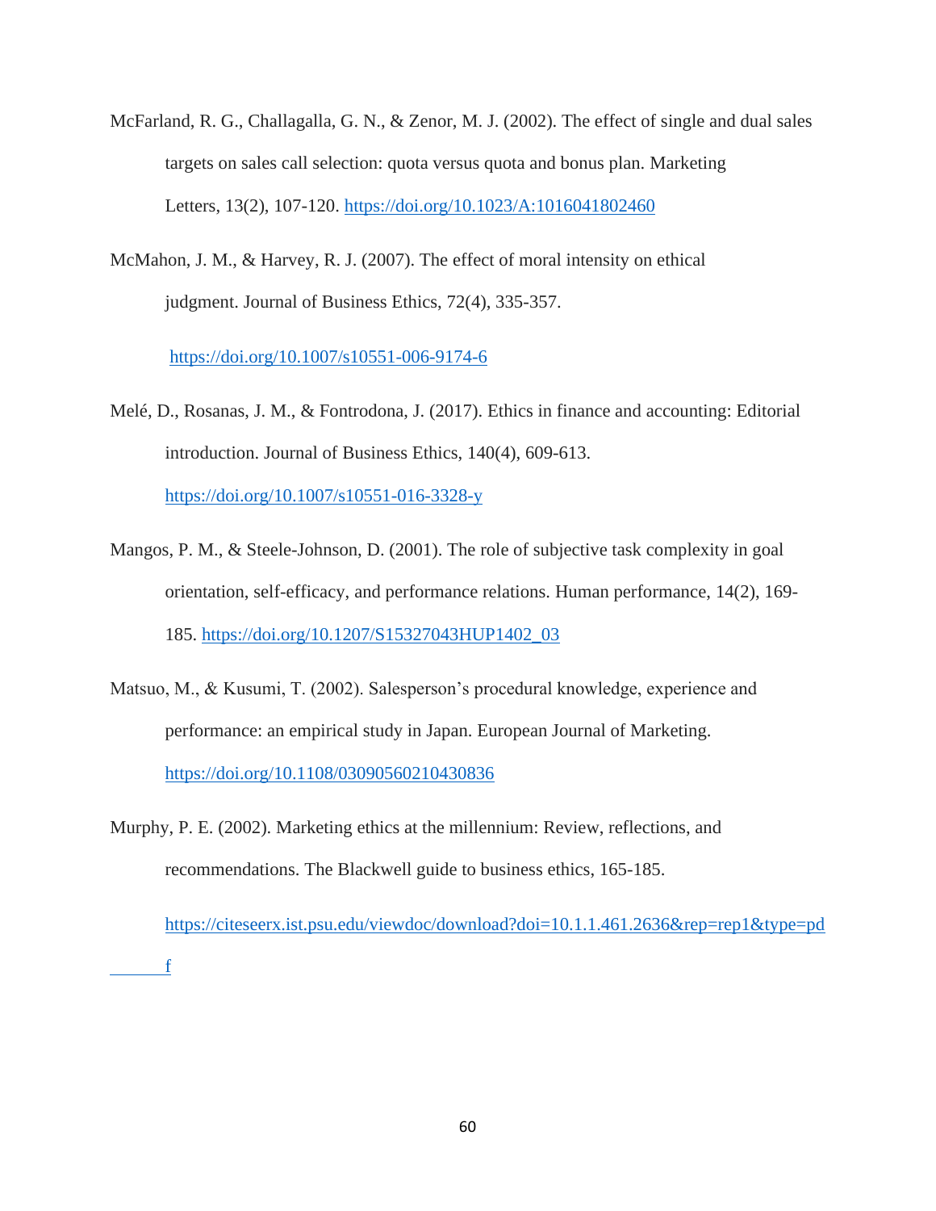McFarland, R. G., Challagalla, G. N., & Zenor, M. J. (2002). The effect of single and dual sales targets on sales call selection: quota versus quota and bonus plan. Marketing Letters, 13(2), 107-120. https://doi.org/10.1023/A:1016041802460

McMahon, J. M., & Harvey, R. J. (2007). The effect of moral intensity on ethical judgment. Journal of Business Ethics, 72(4), 335-357. https://doi.org/10.1007/s10551-006-9174-6

Melé, D., Rosanas, J. M., & Fontrodona, J. (2017). Ethics in finance and accounting: Editorial introduction. Journal of Business Ethics, 140(4), 609-613. https://doi.org/10.1007/s10551-016-3328-y

Mangos, P. M., & Steele-Johnson, D. (2001). The role of subjective task complexity in goal orientation, self-efficacy, and performance relations. Human performance, 14(2), 169-185. https://doi.org/10.1207/S15327043HUP1402_03

Matsuo, M., & Kusumi, T. (2002). Salesperson's procedural knowledge, experience and performance: an empirical study in Japan. European Journal of Marketing. https://doi.org/10.1108/03090560210430836

Murphy, P. E. (2002). Marketing ethics at the millennium: Review, reflections, and recommendations. The Blackwell guide to business ethics, 165-185. https://citeseerx.ist.psu.edu/viewdoc/download?doi=10.1.1.461.2636&rep=rep1&type=pdf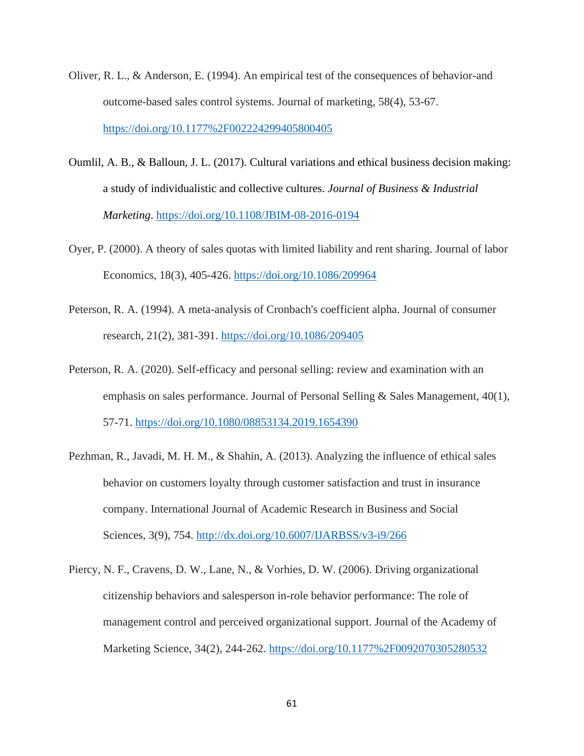Oliver, R. L., & Anderson, E. (1994). An empirical test of the consequences of behavior-and outcome-based sales control systems. Journal of marketing, 58(4), 53-67. https://doi.org/10.1177%2F002224299405800405

Oumlil, A. B., & Balloun, J. L. (2017). Cultural variations and ethical business decision making: a study of individualistic and collective cultures. *Journal of Business & Industrial Marketing*. https://doi.org/10.1108/JBIM-08-2016-0194

Oyer, P. (2000). A theory of sales quotas with limited liability and rent sharing. Journal of labor Economics, 18(3), 405-426. https://doi.org/10.1086/209964

Peterson, R. A. (1994). A meta-analysis of Cronbach's coefficient alpha. Journal of consumer research, 21(2), 381-391. https://doi.org/10.1086/209405

Peterson, R. A. (2020). Self-efficacy and personal selling: review and examination with an emphasis on sales performance. Journal of Personal Selling & Sales Management, 40(1), 57-71. https://doi.org/10.1080/08853134.2019.1654390

Pezhman, R., Javadi, M. H. M., & Shahin, A. (2013). Analyzing the influence of ethical sales behavior on customers loyalty through customer satisfaction and trust in insurance company. International Journal of Academic Research in Business and Social Sciences, 3(9), 754. http://dx.doi.org/10.6007/IJARBSS/v3-i9/266

Piercy, N. F., Cravens, D. W., Lane, N., & Vorhies, D. W. (2006). Driving organizational citizenship behaviors and salesperson in-role behavior performance: The role of management control and perceived organizational support. Journal of the Academy of Marketing Science, 34(2), 244-262. https://doi.org/10.1177%2F0092070305280532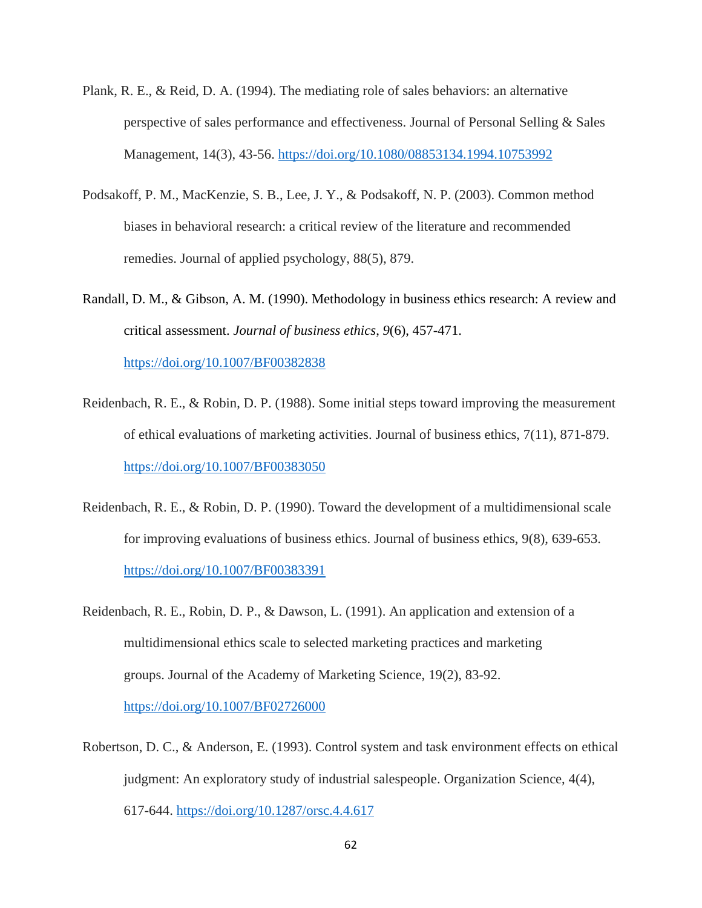Plank, R. E., & Reid, D. A. (1994). The mediating role of sales behaviors: an alternative perspective of sales performance and effectiveness. Journal of Personal Selling & Sales Management, 14(3), 43-56. https://doi.org/10.1080/08853134.1994.10753992

Podsakoff, P. M., MacKenzie, S. B., Lee, J. Y., & Podsakoff, N. P. (2003). Common method biases in behavioral research: a critical review of the literature and recommended remedies. Journal of applied psychology, 88(5), 879.

Randall, D. M., & Gibson, A. M. (1990). Methodology in business ethics research: A review and critical assessment. *Journal of business ethics*, *9*(6), 457-471. https://doi.org/10.1007/BF00382838

Reidenbach, R. E., & Robin, D. P. (1988). Some initial steps toward improving the measurement of ethical evaluations of marketing activities. Journal of business ethics, 7(11), 871-879. https://doi.org/10.1007/BF00383050

Reidenbach, R. E., & Robin, D. P. (1990). Toward the development of a multidimensional scale for improving evaluations of business ethics. Journal of business ethics, 9(8), 639-653. https://doi.org/10.1007/BF00383391

Reidenbach, R. E., Robin, D. P., & Dawson, L. (1991). An application and extension of a multidimensional ethics scale to selected marketing practices and marketing groups. Journal of the Academy of Marketing Science, 19(2), 83-92. https://doi.org/10.1007/BF02726000

Robertson, D. C., & Anderson, E. (1993). Control system and task environment effects on ethical judgment: An exploratory study of industrial salespeople. Organization Science, 4(4), 617-644. https://doi.org/10.1287/orsc.4.4.617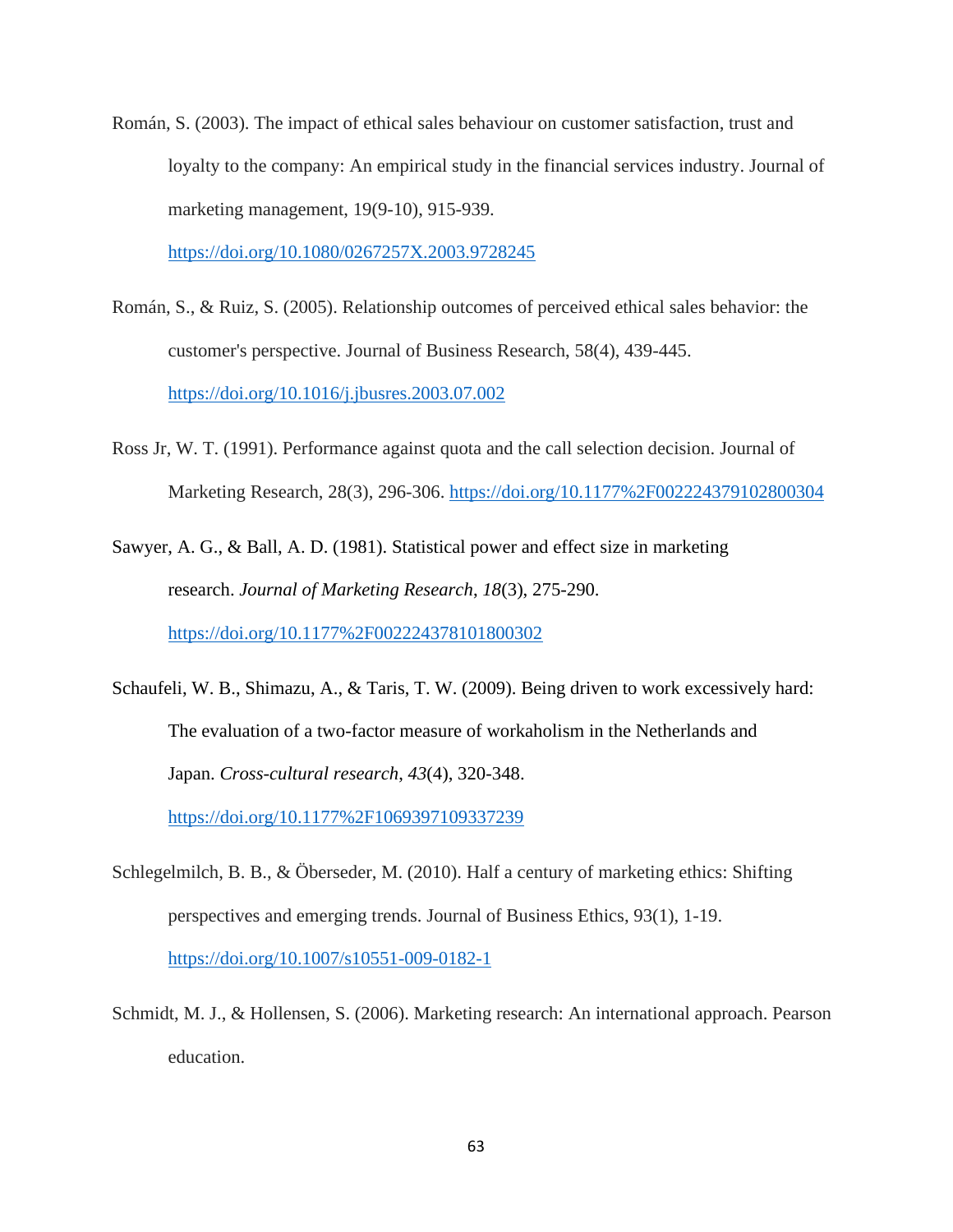Román, S. (2003). The impact of ethical sales behaviour on customer satisfaction, trust and loyalty to the company: An empirical study in the financial services industry. Journal of marketing management, 19(9-10), 915-939. https://doi.org/10.1080/0267257X.2003.9728245

Román, S., & Ruiz, S. (2005). Relationship outcomes of perceived ethical sales behavior: the customer's perspective. Journal of Business Research, 58(4), 439-445. https://doi.org/10.1016/j.jbusres.2003.07.002

Ross Jr, W. T. (1991). Performance against quota and the call selection decision. Journal of Marketing Research, 28(3), 296-306. https://doi.org/10.1177%2F002224379102800304

Sawyer, A. G., & Ball, A. D. (1981). Statistical power and effect size in marketing research. *Journal of Marketing Research*, *18*(3), 275-290. https://doi.org/10.1177%2F002224378101800302

Schaufeli, W. B., Shimazu, A., & Taris, T. W. (2009). Being driven to work excessively hard: The evaluation of a two-factor measure of workaholism in the Netherlands and Japan. *Cross-cultural research*, *43*(4), 320-348. https://doi.org/10.1177%2F1069397109337239

Schlegelmilch, B. B., & Öberseder, M. (2010). Half a century of marketing ethics: Shifting perspectives and emerging trends. Journal of Business Ethics, 93(1), 1-19. https://doi.org/10.1007/s10551-009-0182-1

Schmidt, M. J., & Hollensen, S. (2006). Marketing research: An international approach. Pearson education.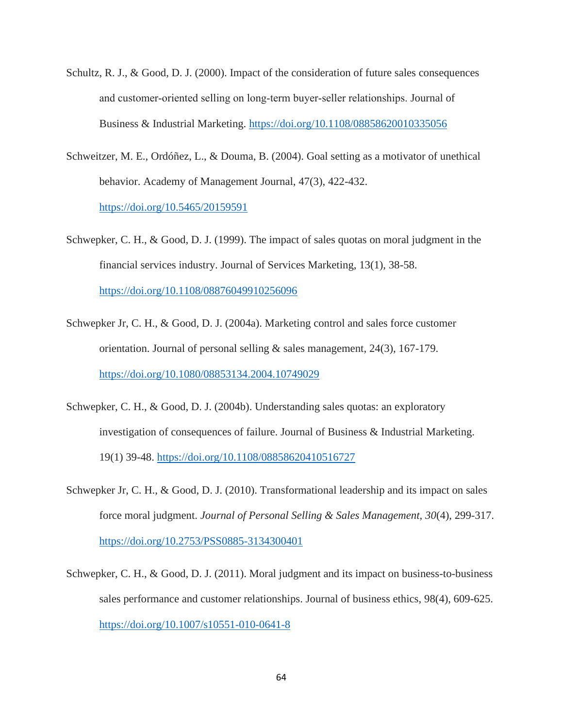Schultz, R. J., & Good, D. J. (2000). Impact of the consideration of future sales consequences and customer-oriented selling on long-term buyer-seller relationships. Journal of Business & Industrial Marketing. https://doi.org/10.1108/08858620010335056

Schweitzer, M. E., Ordóñez, L., & Douma, B. (2004). Goal setting as a motivator of unethical behavior. Academy of Management Journal, 47(3), 422-432. https://doi.org/10.5465/20159591

Schwepker, C. H., & Good, D. J. (1999). The impact of sales quotas on moral judgment in the financial services industry. Journal of Services Marketing, 13(1), 38-58. https://doi.org/10.1108/08876049910256096

Schwepker Jr, C. H., & Good, D. J. (2004a). Marketing control and sales force customer orientation. Journal of personal selling & sales management, 24(3), 167-179. https://doi.org/10.1080/08853134.2004.10749029

Schwepker, C. H., & Good, D. J. (2004b). Understanding sales quotas: an exploratory investigation of consequences of failure. Journal of Business & Industrial Marketing. 19(1) 39-48. https://doi.org/10.1108/08858620410516727

Schwepker Jr, C. H., & Good, D. J. (2010). Transformational leadership and its impact on sales force moral judgment. *Journal of Personal Selling & Sales Management*, *30*(4), 299-317. https://doi.org/10.2753/PSS0885-3134300401

Schwepker, C. H., & Good, D. J. (2011). Moral judgment and its impact on business-to-business sales performance and customer relationships. Journal of business ethics, 98(4), 609-625. https://doi.org/10.1007/s10551-010-0641-8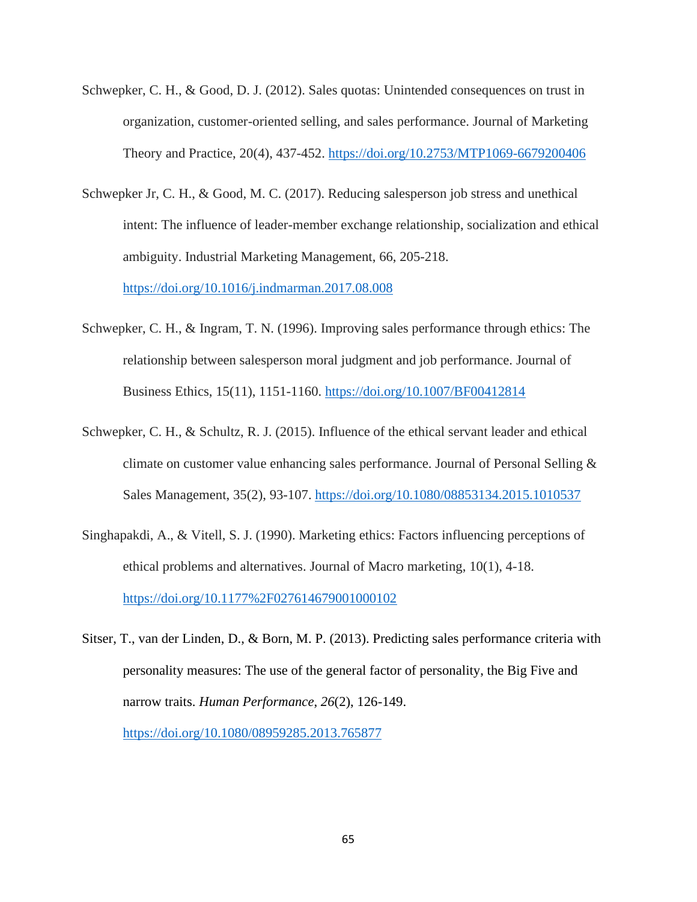Schwepker, C. H., & Good, D. J. (2012). Sales quotas: Unintended consequences on trust in organization, customer-oriented selling, and sales performance. Journal of Marketing Theory and Practice, 20(4), 437-452. https://doi.org/10.2753/MTP1069-6679200406

Schwepker Jr, C. H., & Good, M. C. (2017). Reducing salesperson job stress and unethical intent: The influence of leader-member exchange relationship, socialization and ethical ambiguity. Industrial Marketing Management, 66, 205-218. https://doi.org/10.1016/j.indmarman.2017.08.008

Schwepker, C. H., & Ingram, T. N. (1996). Improving sales performance through ethics: The relationship between salesperson moral judgment and job performance. Journal of Business Ethics, 15(11), 1151-1160. https://doi.org/10.1007/BF00412814

Schwepker, C. H., & Schultz, R. J. (2015). Influence of the ethical servant leader and ethical climate on customer value enhancing sales performance. Journal of Personal Selling & Sales Management, 35(2), 93-107. https://doi.org/10.1080/08853134.2015.1010537

Singhapakdi, A., & Vitell, S. J. (1990). Marketing ethics: Factors influencing perceptions of ethical problems and alternatives. Journal of Macro marketing, 10(1), 4-18. https://doi.org/10.1177%2F027614679001000102

Sitser, T., van der Linden, D., & Born, M. P. (2013). Predicting sales performance criteria with personality measures: The use of the general factor of personality, the Big Five and narrow traits. *Human Performance*, *26*(2), 126-149. https://doi.org/10.1080/08959285.2013.765877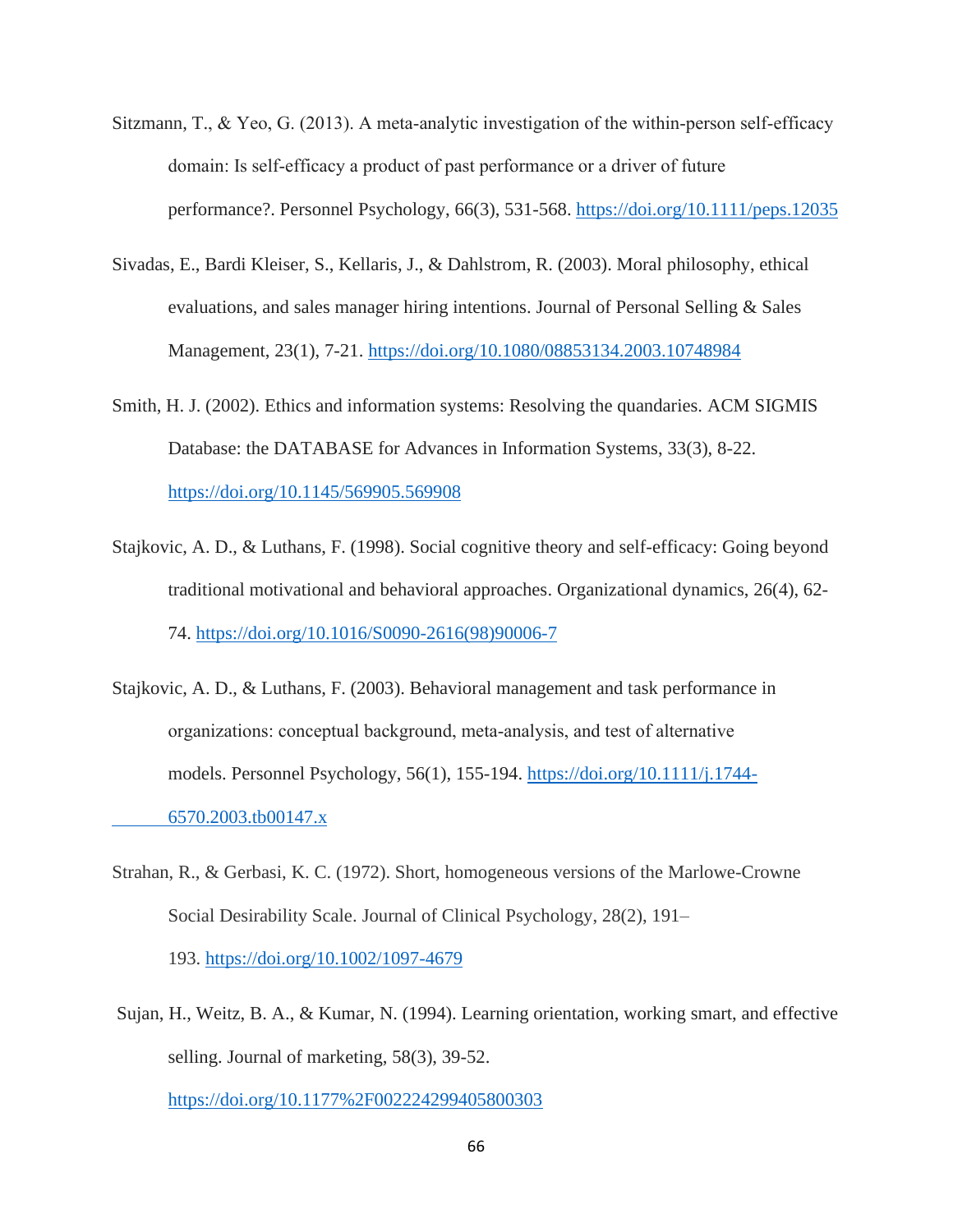Sitzmann, T., & Yeo, G. (2013). A meta-analytic investigation of the within-person self-efficacy domain: Is self-efficacy a product of past performance or a driver of future performance?. Personnel Psychology, 66(3), 531-568. https://doi.org/10.1111/peps.12035

Sivadas, E., Bardi Kleiser, S., Kellaris, J., & Dahlstrom, R. (2003). Moral philosophy, ethical evaluations, and sales manager hiring intentions. Journal of Personal Selling & Sales Management, 23(1), 7-21. https://doi.org/10.1080/08853134.2003.10748984

Smith, H. J. (2002). Ethics and information systems: Resolving the quandaries. ACM SIGMIS Database: the DATABASE for Advances in Information Systems, 33(3), 8-22. https://doi.org/10.1145/569905.569908

Stajkovic, A. D., & Luthans, F. (1998). Social cognitive theory and self-efficacy: Going beyond traditional motivational and behavioral approaches. Organizational dynamics, 26(4), 62-74. https://doi.org/10.1016/S0090-2616(98)90006-7

Stajkovic, A. D., & Luthans, F. (2003). Behavioral management and task performance in organizations: conceptual background, meta-analysis, and test of alternative models. Personnel Psychology, 56(1), 155-194. https://doi.org/10.1111/j.1744-6570.2003.tb00147.x

Strahan, R., & Gerbasi, K. C. (1972). Short, homogeneous versions of the Marlowe-Crowne Social Desirability Scale. Journal of Clinical Psychology, 28(2), 191–193. https://doi.org/10.1002/1097-4679

Sujan, H., Weitz, B. A., & Kumar, N. (1994). Learning orientation, working smart, and effective selling. Journal of marketing, 58(3), 39-52. https://doi.org/10.1177%2F002224299405800303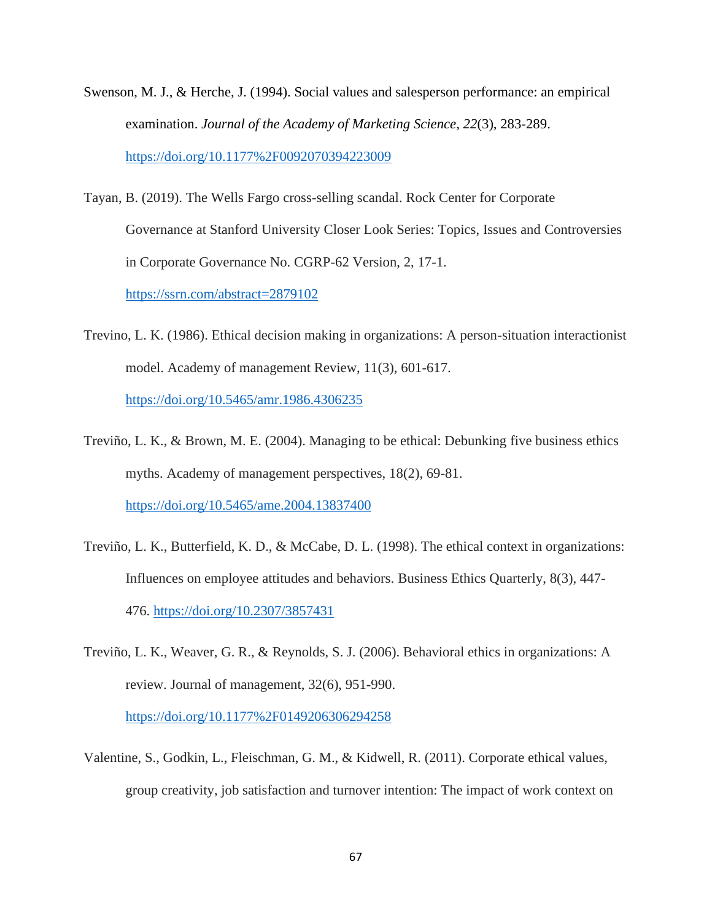Swenson, M. J., & Herche, J. (1994). Social values and salesperson performance: an empirical examination. *Journal of the Academy of Marketing Science*, *22*(3), 283-289. https://doi.org/10.1177%2F0092070394223009

Tayan, B. (2019). The Wells Fargo cross-selling scandal. Rock Center for Corporate Governance at Stanford University Closer Look Series: Topics, Issues and Controversies in Corporate Governance No. CGRP-62 Version, 2, 17-1. https://ssrn.com/abstract=2879102

Trevino, L. K. (1986). Ethical decision making in organizations: A person-situation interactionist model. Academy of management Review, 11(3), 601-617. https://doi.org/10.5465/amr.1986.4306235

Treviño, L. K., & Brown, M. E. (2004). Managing to be ethical: Debunking five business ethics myths. Academy of management perspectives, 18(2), 69-81. https://doi.org/10.5465/ame.2004.13837400

Treviño, L. K., Butterfield, K. D., & McCabe, D. L. (1998). The ethical context in organizations: Influences on employee attitudes and behaviors. Business Ethics Quarterly, 8(3), 447-476. https://doi.org/10.2307/3857431

Treviño, L. K., Weaver, G. R., & Reynolds, S. J. (2006). Behavioral ethics in organizations: A review. Journal of management, 32(6), 951-990. https://doi.org/10.1177%2F0149206306294258

Valentine, S., Godkin, L., Fleischman, G. M., & Kidwell, R. (2011). Corporate ethical values, group creativity, job satisfaction and turnover intention: The impact of work context on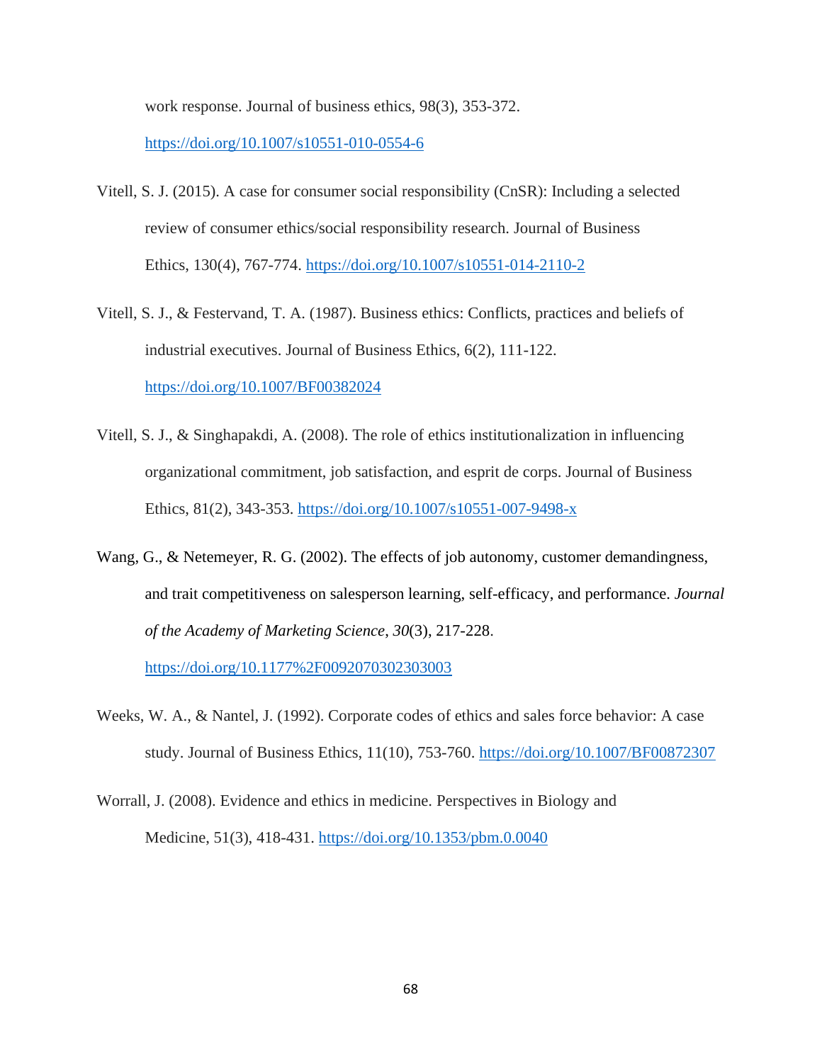work response. Journal of business ethics, 98(3), 353-372. https://doi.org/10.1007/s10551-010-0554-6

Vitell, S. J. (2015). A case for consumer social responsibility (CnSR): Including a selected review of consumer ethics/social responsibility research. Journal of Business Ethics, 130(4), 767-774. https://doi.org/10.1007/s10551-014-2110-2

Vitell, S. J., & Festervand, T. A. (1987). Business ethics: Conflicts, practices and beliefs of industrial executives. Journal of Business Ethics, 6(2), 111-122. https://doi.org/10.1007/BF00382024

Vitell, S. J., & Singhapakdi, A. (2008). The role of ethics institutionalization in influencing organizational commitment, job satisfaction, and esprit de corps. Journal of Business Ethics, 81(2), 343-353. https://doi.org/10.1007/s10551-007-9498-x

Wang, G., & Netemeyer, R. G. (2002). The effects of job autonomy, customer demandingness, and trait competitiveness on salesperson learning, self-efficacy, and performance. *Journal of the Academy of Marketing Science*, *30*(3), 217-228. https://doi.org/10.1177%2F0092070302303003

Weeks, W. A., & Nantel, J. (1992). Corporate codes of ethics and sales force behavior: A case study. Journal of Business Ethics, 11(10), 753-760. https://doi.org/10.1007/BF00872307

Worrall, J. (2008). Evidence and ethics in medicine. Perspectives in Biology and Medicine, 51(3), 418-431. https://doi.org/10.1353/pbm.0.0040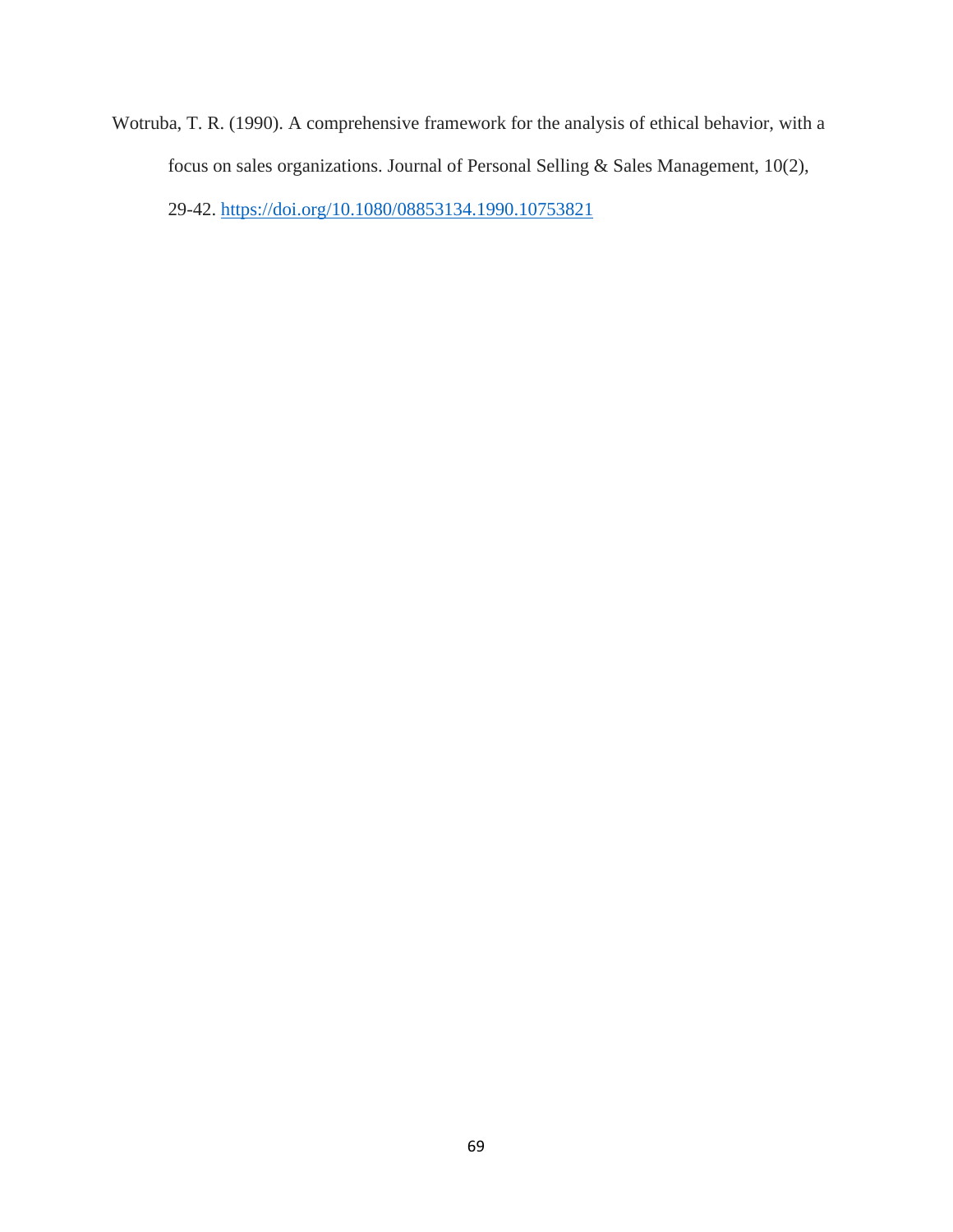Wotruba, T. R. (1990). A comprehensive framework for the analysis of ethical behavior, with a focus on sales organizations. Journal of Personal Selling & Sales Management, 10(2), 29-42. https://doi.org/10.1080/08853134.1990.10753821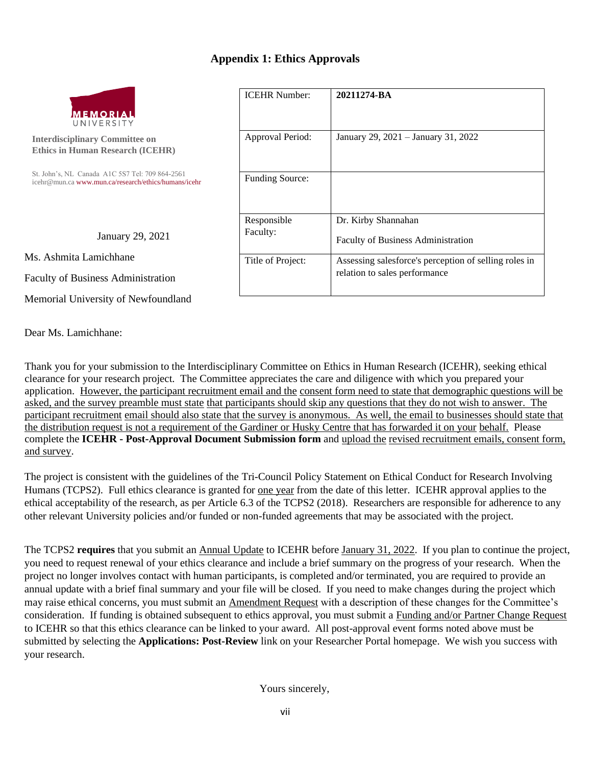# Appendix 1: Ethics Approvals

MEMORIAL UNIVERSITY

**Interdisciplinary Committee on Ethics in Human Research (ICEHR)**

St. John's, NL Canada A1C 5S7 Tel: 709 864-2561
icehr@mun.ca www.mun.ca/research/ethics/humans/icehr

| ICEHR Number: | **20211274-BA** |
|---|---|
| Approval Period: | January 29, 2021 – January 31, 2022 |
| Funding Source: | |
| Responsible Faculty: | Dr. Kirby Shannahan<br>Faculty of Business Administration |
| Title of Project: | Assessing salesforce's perception of selling roles in relation to sales performance |

January 29, 2021

Ms. Ashmita Lamichhane

Faculty of Business Administration

Memorial University of Newfoundland

Dear Ms. Lamichhane:

Thank you for your submission to the Interdisciplinary Committee on Ethics in Human Research (ICEHR), seeking ethical clearance for your research project. The Committee appreciates the care and diligence with which you prepared your application. However, the participant recruitment email and the consent form need to state that demographic questions will be asked, and the survey preamble must state that participants should skip any questions that they do not wish to answer. The participant recruitment email should also state that the survey is anonymous. As well, the email to businesses should state that the distribution request is not a requirement of the Gardiner or Husky Centre that has forwarded it on your behalf. Please complete the **ICEHR - Post-Approval Document Submission form** and upload the revised recruitment emails, consent form, and survey.

The project is consistent with the guidelines of the Tri-Council Policy Statement on Ethical Conduct for Research Involving Humans (TCPS2). Full ethics clearance is granted for one year from the date of this letter. ICEHR approval applies to the ethical acceptability of the research, as per Article 6.3 of the TCPS2 (2018). Researchers are responsible for adherence to any other relevant University policies and/or funded or non-funded agreements that may be associated with the project.

The TCPS2 **requires** that you submit an Annual Update to ICEHR before January 31, 2022. If you plan to continue the project, you need to request renewal of your ethics clearance and include a brief summary on the progress of your research. When the project no longer involves contact with human participants, is completed and/or terminated, you are required to provide an annual update with a brief final summary and your file will be closed. If you need to make changes during the project which may raise ethical concerns, you must submit an Amendment Request with a description of these changes for the Committee's consideration. If funding is obtained subsequent to ethics approval, you must submit a Funding and/or Partner Change Request to ICEHR so that this ethics clearance can be linked to your award. All post-approval event forms noted above must be submitted by selecting the **Applications: Post-Review** link on your Researcher Portal homepage. We wish you success with your research.

Yours sincerely,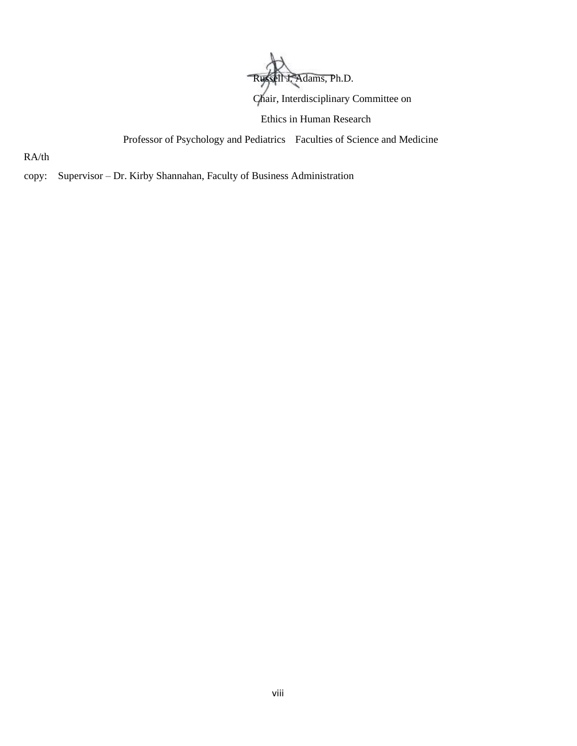Russell J. Adams, Ph.D.

Chair, Interdisciplinary Committee on

Ethics in Human Research

Professor of Psychology and Pediatrics Faculties of Science and Medicine

RA/th

copy: Supervisor – Dr. Kirby Shannahan, Faculty of Business Administration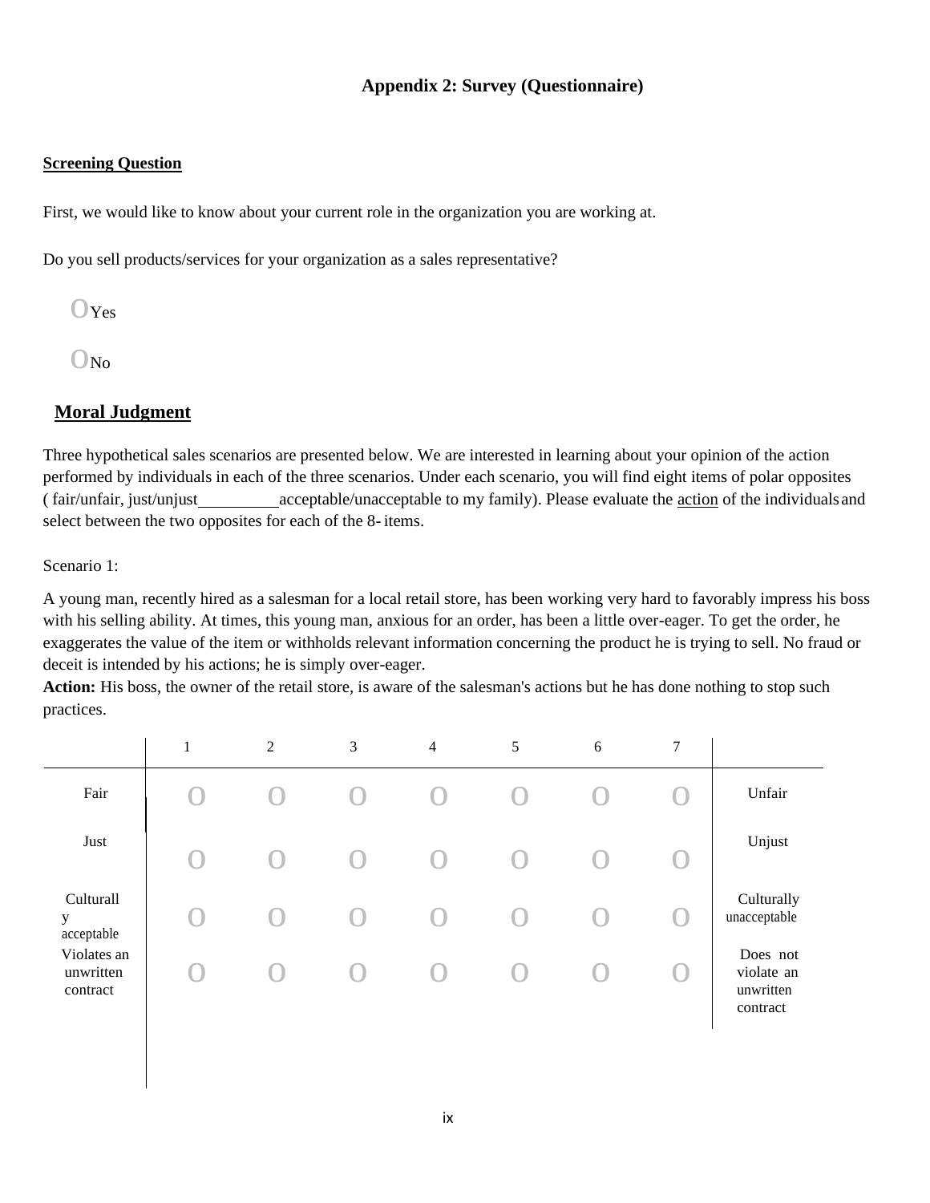## Appendix 2: Survey (Questionnaire)

**Screening Question**

First, we would like to know about your current role in the organization you are working at.

Do you sell products/services for your organization as a sales representative?

O Yes

O No

**Moral Judgment**

Three hypothetical sales scenarios are presented below. We are interested in learning about your opinion of the action performed by individuals in each of the three scenarios. Under each scenario, you will find eight items of polar opposites ( fair/unfair, just/unjust__________acceptable/unacceptable to my family). Please evaluate the action of the individuals and select between the two opposites for each of the 8- items.

Scenario 1:

A young man, recently hired as a salesman for a local retail store, has been working very hard to favorably impress his boss with his selling ability. At times, this young man, anxious for an order, has been a little over-eager. To get the order, he exaggerates the value of the item or withholds relevant information concerning the product he is trying to sell. No fraud or deceit is intended by his actions; he is simply over-eager.

**Action:** His boss, the owner of the retail store, is aware of the salesman's actions but he has done nothing to stop such practices.

| | 1 | 2 | 3 | 4 | 5 | 6 | 7 | |
|---|---|---|---|---|---|---|---|---|
| Fair | O | O | O | O | O | O | O | Unfair |
| Just | O | O | O | O | O | O | O | Unjust |
| Culturally acceptable | O | O | O | O | O | O | O | Culturally unacceptable |
| Violates an unwritten contract | O | O | O | O | O | O | O | Does not violate an unwritten contract |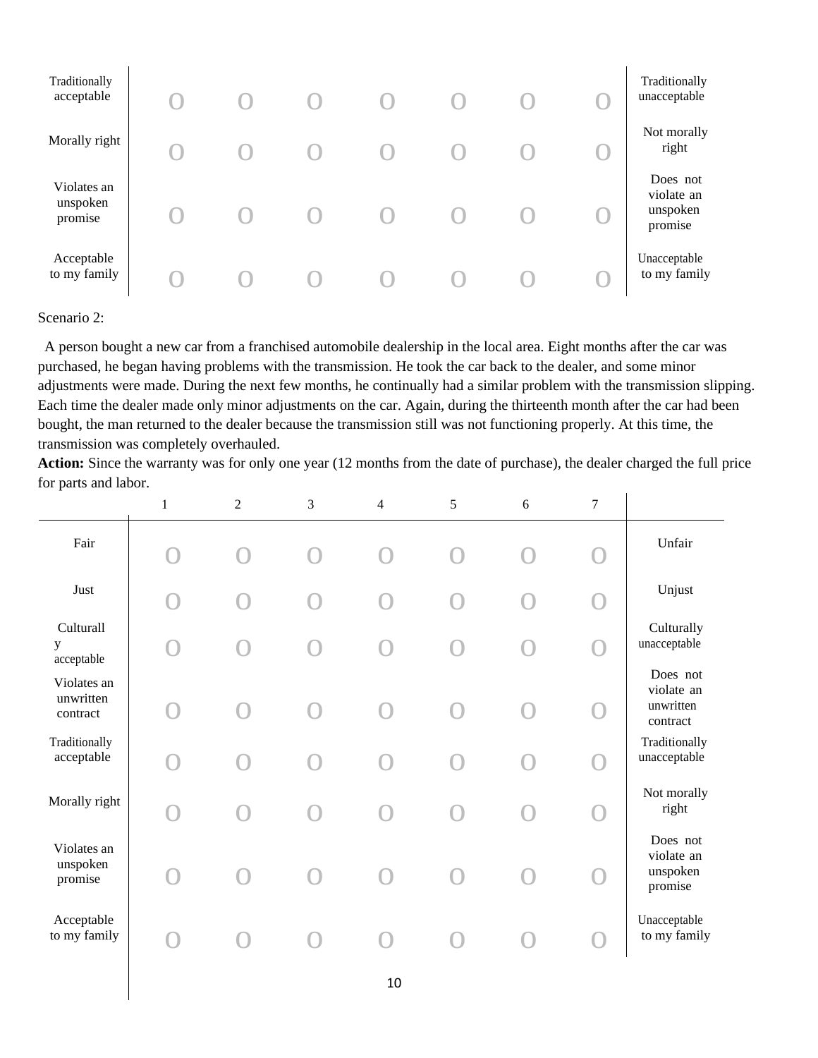| | | | | | | | | |
|---|---|---|---|---|---|---|---|---|
| Traditionally acceptable | O | O | O | O | O | O | O | Traditionally unacceptable |
| Morally right | O | O | O | O | O | O | O | Not morally right |
| Violates an unspoken promise | O | O | O | O | O | O | O | Does not violate an unspoken promise |
| Acceptable to my family | O | O | O | O | O | O | O | Unacceptable to my family |

Scenario 2:

A person bought a new car from a franchised automobile dealership in the local area. Eight months after the car was purchased, he began having problems with the transmission. He took the car back to the dealer, and some minor adjustments were made. During the next few months, he continually had a similar problem with the transmission slipping. Each time the dealer made only minor adjustments on the car. Again, during the thirteenth month after the car had been bought, the man returned to the dealer because the transmission still was not functioning properly. At this time, the transmission was completely overhauled.

**Action:** Since the warranty was for only one year (12 months from the date of purchase), the dealer charged the full price for parts and labor.

| | 1 | 2 | 3 | 4 | 5 | 6 | 7 | |
|---|---|---|---|---|---|---|---|---|
| Fair | O | O | O | O | O | O | O | Unfair |
| Just | O | O | O | O | O | O | O | Unjust |
| Culturally acceptable | O | O | O | O | O | O | O | Culturally unacceptable |
| Violates an unwritten contract | O | O | O | O | O | O | O | Does not violate an unwritten contract |
| Traditionally acceptable | O | O | O | O | O | O | O | Traditionally unacceptable |
| Morally right | O | O | O | O | O | O | O | Not morally right |
| Violates an unspoken promise | O | O | O | O | O | O | O | Does not violate an unspoken promise |
| Acceptable to my family | O | O | O | O | O | O | O | Unacceptable to my family |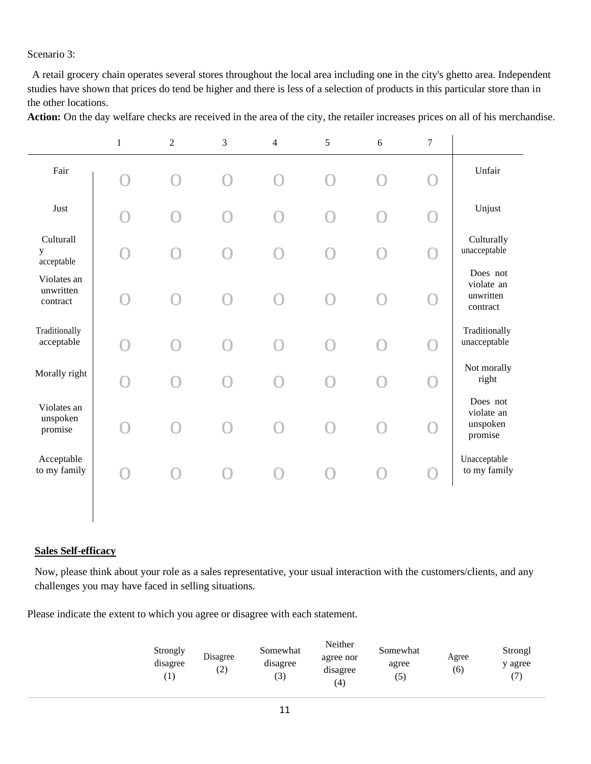Scenario 3:

A retail grocery chain operates several stores throughout the local area including one in the city's ghetto area. Independent studies have shown that prices do tend be higher and there is less of a selection of products in this particular store than in the other locations.

**Action:** On the day welfare checks are received in the area of the city, the retailer increases prices on all of his merchandise.

| | 1 | 2 | 3 | 4 | 5 | 6 | 7 | |
|---|---|---|---|---|---|---|---|---|
| Fair | O | O | O | O | O | O | O | Unfair |
| Just | O | O | O | O | O | O | O | Unjust |
| Culturally acceptable | O | O | O | O | O | O | O | Culturally unacceptable |
| Violates an unwritten contract | O | O | O | O | O | O | O | Does not violate an unwritten contract |
| Traditionally acceptable | O | O | O | O | O | O | O | Traditionally unacceptable |
| Morally right | O | O | O | O | O | O | O | Not morally right |
| Violates an unspoken promise | O | O | O | O | O | O | O | Does not violate an unspoken promise |
| Acceptable to my family | O | O | O | O | O | O | O | Unacceptable to my family |

**<u>Sales Self-efficacy</u>**

Now, please think about your role as a sales representative, your usual interaction with the customers/clients, and any challenges you may have faced in selling situations.

Please indicate the extent to which you agree or disagree with each statement.

| | Strongly disagree (1) | Disagree (2) | Somewhat disagree (3) | Neither agree nor disagree (4) | Somewhat agree (5) | Agree (6) | Strongly agree (7) |
|---|---|---|---|---|---|---|---|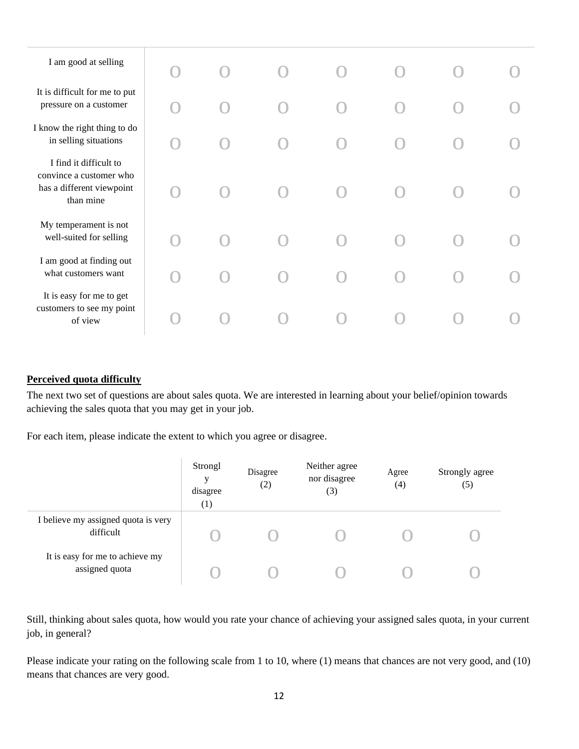| | | | | | | | |
|---|---|---|---|---|---|---|---|
| I am good at selling | O | O | O | O | O | O | O |
| It is difficult for me to put pressure on a customer | O | O | O | O | O | O | O |
| I know the right thing to do in selling situations | O | O | O | O | O | O | O |
| I find it difficult to convince a customer who has a different viewpoint than mine | O | O | O | O | O | O | O |
| My temperament is not well-suited for selling | O | O | O | O | O | O | O |
| I am good at finding out what customers want | O | O | O | O | O | O | O |
| It is easy for me to get customers to see my point of view | O | O | O | O | O | O | O |

**<u>Perceived quota difficulty</u>**

The next two set of questions are about sales quota. We are interested in learning about your belief/opinion towards achieving the sales quota that you may get in your job.

For each item, please indicate the extent to which you agree or disagree.

| | Strongly disagree (1) | Disagree (2) | Neither agree nor disagree (3) | Agree (4) | Strongly agree (5) |
|---|---|---|---|---|---|
| I believe my assigned quota is very difficult | O | O | O | O | O |
| It is easy for me to achieve my assigned quota | O | O | O | O | O |

Still, thinking about sales quota, how would you rate your chance of achieving your assigned sales quota, in your current job, in general?

Please indicate your rating on the following scale from 1 to 10, where (1) means that chances are not very good, and (10) means that chances are very good.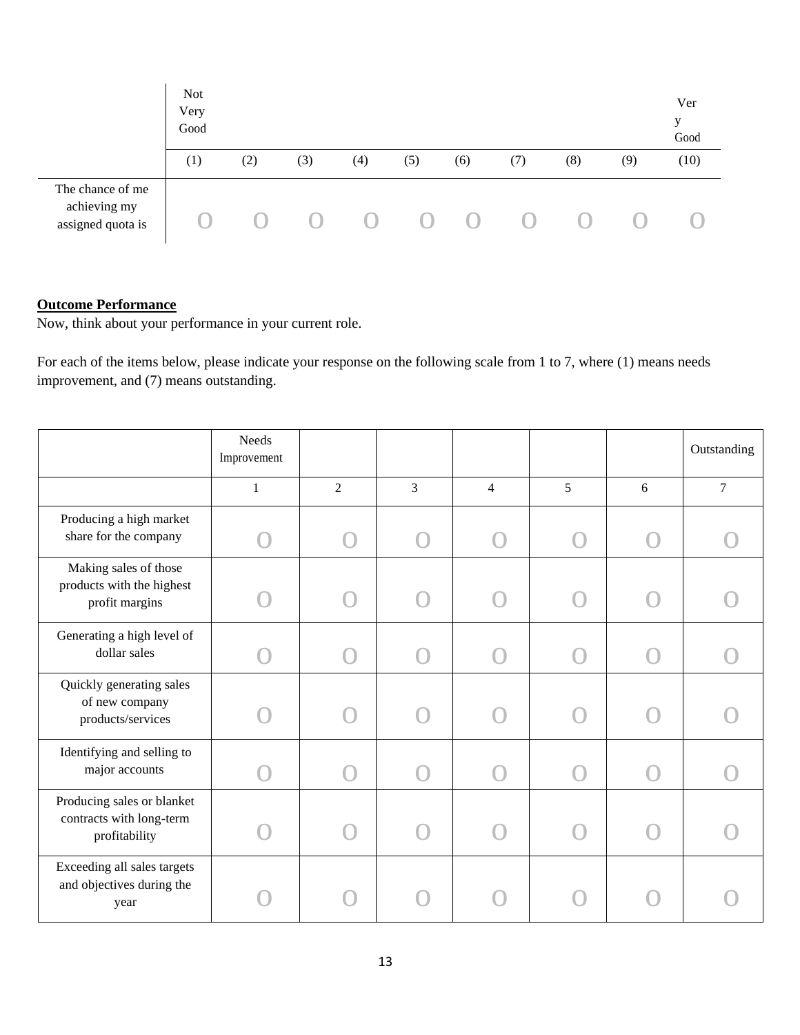| | Not Very Good | | | | | | | | | Ver y Good |
|---|---|---|---|---|---|---|---|---|---|---|
| | (1) | (2) | (3) | (4) | (5) | (6) | (7) | (8) | (9) | (10) |
| The chance of me achieving my assigned quota is | O | O | O | O | O | O | O | O | O | O |

**Outcome Performance**

Now, think about your performance in your current role.

For each of the items below, please indicate your response on the following scale from 1 to 7, where (1) means needs improvement, and (7) means outstanding.

| | Needs Improvement | | | | | | Outstanding |
|---|---|---|---|---|---|---|---|
| | 1 | 2 | 3 | 4 | 5 | 6 | 7 |
| Producing a high market share for the company | O | O | O | O | O | O | O |
| Making sales of those products with the highest profit margins | O | O | O | O | O | O | O |
| Generating a high level of dollar sales | O | O | O | O | O | O | O |
| Quickly generating sales of new company products/services | O | O | O | O | O | O | O |
| Identifying and selling to major accounts | O | O | O | O | O | O | O |
| Producing sales or blanket contracts with long-term profitability | O | O | O | O | O | O | O |
| Exceeding all sales targets and objectives during the year | O | O | O | O | O | O | O |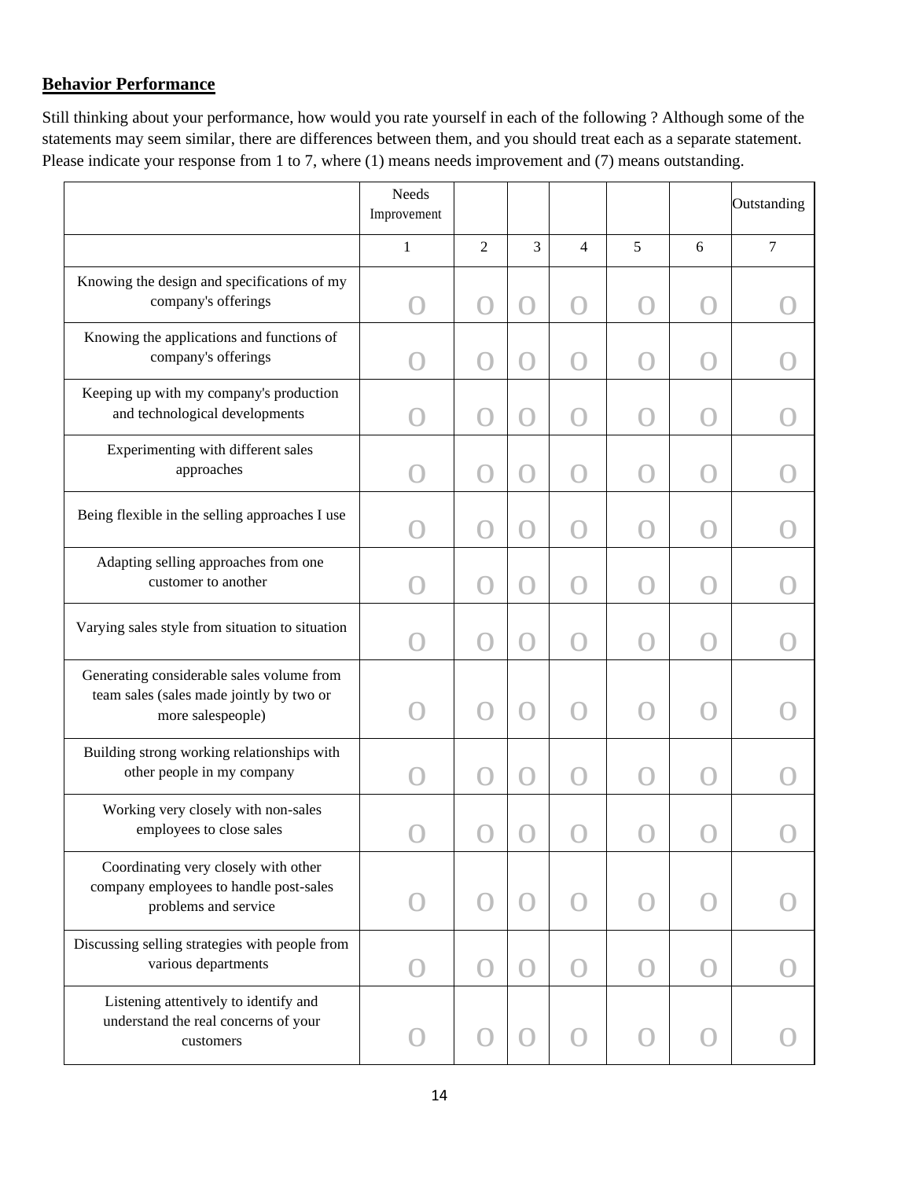**Behavior Performance**

Still thinking about your performance, how would you rate yourself in each of the following ? Although some of the statements may seem similar, there are differences between them, and you should treat each as a separate statement. Please indicate your response from 1 to 7, where (1) means needs improvement and (7) means outstanding.

| | Needs Improvement | | | | | | Outstanding |
|---|---|---|---|---|---|---|---|
| | 1 | 2 | 3 | 4 | 5 | 6 | 7 |
| Knowing the design and specifications of my company's offerings | O | O | O | O | O | O | O |
| Knowing the applications and functions of company's offerings | O | O | O | O | O | O | O |
| Keeping up with my company's production and technological developments | O | O | O | O | O | O | O |
| Experimenting with different sales approaches | O | O | O | O | O | O | O |
| Being flexible in the selling approaches I use | O | O | O | O | O | O | O |
| Adapting selling approaches from one customer to another | O | O | O | O | O | O | O |
| Varying sales style from situation to situation | O | O | O | O | O | O | O |
| Generating considerable sales volume from team sales (sales made jointly by two or more salespeople) | O | O | O | O | O | O | O |
| Building strong working relationships with other people in my company | O | O | O | O | O | O | O |
| Working very closely with non-sales employees to close sales | O | O | O | O | O | O | O |
| Coordinating very closely with other company employees to handle post-sales problems and service | O | O | O | O | O | O | O |
| Discussing selling strategies with people from various departments | O | O | O | O | O | O | O |
| Listening attentively to identify and understand the real concerns of your customers | O | O | O | O | O | O | O |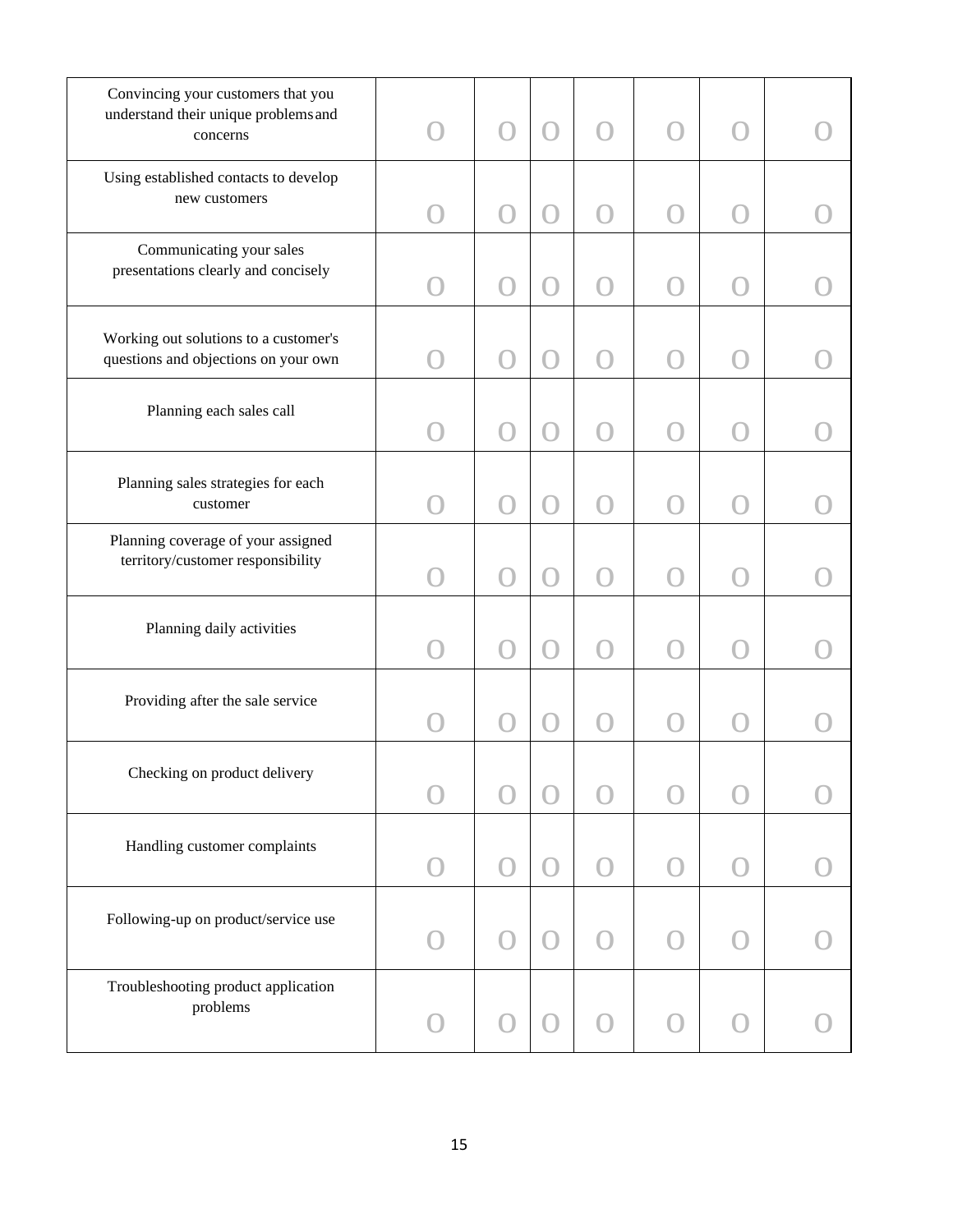| | | | | | | | |
|---|---|---|---|---|---|---|---|
| Convincing your customers that you understand their unique problems and concerns | O | O | O | O | O | O | O |
| Using established contacts to develop new customers | O | O | O | O | O | O | O |
| Communicating your sales presentations clearly and concisely | O | O | O | O | O | O | O |
| Working out solutions to a customer's questions and objections on your own | O | O | O | O | O | O | O |
| Planning each sales call | O | O | O | O | O | O | O |
| Planning sales strategies for each customer | O | O | O | O | O | O | O |
| Planning coverage of your assigned territory/customer responsibility | O | O | O | O | O | O | O |
| Planning daily activities | O | O | O | O | O | O | O |
| Providing after the sale service | O | O | O | O | O | O | O |
| Checking on product delivery | O | O | O | O | O | O | O |
| Handling customer complaints | O | O | O | O | O | O | O |
| Following-up on product/service use | O | O | O | O | O | O | O |
| Troubleshooting product application problems | O | O | O | O | O | O | O |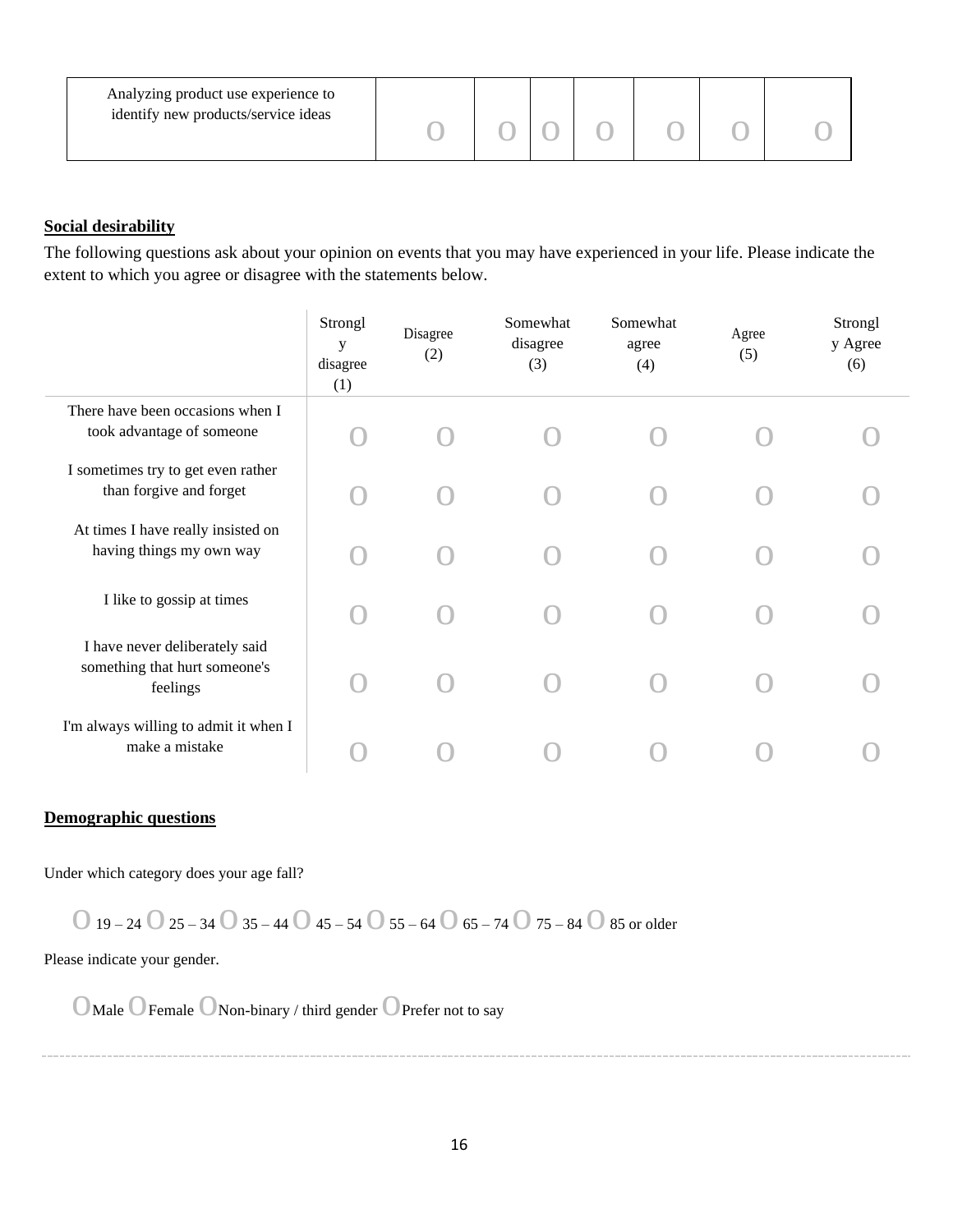| Analyzing product use experience to identify new products/service ideas | O | O | O | O | O | O | O |
|---|---|---|---|---|---|---|---|

**Social desirability**

The following questions ask about your opinion on events that you may have experienced in your life. Please indicate the extent to which you agree or disagree with the statements below.

| | Strongly disagree (1) | Disagree (2) | Somewhat disagree (3) | Somewhat agree (4) | Agree (5) | Strongly Agree (6) |
|---|---|---|---|---|---|---|
| There have been occasions when I took advantage of someone | O | O | O | O | O | O |
| I sometimes try to get even rather than forgive and forget | O | O | O | O | O | O |
| At times I have really insisted on having things my own way | O | O | O | O | O | O |
| I like to gossip at times | O | O | O | O | O | O |
| I have never deliberately said something that hurt someone's feelings | O | O | O | O | O | O |
| I'm always willing to admit it when I make a mistake | O | O | O | O | O | O |

**Demographic questions**

Under which category does your age fall?

O 19 – 24 O 25 – 34 O 35 – 44 O 45 – 54 O 55 – 64 O 65 – 74 O 75 – 84 O 85 or older

Please indicate your gender.

O Male O Female O Non-binary / third gender O Prefer not to say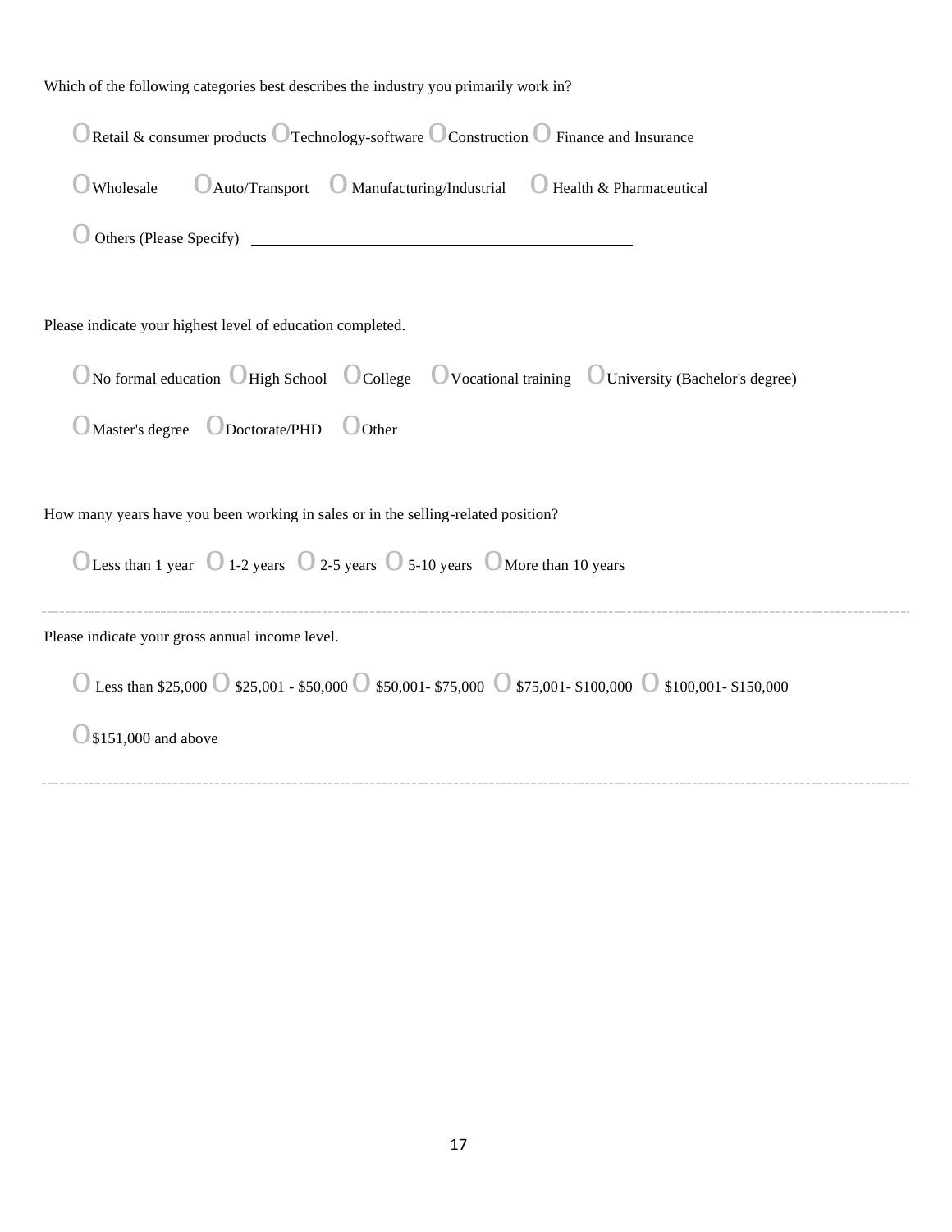Which of the following categories best describes the industry you primarily work in?

O Retail & consumer products O Technology-software O Construction O Finance and Insurance

O Wholesale O Auto/Transport O Manufacturing/Industrial O Health & Pharmaceutical

O Others (Please Specify) ________________________________________________

Please indicate your highest level of education completed.

O No formal education O High School O College O Vocational training O University (Bachelor's degree)

O Master's degree O Doctorate/PHD O Other

How many years have you been working in sales or in the selling-related position?

O Less than 1 year O 1-2 years O 2-5 years O 5-10 years O More than 10 years

---

Please indicate your gross annual income level.

O Less than $25,000 O $25,001 - $50,000 O $50,001- $75,000 O $75,001- $100,000 O $100,001- $150,000

O $151,000 and above

---